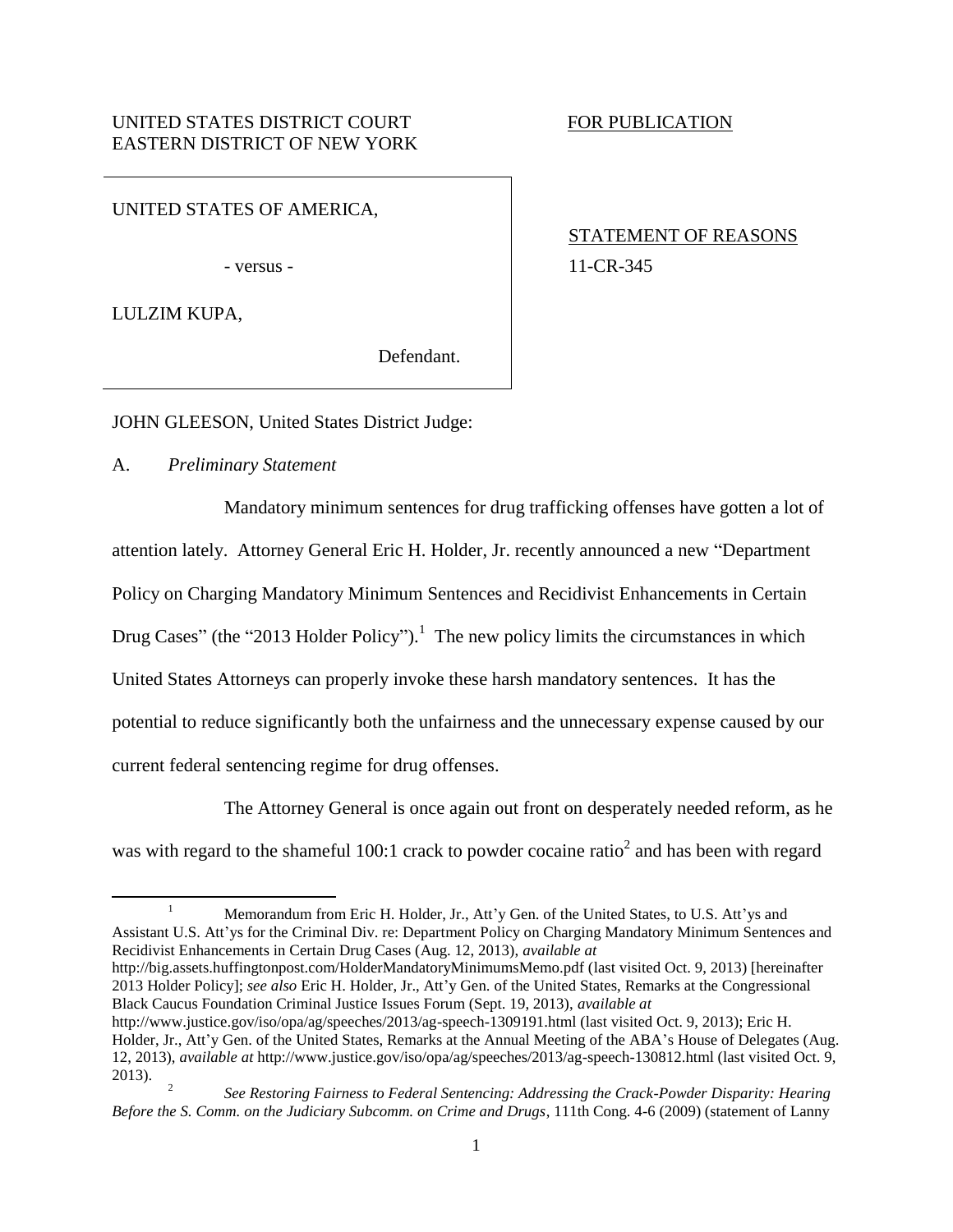UNITED STATES DISTRICT COURT
EASTERN DISTRICT OF NEW YORK

FOR PUBLICATION

UNITED STATES OF AMERICA,

- versus -

LULZIM KUPA,

Defendant.

STATEMENT OF REASONS
11-CR-345

JOHN GLEESON, United States District Judge:

A. *Preliminary Statement*

Mandatory minimum sentences for drug trafficking offenses have gotten a lot of attention lately. Attorney General Eric H. Holder, Jr. recently announced a new "Department Policy on Charging Mandatory Minimum Sentences and Recidivist Enhancements in Certain Drug Cases" (the "2013 Holder Policy").[1] The new policy limits the circumstances in which United States Attorneys can properly invoke these harsh mandatory sentences. It has the potential to reduce significantly both the unfairness and the unnecessary expense caused by our current federal sentencing regime for drug offenses.

The Attorney General is once again out front on desperately needed reform, as he was with regard to the shameful 100:1 crack to powder cocaine ratio[2] and has been with regard

[1] Memorandum from Eric H. Holder, Jr., Att'y Gen. of the United States, to U.S. Att'ys and Assistant U.S. Att'ys for the Criminal Div. re: Department Policy on Charging Mandatory Minimum Sentences and Recidivist Enhancements in Certain Drug Cases (Aug. 12, 2013), *available at* http://big.assets.huffingtonpost.com/HolderMandatoryMinimumsMemo.pdf (last visited Oct. 9, 2013) [hereinafter 2013 Holder Policy]; *see also* Eric H. Holder, Jr., Att'y Gen. of the United States, Remarks at the Congressional Black Caucus Foundation Criminal Justice Issues Forum (Sept. 19, 2013), *available at* http://www.justice.gov/iso/opa/ag/speeches/2013/ag-speech-1309191.html (last visited Oct. 9, 2013); Eric H. Holder, Jr., Att'y Gen. of the United States, Remarks at the Annual Meeting of the ABA's House of Delegates (Aug. 12, 2013), *available at* http://www.justice.gov/iso/opa/ag/speeches/2013/ag-speech-130812.html (last visited Oct. 9, 2013).

[2] *See Restoring Fairness to Federal Sentencing: Addressing the Crack-Powder Disparity: Hearing Before the S. Comm. on the Judiciary Subcomm. on Crime and Drugs*, 111th Cong. 4-6 (2009) (statement of Lanny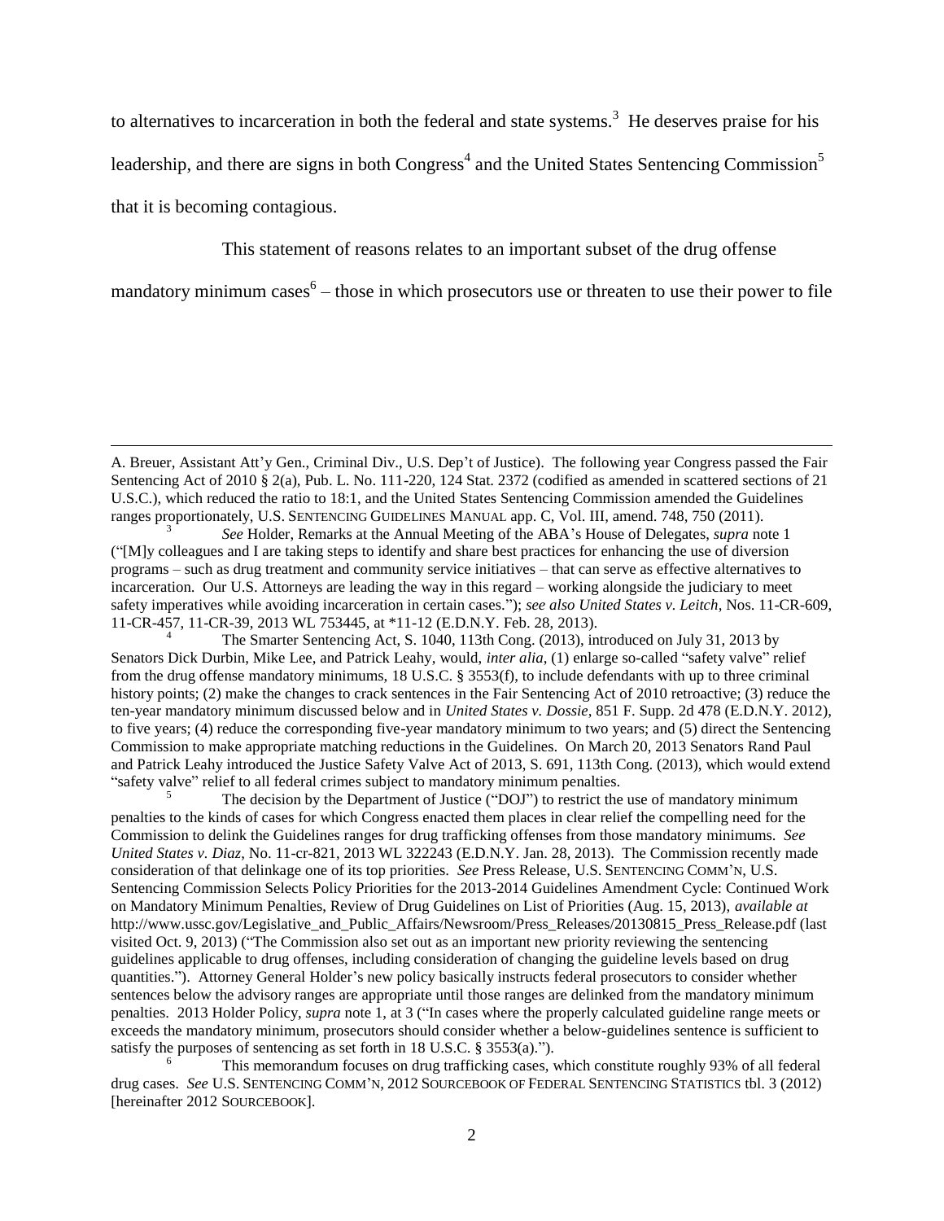to alternatives to incarceration in both the federal and state systems.[3] He deserves praise for his leadership, and there are signs in both Congress[4] and the United States Sentencing Commission[5] that it is becoming contagious.

This statement of reasons relates to an important subset of the drug offense mandatory minimum cases[6] – those in which prosecutors use or threaten to use their power to file

---

A. Breuer, Assistant Att'y Gen., Criminal Div., U.S. Dep't of Justice). The following year Congress passed the Fair Sentencing Act of 2010 § 2(a), Pub. L. No. 111-220, 124 Stat. 2372 (codified as amended in scattered sections of 21 U.S.C.), which reduced the ratio to 18:1, and the United States Sentencing Commission amended the Guidelines ranges proportionately, U.S. SENTENCING GUIDELINES MANUAL app. C, Vol. III, amend. 748, 750 (2011).

[3] *See* Holder, Remarks at the Annual Meeting of the ABA's House of Delegates, *supra* note 1 ("[M]y colleagues and I are taking steps to identify and share best practices for enhancing the use of diversion programs – such as drug treatment and community service initiatives – that can serve as effective alternatives to incarceration. Our U.S. Attorneys are leading the way in this regard – working alongside the judiciary to meet safety imperatives while avoiding incarceration in certain cases."); *see also United States v. Leitch*, Nos. 11-CR-609, 11-CR-457, 11-CR-39, 2013 WL 753445, at *11-12 (E.D.N.Y. Feb. 28, 2013).

[4] The Smarter Sentencing Act, S. 1040, 113th Cong. (2013), introduced on July 31, 2013 by Senators Dick Durbin, Mike Lee, and Patrick Leahy, would, *inter alia*, (1) enlarge so-called "safety valve" relief from the drug offense mandatory minimums, 18 U.S.C. § 3553(f), to include defendants with up to three criminal history points; (2) make the changes to crack sentences in the Fair Sentencing Act of 2010 retroactive; (3) reduce the ten-year mandatory minimum discussed below and in *United States v. Dossie*, 851 F. Supp. 2d 478 (E.D.N.Y. 2012), to five years; (4) reduce the corresponding five-year mandatory minimum to two years; and (5) direct the Sentencing Commission to make appropriate matching reductions in the Guidelines. On March 20, 2013 Senators Rand Paul and Patrick Leahy introduced the Justice Safety Valve Act of 2013, S. 691, 113th Cong. (2013), which would extend "safety valve" relief to all federal crimes subject to mandatory minimum penalties.

[5] The decision by the Department of Justice ("DOJ") to restrict the use of mandatory minimum penalties to the kinds of cases for which Congress enacted them places in clear relief the compelling need for the Commission to delink the Guidelines ranges for drug trafficking offenses from those mandatory minimums. *See United States v. Diaz*, No. 11-cr-821, 2013 WL 322243 (E.D.N.Y. Jan. 28, 2013). The Commission recently made consideration of that delinkage one of its top priorities. *See* Press Release, U.S. SENTENCING COMM'N, U.S. Sentencing Commission Selects Policy Priorities for the 2013-2014 Guidelines Amendment Cycle: Continued Work on Mandatory Minimum Penalties, Review of Drug Guidelines on List of Priorities (Aug. 15, 2013), *available at* http://www.ussc.gov/Legislative_and_Public_Affairs/Newsroom/Press_Releases/20130815_Press_Release.pdf (last visited Oct. 9, 2013) ("The Commission also set out as an important new priority reviewing the sentencing guidelines applicable to drug offenses, including consideration of changing the guideline levels based on drug quantities."). Attorney General Holder's new policy basically instructs federal prosecutors to consider whether sentences below the advisory ranges are appropriate until those ranges are delinked from the mandatory minimum penalties. 2013 Holder Policy, *supra* note 1, at 3 ("In cases where the properly calculated guideline range meets or exceeds the mandatory minimum, prosecutors should consider whether a below-guidelines sentence is sufficient to satisfy the purposes of sentencing as set forth in 18 U.S.C. § 3553(a).").

[6] This memorandum focuses on drug trafficking cases, which constitute roughly 93% of all federal drug cases. *See* U.S. SENTENCING COMM'N, 2012 SOURCEBOOK OF FEDERAL SENTENCING STATISTICS tbl. 3 (2012) [hereinafter 2012 SOURCEBOOK].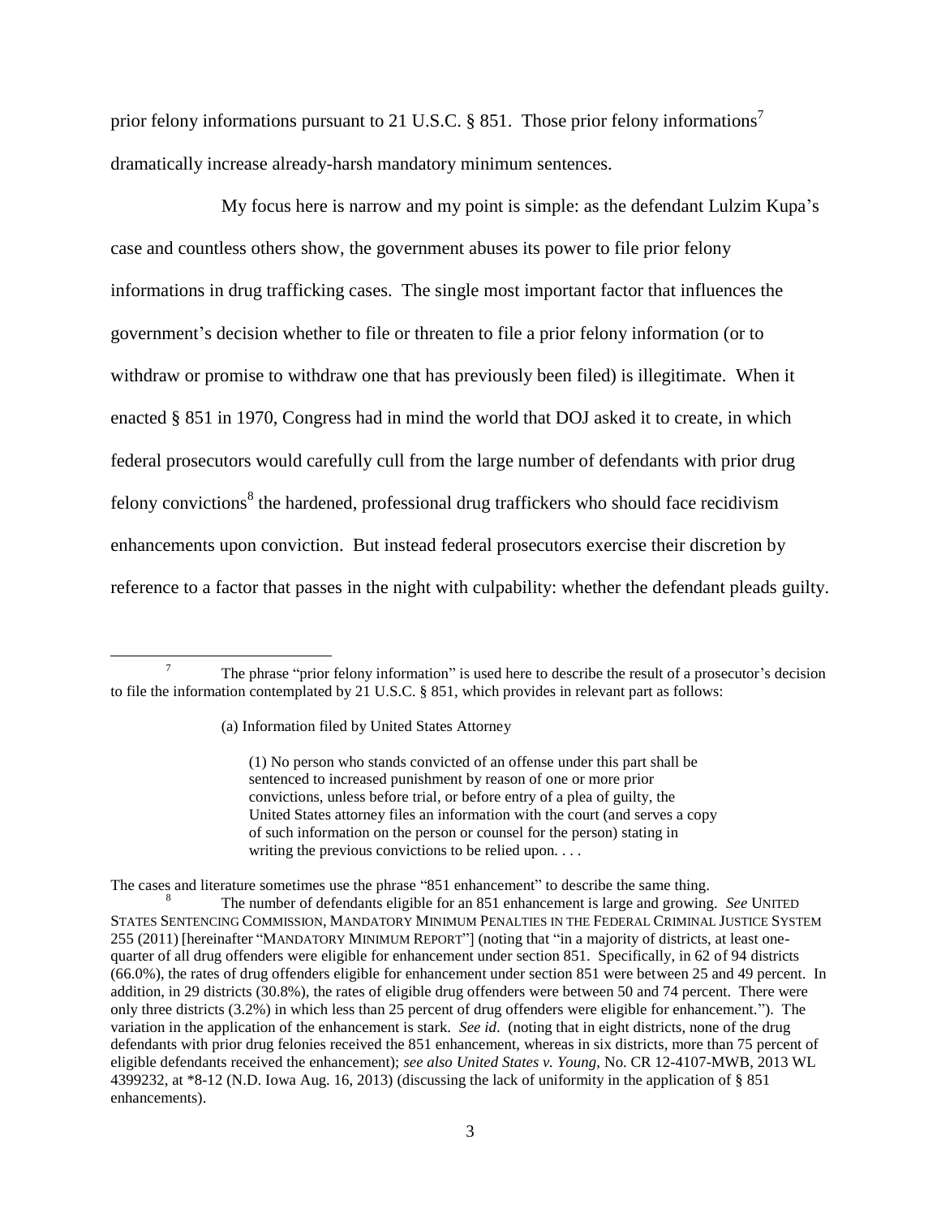prior felony informations pursuant to 21 U.S.C. § 851. Those prior felony informations[7] dramatically increase already-harsh mandatory minimum sentences.

My focus here is narrow and my point is simple: as the defendant Lulzim Kupa's case and countless others show, the government abuses its power to file prior felony informations in drug trafficking cases. The single most important factor that influences the government's decision whether to file or threaten to file a prior felony information (or to withdraw or promise to withdraw one that has previously been filed) is illegitimate. When it enacted § 851 in 1970, Congress had in mind the world that DOJ asked it to create, in which federal prosecutors would carefully cull from the large number of defendants with prior drug felony convictions[8] the hardened, professional drug traffickers who should face recidivism enhancements upon conviction. But instead federal prosecutors exercise their discretion by reference to a factor that passes in the night with culpability: whether the defendant pleads guilty.

---

[7] The phrase "prior felony information" is used here to describe the result of a prosecutor's decision to file the information contemplated by 21 U.S.C. § 851, which provides in relevant part as follows:

> (a) Information filed by United States Attorney
>
> (1) No person who stands convicted of an offense under this part shall be sentenced to increased punishment by reason of one or more prior convictions, unless before trial, or before entry of a plea of guilty, the United States attorney files an information with the court (and serves a copy of such information on the person or counsel for the person) stating in writing the previous convictions to be relied upon. . . .

The cases and literature sometimes use the phrase "851 enhancement" to describe the same thing.

[8] The number of defendants eligible for an 851 enhancement is large and growing. *See* UNITED STATES SENTENCING COMMISSION, MANDATORY MINIMUM PENALTIES IN THE FEDERAL CRIMINAL JUSTICE SYSTEM 255 (2011) [hereinafter "MANDATORY MINIMUM REPORT"] (noting that "in a majority of districts, at least one-quarter of all drug offenders were eligible for enhancement under section 851. Specifically, in 62 of 94 districts (66.0%), the rates of drug offenders eligible for enhancement under section 851 were between 25 and 49 percent. In addition, in 29 districts (30.8%), the rates of eligible drug offenders were between 50 and 74 percent. There were only three districts (3.2%) in which less than 25 percent of drug offenders were eligible for enhancement."). The variation in the application of the enhancement is stark. *See id*. (noting that in eight districts, none of the drug defendants with prior drug felonies received the 851 enhancement, whereas in six districts, more than 75 percent of eligible defendants received the enhancement); *see also United States v. Young*, No. CR 12-4107-MWB, 2013 WL 4399232, at *8-12 (N.D. Iowa Aug. 16, 2013) (discussing the lack of uniformity in the application of § 851 enhancements).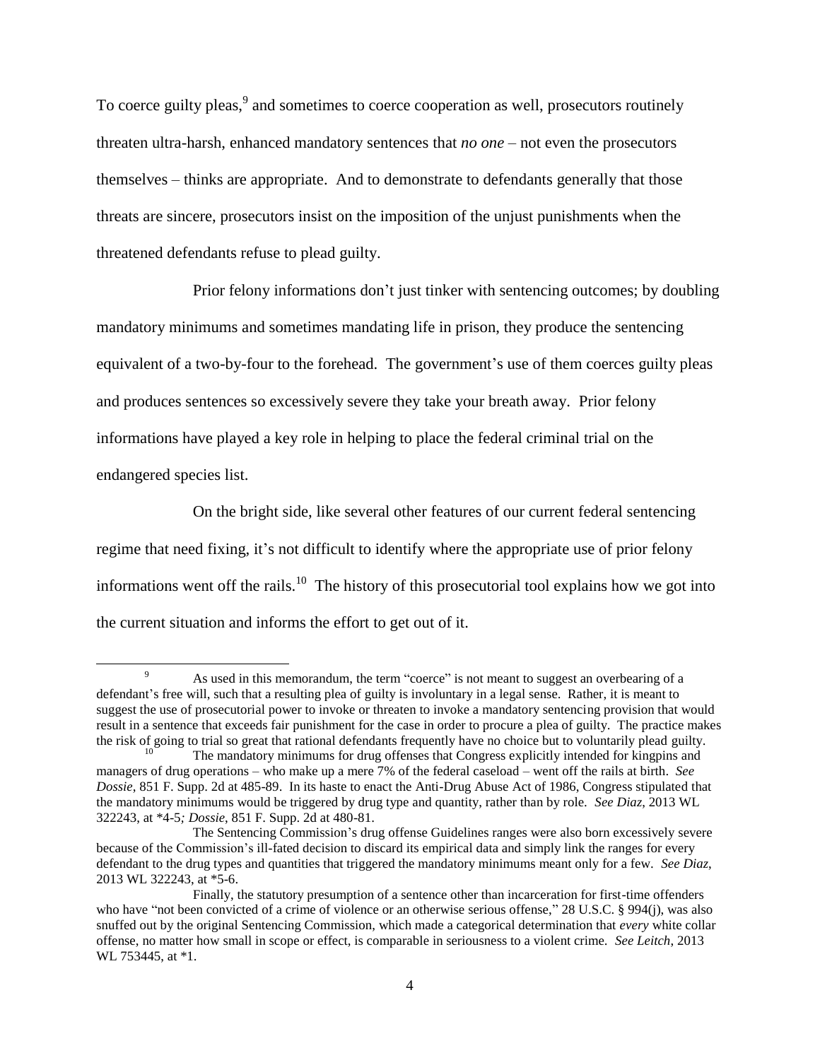To coerce guilty pleas,[9] and sometimes to coerce cooperation as well, prosecutors routinely threaten ultra-harsh, enhanced mandatory sentences that *no one* – not even the prosecutors themselves – thinks are appropriate. And to demonstrate to defendants generally that those threats are sincere, prosecutors insist on the imposition of the unjust punishments when the threatened defendants refuse to plead guilty.

Prior felony informations don't just tinker with sentencing outcomes; by doubling mandatory minimums and sometimes mandating life in prison, they produce the sentencing equivalent of a two-by-four to the forehead. The government's use of them coerces guilty pleas and produces sentences so excessively severe they take your breath away. Prior felony informations have played a key role in helping to place the federal criminal trial on the endangered species list.

On the bright side, like several other features of our current federal sentencing regime that need fixing, it's not difficult to identify where the appropriate use of prior felony informations went off the rails.[10] The history of this prosecutorial tool explains how we got into the current situation and informs the effort to get out of it.

---

[9] As used in this memorandum, the term "coerce" is not meant to suggest an overbearing of a defendant's free will, such that a resulting plea of guilty is involuntary in a legal sense. Rather, it is meant to suggest the use of prosecutorial power to invoke or threaten to invoke a mandatory sentencing provision that would result in a sentence that exceeds fair punishment for the case in order to procure a plea of guilty. The practice makes the risk of going to trial so great that rational defendants frequently have no choice but to voluntarily plead guilty.

[10] The mandatory minimums for drug offenses that Congress explicitly intended for kingpins and managers of drug operations – who make up a mere 7% of the federal caseload – went off the rails at birth. *See Dossie*, 851 F. Supp. 2d at 485-89. In its haste to enact the Anti-Drug Abuse Act of 1986, Congress stipulated that the mandatory minimums would be triggered by drug type and quantity, rather than by role. *See Diaz*, 2013 WL 322243, at \*4-5*; Dossie*, 851 F. Supp. 2d at 480-81.

The Sentencing Commission's drug offense Guidelines ranges were also born excessively severe because of the Commission's ill-fated decision to discard its empirical data and simply link the ranges for every defendant to the drug types and quantities that triggered the mandatory minimums meant only for a few. *See Diaz*, 2013 WL 322243, at \*5-6.

Finally, the statutory presumption of a sentence other than incarceration for first-time offenders who have "not been convicted of a crime of violence or an otherwise serious offense," 28 U.S.C. § 994(j), was also snuffed out by the original Sentencing Commission, which made a categorical determination that *every* white collar offense, no matter how small in scope or effect, is comparable in seriousness to a violent crime. *See Leitch*, 2013 WL 753445, at \*1.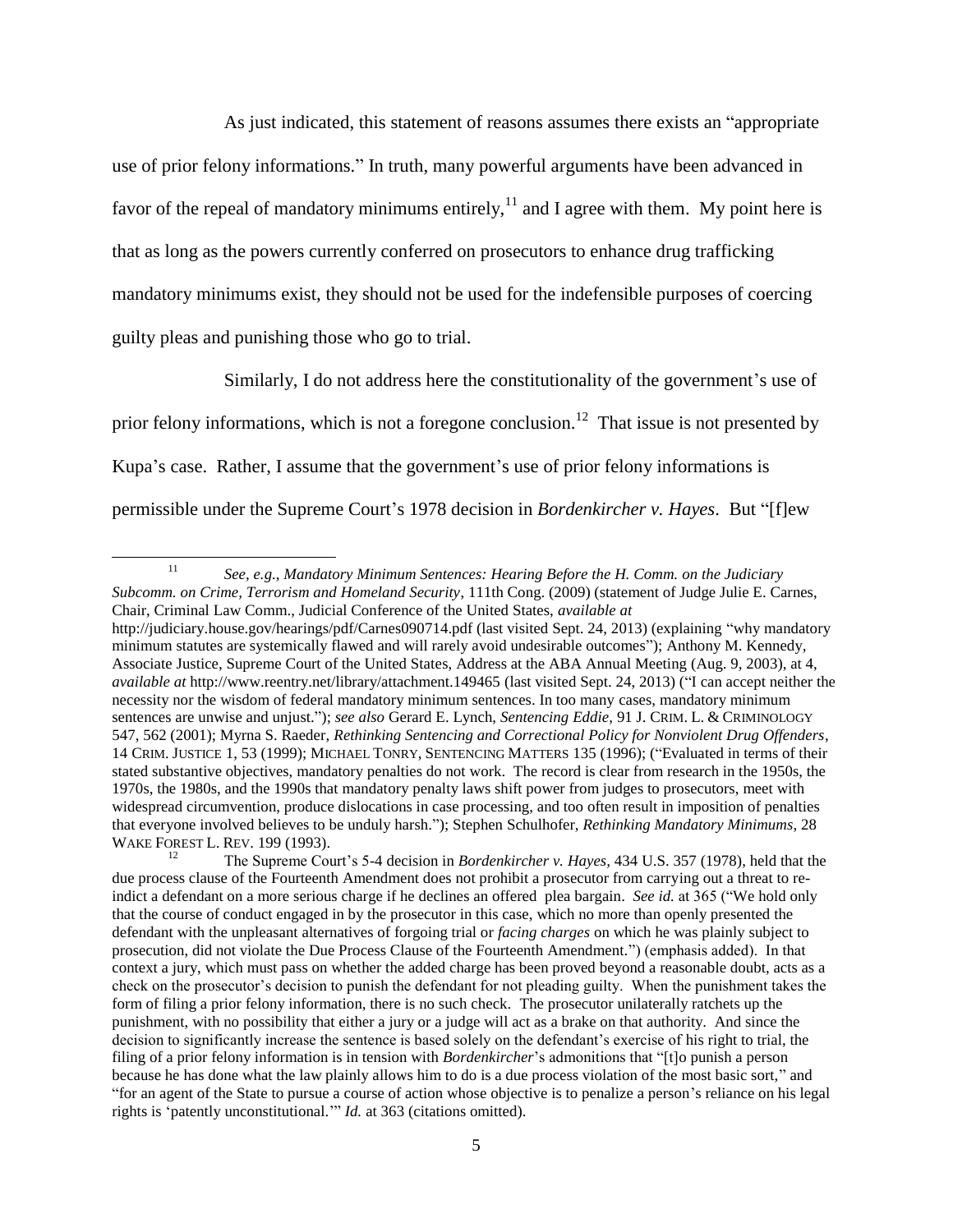As just indicated, this statement of reasons assumes there exists an "appropriate use of prior felony informations." In truth, many powerful arguments have been advanced in favor of the repeal of mandatory minimums entirely,[11] and I agree with them. My point here is that as long as the powers currently conferred on prosecutors to enhance drug trafficking mandatory minimums exist, they should not be used for the indefensible purposes of coercing guilty pleas and punishing those who go to trial.

Similarly, I do not address here the constitutionality of the government's use of prior felony informations, which is not a foregone conclusion.[12] That issue is not presented by Kupa's case. Rather, I assume that the government's use of prior felony informations is permissible under the Supreme Court's 1978 decision in *Bordenkircher v. Hayes*. But "[f]ew

---

[11] *See, e.g.*, *Mandatory Minimum Sentences: Hearing Before the H. Comm. on the Judiciary Subcomm. on Crime, Terrorism and Homeland Security*, 111th Cong. (2009) (statement of Judge Julie E. Carnes, Chair, Criminal Law Comm., Judicial Conference of the United States, *available at* http://judiciary.house.gov/hearings/pdf/Carnes090714.pdf (last visited Sept. 24, 2013) (explaining "why mandatory minimum statutes are systemically flawed and will rarely avoid undesirable outcomes"); Anthony M. Kennedy, Associate Justice, Supreme Court of the United States, Address at the ABA Annual Meeting (Aug. 9, 2003), at 4, *available at* http://www.reentry.net/library/attachment.149465 (last visited Sept. 24, 2013) ("I can accept neither the necessity nor the wisdom of federal mandatory minimum sentences. In too many cases, mandatory minimum sentences are unwise and unjust."); *see also* Gerard E. Lynch, *Sentencing Eddie*, 91 J. CRIM. L. & CRIMINOLOGY 547, 562 (2001); Myrna S. Raeder, *Rethinking Sentencing and Correctional Policy for Nonviolent Drug Offenders*, 14 CRIM. JUSTICE 1, 53 (1999); MICHAEL TONRY, SENTENCING MATTERS 135 (1996); ("Evaluated in terms of their stated substantive objectives, mandatory penalties do not work. The record is clear from research in the 1950s, the 1970s, the 1980s, and the 1990s that mandatory penalty laws shift power from judges to prosecutors, meet with widespread circumvention, produce dislocations in case processing, and too often result in imposition of penalties that everyone involved believes to be unduly harsh."); Stephen Schulhofer, *Rethinking Mandatory Minimums*, 28 WAKE FOREST L. REV. 199 (1993).

[12] The Supreme Court's 5-4 decision in *Bordenkircher v. Hayes*, 434 U.S. 357 (1978), held that the due process clause of the Fourteenth Amendment does not prohibit a prosecutor from carrying out a threat to re-indict a defendant on a more serious charge if he declines an offered plea bargain. *See id.* at 365 ("We hold only that the course of conduct engaged in by the prosecutor in this case, which no more than openly presented the defendant with the unpleasant alternatives of forgoing trial or *facing charges* on which he was plainly subject to prosecution, did not violate the Due Process Clause of the Fourteenth Amendment.") (emphasis added). In that context a jury, which must pass on whether the added charge has been proved beyond a reasonable doubt, acts as a check on the prosecutor's decision to punish the defendant for not pleading guilty. When the punishment takes the form of filing a prior felony information, there is no such check. The prosecutor unilaterally ratchets up the punishment, with no possibility that either a jury or a judge will act as a brake on that authority. And since the decision to significantly increase the sentence is based solely on the defendant's exercise of his right to trial, the filing of a prior felony information is in tension with *Bordenkircher*'s admonitions that "[t]o punish a person because he has done what the law plainly allows him to do is a due process violation of the most basic sort," and "for an agent of the State to pursue a course of action whose objective is to penalize a person's reliance on his legal rights is 'patently unconstitutional.'" *Id.* at 363 (citations omitted).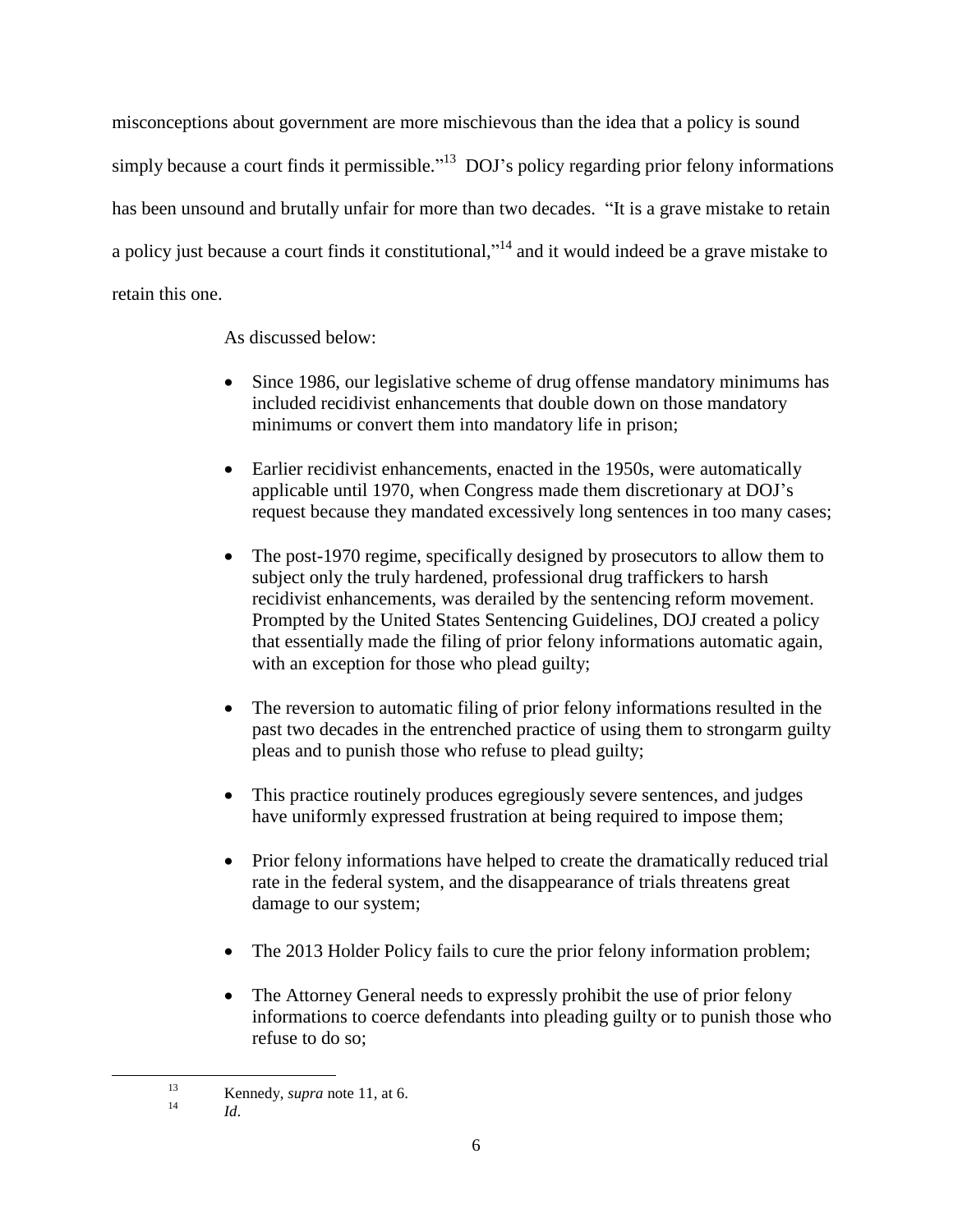misconceptions about government are more mischievous than the idea that a policy is sound simply because a court finds it permissible."[13] DOJ's policy regarding prior felony informations has been unsound and brutally unfair for more than two decades. "It is a grave mistake to retain a policy just because a court finds it constitutional,"[14] and it would indeed be a grave mistake to retain this one.

As discussed below:

- Since 1986, our legislative scheme of drug offense mandatory minimums has included recidivist enhancements that double down on those mandatory minimums or convert them into mandatory life in prison;
- Earlier recidivist enhancements, enacted in the 1950s, were automatically applicable until 1970, when Congress made them discretionary at DOJ's request because they mandated excessively long sentences in too many cases;
- The post-1970 regime, specifically designed by prosecutors to allow them to subject only the truly hardened, professional drug traffickers to harsh recidivist enhancements, was derailed by the sentencing reform movement. Prompted by the United States Sentencing Guidelines, DOJ created a policy that essentially made the filing of prior felony informations automatic again, with an exception for those who plead guilty;
- The reversion to automatic filing of prior felony informations resulted in the past two decades in the entrenched practice of using them to strongarm guilty pleas and to punish those who refuse to plead guilty;
- This practice routinely produces egregiously severe sentences, and judges have uniformly expressed frustration at being required to impose them;
- Prior felony informations have helped to create the dramatically reduced trial rate in the federal system, and the disappearance of trials threatens great damage to our system;
- The 2013 Holder Policy fails to cure the prior felony information problem;
- The Attorney General needs to expressly prohibit the use of prior felony informations to coerce defendants into pleading guilty or to punish those who refuse to do so;

---

[13] Kennedy, *supra* note 11, at 6.

[14] *Id*.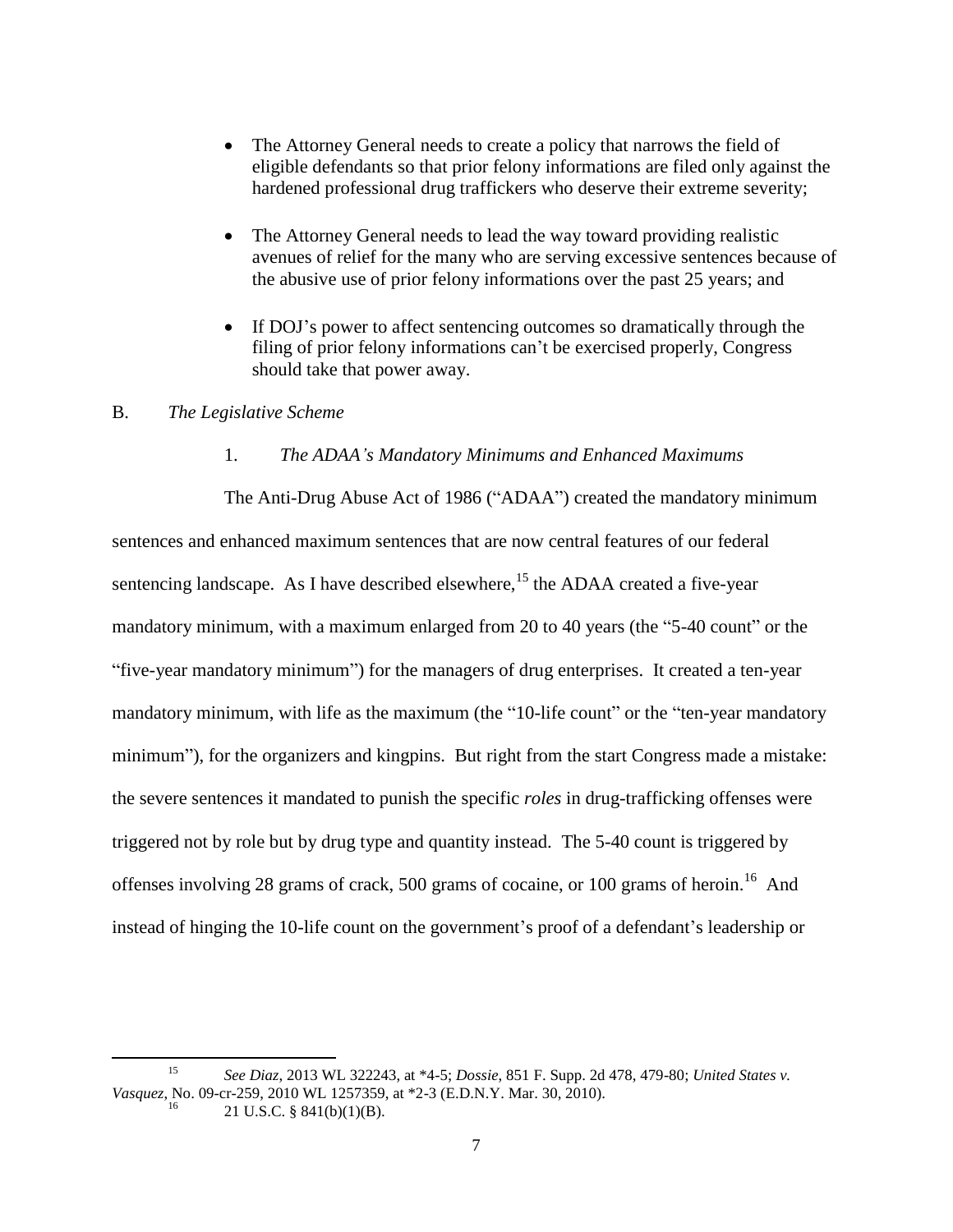- The Attorney General needs to create a policy that narrows the field of eligible defendants so that prior felony informations are filed only against the hardened professional drug traffickers who deserve their extreme severity;

- The Attorney General needs to lead the way toward providing realistic avenues of relief for the many who are serving excessive sentences because of the abusive use of prior felony informations over the past 25 years; and

- If DOJ's power to affect sentencing outcomes so dramatically through the filing of prior felony informations can't be exercised properly, Congress should take that power away.

## B. *The Legislative Scheme*

### 1. *The ADAA's Mandatory Minimums and Enhanced Maximums*

The Anti-Drug Abuse Act of 1986 ("ADAA") created the mandatory minimum sentences and enhanced maximum sentences that are now central features of our federal sentencing landscape. As I have described elsewhere,[15] the ADAA created a five-year mandatory minimum, with a maximum enlarged from 20 to 40 years (the "5-40 count" or the "five-year mandatory minimum") for the managers of drug enterprises. It created a ten-year mandatory minimum, with life as the maximum (the "10-life count" or the "ten-year mandatory minimum"), for the organizers and kingpins. But right from the start Congress made a mistake: the severe sentences it mandated to punish the specific *roles* in drug-trafficking offenses were triggered not by role but by drug type and quantity instead. The 5-40 count is triggered by offenses involving 28 grams of crack, 500 grams of cocaine, or 100 grams of heroin.[16] And instead of hinging the 10-life count on the government's proof of a defendant's leadership or

---

[15] *See Diaz*, 2013 WL 322243, at *4-5; *Dossie*, 851 F. Supp. 2d 478, 479-80; *United States v. Vasquez*, No. 09-cr-259, 2010 WL 1257359, at *2-3 (E.D.N.Y. Mar. 30, 2010).

[16] 21 U.S.C. § 841(b)(1)(B).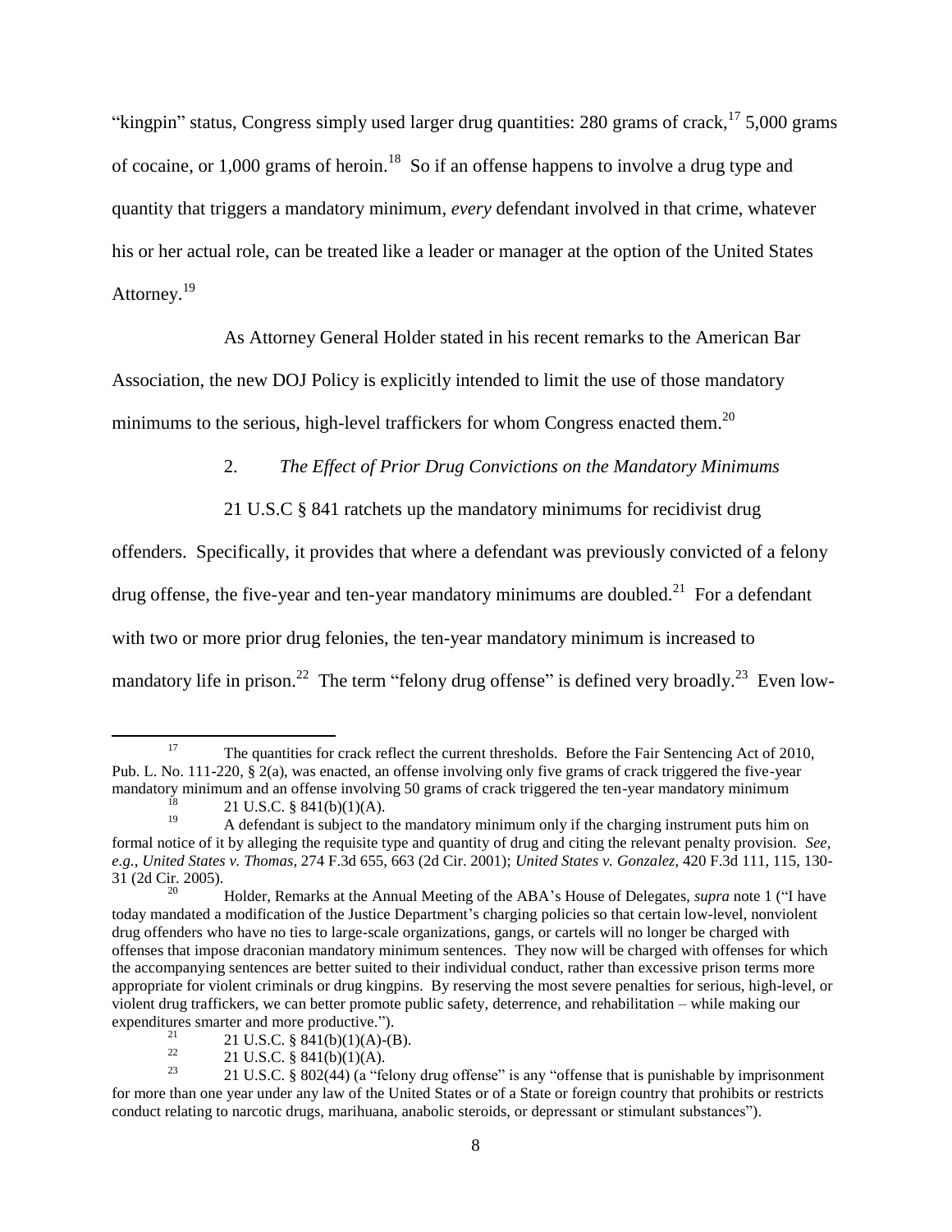"kingpin" status, Congress simply used larger drug quantities: 280 grams of crack,[17] 5,000 grams of cocaine, or 1,000 grams of heroin.[18] So if an offense happens to involve a drug type and quantity that triggers a mandatory minimum, *every* defendant involved in that crime, whatever his or her actual role, can be treated like a leader or manager at the option of the United States Attorney.[19]

As Attorney General Holder stated in his recent remarks to the American Bar Association, the new DOJ Policy is explicitly intended to limit the use of those mandatory minimums to the serious, high-level traffickers for whom Congress enacted them.[20]

2. *The Effect of Prior Drug Convictions on the Mandatory Minimums*

21 U.S.C § 841 ratchets up the mandatory minimums for recidivist drug offenders. Specifically, it provides that where a defendant was previously convicted of a felony drug offense, the five-year and ten-year mandatory minimums are doubled.[21] For a defendant with two or more prior drug felonies, the ten-year mandatory minimum is increased to mandatory life in prison.[22] The term "felony drug offense" is defined very broadly.[23] Even low-

---

[17] The quantities for crack reflect the current thresholds. Before the Fair Sentencing Act of 2010, Pub. L. No. 111-220, § 2(a), was enacted, an offense involving only five grams of crack triggered the five-year mandatory minimum and an offense involving 50 grams of crack triggered the ten-year mandatory minimum

[18] 21 U.S.C. § 841(b)(1)(A).

[19] A defendant is subject to the mandatory minimum only if the charging instrument puts him on formal notice of it by alleging the requisite type and quantity of drug and citing the relevant penalty provision. *See, e.g.*, *United States v. Thomas*, 274 F.3d 655, 663 (2d Cir. 2001); *United States v. Gonzalez*, 420 F.3d 111, 115, 130-31 (2d Cir. 2005).

[20] Holder, Remarks at the Annual Meeting of the ABA's House of Delegates, *supra* note 1 ("I have today mandated a modification of the Justice Department's charging policies so that certain low-level, nonviolent drug offenders who have no ties to large-scale organizations, gangs, or cartels will no longer be charged with offenses that impose draconian mandatory minimum sentences. They now will be charged with offenses for which the accompanying sentences are better suited to their individual conduct, rather than excessive prison terms more appropriate for violent criminals or drug kingpins. By reserving the most severe penalties for serious, high-level, or violent drug traffickers, we can better promote public safety, deterrence, and rehabilitation – while making our expenditures smarter and more productive.").

[21] 21 U.S.C. § 841(b)(1)(A)-(B).

[22] 21 U.S.C. § 841(b)(1)(A).

[23] 21 U.S.C. § 802(44) (a "felony drug offense" is any "offense that is punishable by imprisonment for more than one year under any law of the United States or of a State or foreign country that prohibits or restricts conduct relating to narcotic drugs, marihuana, anabolic steroids, or depressant or stimulant substances").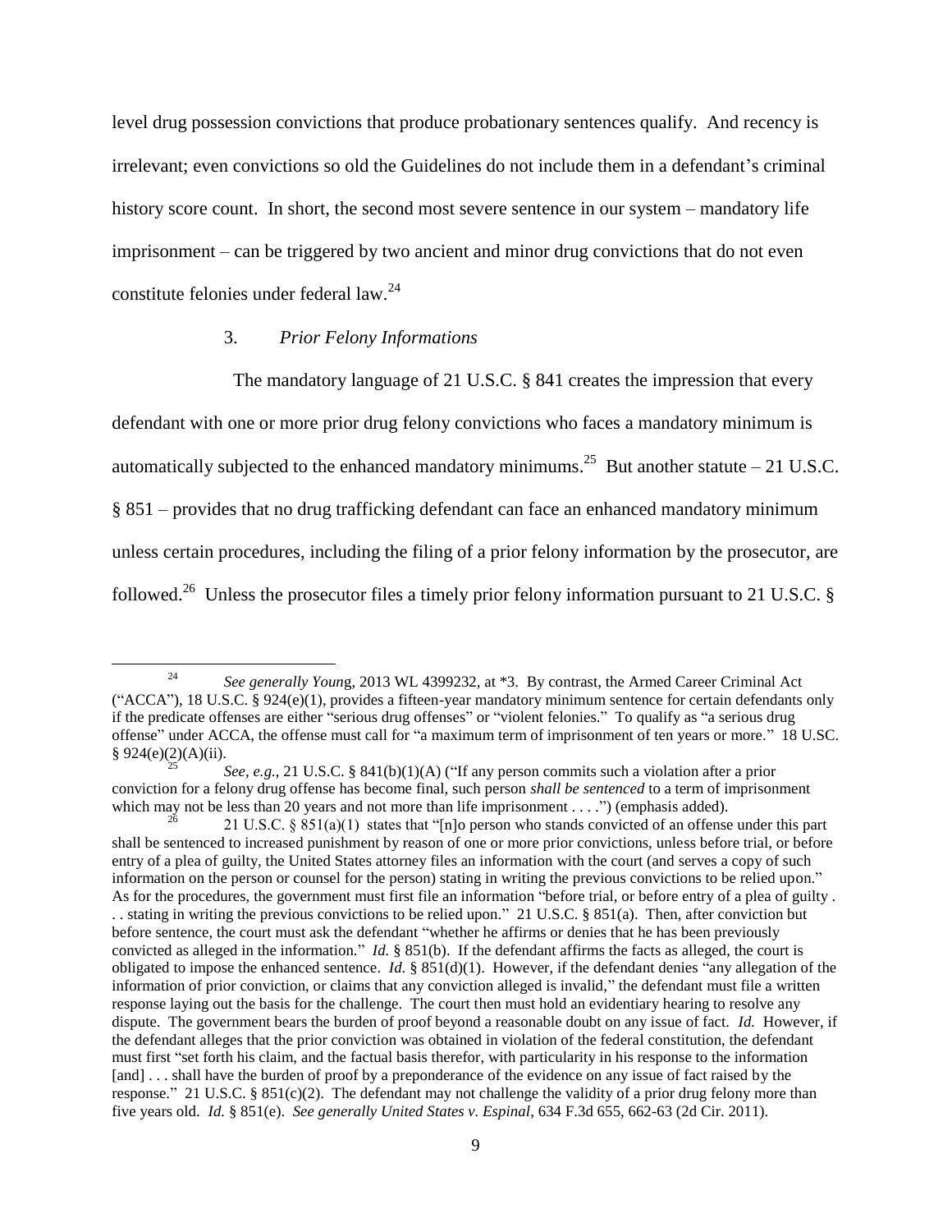level drug possession convictions that produce probationary sentences qualify. And recency is irrelevant; even convictions so old the Guidelines do not include them in a defendant's criminal history score count. In short, the second most severe sentence in our system – mandatory life imprisonment – can be triggered by two ancient and minor drug convictions that do not even constitute felonies under federal law.[24]

### 3. *Prior Felony Informations*

The mandatory language of 21 U.S.C. § 841 creates the impression that every defendant with one or more prior drug felony convictions who faces a mandatory minimum is automatically subjected to the enhanced mandatory minimums.[25] But another statute – 21 U.S.C. § 851 – provides that no drug trafficking defendant can face an enhanced mandatory minimum unless certain procedures, including the filing of a prior felony information by the prosecutor, are followed.[26] Unless the prosecutor files a timely prior felony information pursuant to 21 U.S.C. §

---

[24] *See generally Young*, 2013 WL 4399232, at *3. By contrast, the Armed Career Criminal Act ("ACCA"), 18 U.S.C. § 924(e)(1), provides a fifteen-year mandatory minimum sentence for certain defendants only if the predicate offenses are either "serious drug offenses" or "violent felonies." To qualify as "a serious drug offense" under ACCA, the offense must call for "a maximum term of imprisonment of ten years or more." 18 U.SC. § 924(e)(2)(A)(ii).

[25] *See, e.g.*, 21 U.S.C. § 841(b)(1)(A) ("If any person commits such a violation after a prior conviction for a felony drug offense has become final, such person *shall be sentenced* to a term of imprisonment which may not be less than 20 years and not more than life imprisonment . . . .") (emphasis added).

[26] 21 U.S.C. § 851(a)(1) states that "[n]o person who stands convicted of an offense under this part shall be sentenced to increased punishment by reason of one or more prior convictions, unless before trial, or before entry of a plea of guilty, the United States attorney files an information with the court (and serves a copy of such information on the person or counsel for the person) stating in writing the previous convictions to be relied upon." As for the procedures, the government must first file an information "before trial, or before entry of a plea of guilty . . . stating in writing the previous convictions to be relied upon." 21 U.S.C. § 851(a). Then, after conviction but before sentence, the court must ask the defendant "whether he affirms or denies that he has been previously convicted as alleged in the information." *Id.* § 851(b). If the defendant affirms the facts as alleged, the court is obligated to impose the enhanced sentence. *Id.* § 851(d)(1). However, if the defendant denies "any allegation of the information of prior conviction, or claims that any conviction alleged is invalid," the defendant must file a written response laying out the basis for the challenge. The court then must hold an evidentiary hearing to resolve any dispute. The government bears the burden of proof beyond a reasonable doubt on any issue of fact. *Id.* However, if the defendant alleges that the prior conviction was obtained in violation of the federal constitution, the defendant must first "set forth his claim, and the factual basis therefor, with particularity in his response to the information [and] . . . shall have the burden of proof by a preponderance of the evidence on any issue of fact raised by the response." 21 U.S.C. § 851(c)(2). The defendant may not challenge the validity of a prior drug felony more than five years old. *Id.* § 851(e). *See generally United States v. Espinal*, 634 F.3d 655, 662-63 (2d Cir. 2011).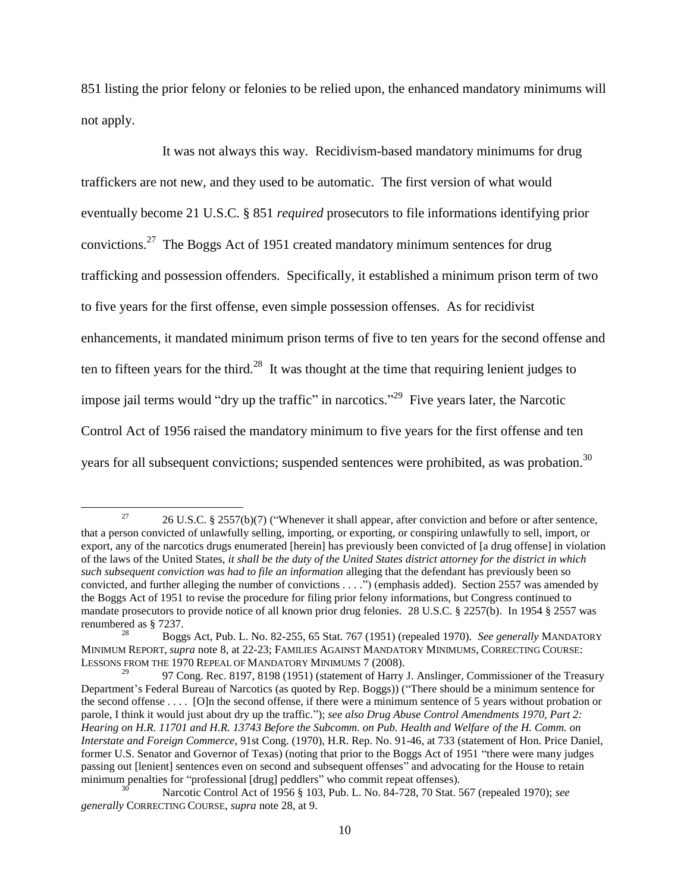851 listing the prior felony or felonies to be relied upon, the enhanced mandatory minimums will not apply.

It was not always this way. Recidivism-based mandatory minimums for drug traffickers are not new, and they used to be automatic. The first version of what would eventually become 21 U.S.C. § 851 *required* prosecutors to file informations identifying prior convictions.[27] The Boggs Act of 1951 created mandatory minimum sentences for drug trafficking and possession offenders. Specifically, it established a minimum prison term of two to five years for the first offense, even simple possession offenses. As for recidivist enhancements, it mandated minimum prison terms of five to ten years for the second offense and ten to fifteen years for the third.[28] It was thought at the time that requiring lenient judges to impose jail terms would "dry up the traffic" in narcotics."[29] Five years later, the Narcotic Control Act of 1956 raised the mandatory minimum to five years for the first offense and ten years for all subsequent convictions; suspended sentences were prohibited, as was probation.[30]

---

[27] 26 U.S.C. § 2557(b)(7) ("Whenever it shall appear, after conviction and before or after sentence, that a person convicted of unlawfully selling, importing, or exporting, or conspiring unlawfully to sell, import, or export, any of the narcotics drugs enumerated [herein] has previously been convicted of [a drug offense] in violation of the laws of the United States, *it shall be the duty of the United States district attorney for the district in which such subsequent conviction was had to file an information* alleging that the defendant has previously been so convicted, and further alleging the number of convictions . . . .") (emphasis added). Section 2557 was amended by the Boggs Act of 1951 to revise the procedure for filing prior felony informations, but Congress continued to mandate prosecutors to provide notice of all known prior drug felonies. 28 U.S.C. § 2257(b). In 1954 § 2557 was renumbered as § 7237.

[28] Boggs Act, Pub. L. No. 82-255, 65 Stat. 767 (1951) (repealed 1970). *See generally* MANDATORY MINIMUM REPORT, *supra* note 8, at 22-23; FAMILIES AGAINST MANDATORY MINIMUMS, CORRECTING COURSE: LESSONS FROM THE 1970 REPEAL OF MANDATORY MINIMUMS 7 (2008).

[29] 97 Cong. Rec. 8197, 8198 (1951) (statement of Harry J. Anslinger, Commissioner of the Treasury Department's Federal Bureau of Narcotics (as quoted by Rep. Boggs)) ("There should be a minimum sentence for the second offense . . . . [O]n the second offense, if there were a minimum sentence of 5 years without probation or parole, I think it would just about dry up the traffic."); *see also Drug Abuse Control Amendments 1970, Part 2: Hearing on H.R. 11701 and H.R. 13743 Before the Subcomm. on Pub. Health and Welfare of the H. Comm. on Interstate and Foreign Commerce*, 91st Cong. (1970), H.R. Rep. No. 91-46, at 733 (statement of Hon. Price Daniel, former U.S. Senator and Governor of Texas) (noting that prior to the Boggs Act of 1951 "there were many judges passing out [lenient] sentences even on second and subsequent offenses" and advocating for the House to retain minimum penalties for "professional [drug] peddlers" who commit repeat offenses).

[30] Narcotic Control Act of 1956 § 103, Pub. L. No. 84-728, 70 Stat. 567 (repealed 1970); *see generally* CORRECTING COURSE, *supra* note 28, at 9.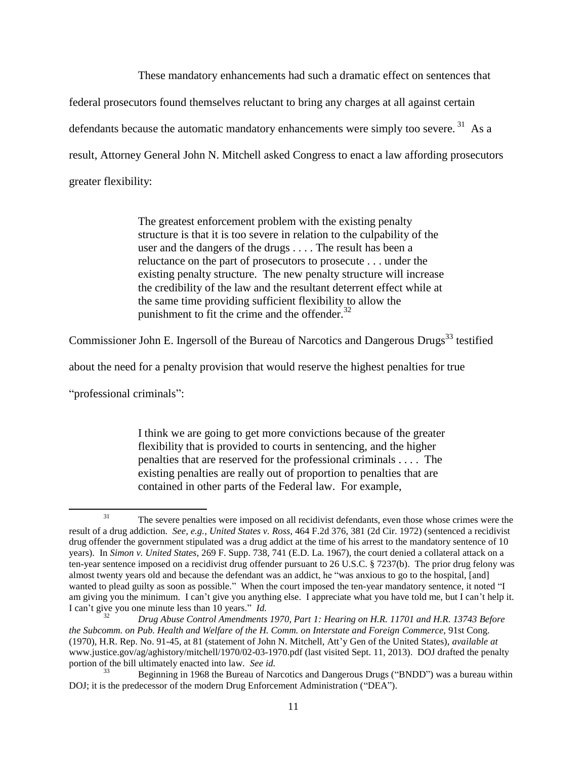These mandatory enhancements had such a dramatic effect on sentences that federal prosecutors found themselves reluctant to bring any charges at all against certain defendants because the automatic mandatory enhancements were simply too severe.[31] As a result, Attorney General John N. Mitchell asked Congress to enact a law affording prosecutors greater flexibility:

> The greatest enforcement problem with the existing penalty structure is that it is too severe in relation to the culpability of the user and the dangers of the drugs . . . . The result has been a reluctance on the part of prosecutors to prosecute . . . under the existing penalty structure. The new penalty structure will increase the credibility of the law and the resultant deterrent effect while at the same time providing sufficient flexibility to allow the punishment to fit the crime and the offender.[32]

Commissioner John E. Ingersoll of the Bureau of Narcotics and Dangerous Drugs[33] testified about the need for a penalty provision that would reserve the highest penalties for true "professional criminals":

> I think we are going to get more convictions because of the greater flexibility that is provided to courts in sentencing, and the higher penalties that are reserved for the professional criminals . . . . The existing penalties are really out of proportion to penalties that are contained in other parts of the Federal law. For example,

---

[31] The severe penalties were imposed on all recidivist defendants, even those whose crimes were the result of a drug addiction. *See, e.g.*, *United States v. Ross*, 464 F.2d 376, 381 (2d Cir. 1972) (sentenced a recidivist drug offender the government stipulated was a drug addict at the time of his arrest to the mandatory sentence of 10 years). In *Simon v. United States*, 269 F. Supp. 738, 741 (E.D. La. 1967), the court denied a collateral attack on a ten-year sentence imposed on a recidivist drug offender pursuant to 26 U.S.C. § 7237(b). The prior drug felony was almost twenty years old and because the defendant was an addict, he "was anxious to go to the hospital, [and] wanted to plead guilty as soon as possible." When the court imposed the ten-year mandatory sentence, it noted "I am giving you the minimum. I can't give you anything else. I appreciate what you have told me, but I can't help it. I can't give you one minute less than 10 years." *Id.*

[32] *Drug Abuse Control Amendments 1970, Part 1: Hearing on H.R. 11701 and H.R. 13743 Before the Subcomm. on Pub. Health and Welfare of the H. Comm. on Interstate and Foreign Commerce*, 91st Cong. (1970), H.R. Rep. No. 91-45, at 81 (statement of John N. Mitchell, Att'y Gen of the United States), *available at* www.justice.gov/ag/aghistory/mitchell/1970/02-03-1970.pdf (last visited Sept. 11, 2013). DOJ drafted the penalty portion of the bill ultimately enacted into law. *See id.*

[33] Beginning in 1968 the Bureau of Narcotics and Dangerous Drugs ("BNDD") was a bureau within DOJ; it is the predecessor of the modern Drug Enforcement Administration ("DEA").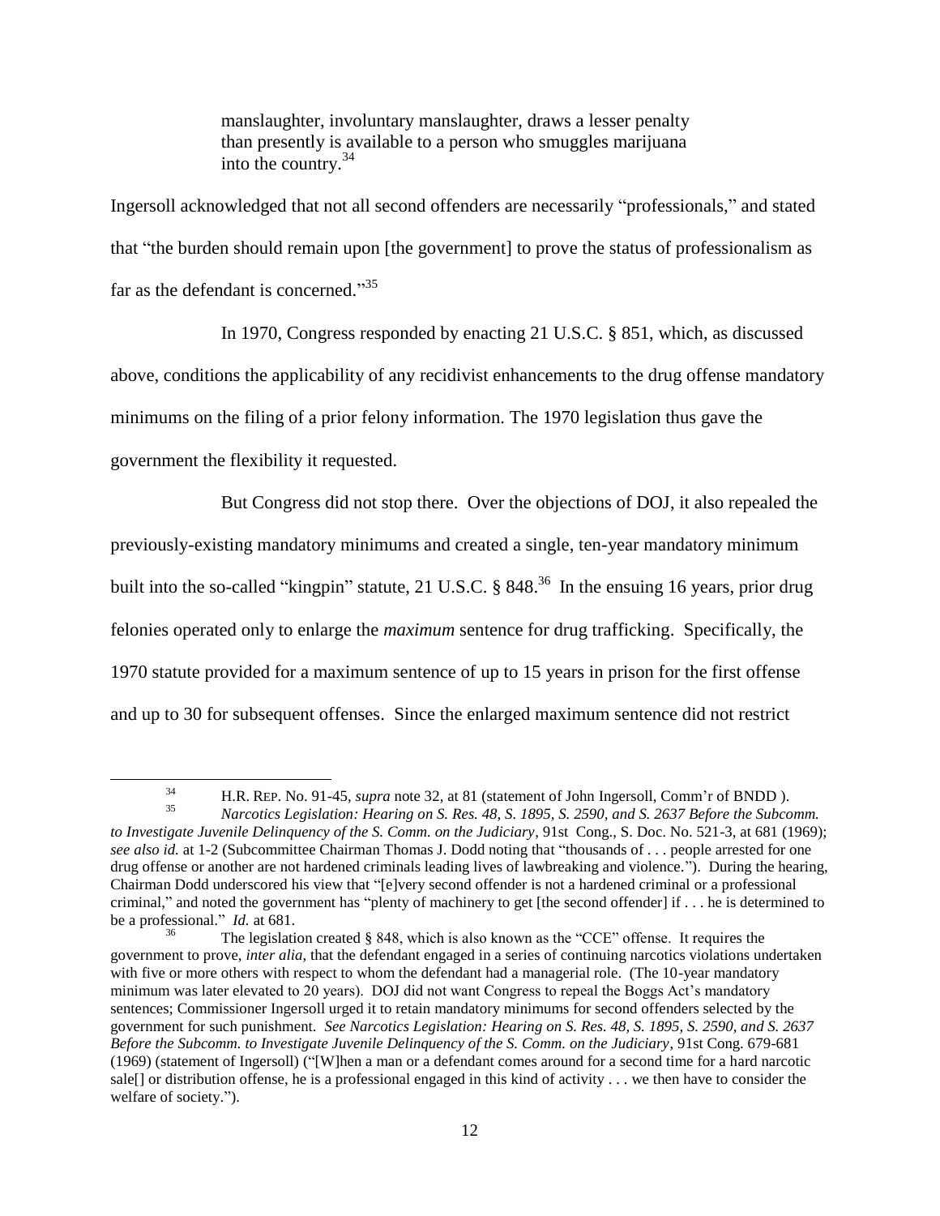> manslaughter, involuntary manslaughter, draws a lesser penalty than presently is available to a person who smuggles marijuana into the country.[34]

Ingersoll acknowledged that not all second offenders are necessarily "professionals," and stated that "the burden should remain upon [the government] to prove the status of professionalism as far as the defendant is concerned."[35]

In 1970, Congress responded by enacting 21 U.S.C. § 851, which, as discussed above, conditions the applicability of any recidivist enhancements to the drug offense mandatory minimums on the filing of a prior felony information. The 1970 legislation thus gave the government the flexibility it requested.

But Congress did not stop there. Over the objections of DOJ, it also repealed the previously-existing mandatory minimums and created a single, ten-year mandatory minimum built into the so-called "kingpin" statute, 21 U.S.C. § 848.[36] In the ensuing 16 years, prior drug felonies operated only to enlarge the *maximum* sentence for drug trafficking. Specifically, the 1970 statute provided for a maximum sentence of up to 15 years in prison for the first offense and up to 30 for subsequent offenses. Since the enlarged maximum sentence did not restrict

---

[34] H.R. REP. No. 91-45, *supra* note 32, at 81 (statement of John Ingersoll, Comm'r of BNDD ).

[35] *Narcotics Legislation: Hearing on S. Res. 48, S. 1895, S. 2590, and S. 2637 Before the Subcomm. to Investigate Juvenile Delinquency of the S. Comm. on the Judiciary*, 91st Cong., S. Doc. No. 521-3, at 681 (1969); *see also id.* at 1-2 (Subcommittee Chairman Thomas J. Dodd noting that "thousands of . . . people arrested for one drug offense or another are not hardened criminals leading lives of lawbreaking and violence."). During the hearing, Chairman Dodd underscored his view that "[e]very second offender is not a hardened criminal or a professional criminal," and noted the government has "plenty of machinery to get [the second offender] if . . . he is determined to be a professional." *Id.* at 681.

[36] The legislation created § 848, which is also known as the "CCE" offense. It requires the government to prove, *inter alia,* that the defendant engaged in a series of continuing narcotics violations undertaken with five or more others with respect to whom the defendant had a managerial role. (The 10-year mandatory minimum was later elevated to 20 years). DOJ did not want Congress to repeal the Boggs Act's mandatory sentences; Commissioner Ingersoll urged it to retain mandatory minimums for second offenders selected by the government for such punishment. *See Narcotics Legislation: Hearing on S. Res. 48, S. 1895, S. 2590, and S. 2637 Before the Subcomm. to Investigate Juvenile Delinquency of the S. Comm. on the Judiciary*, 91st Cong. 679-681 (1969) (statement of Ingersoll) ("[W]hen a man or a defendant comes around for a second time for a hard narcotic sale[] or distribution offense, he is a professional engaged in this kind of activity . . . we then have to consider the welfare of society.").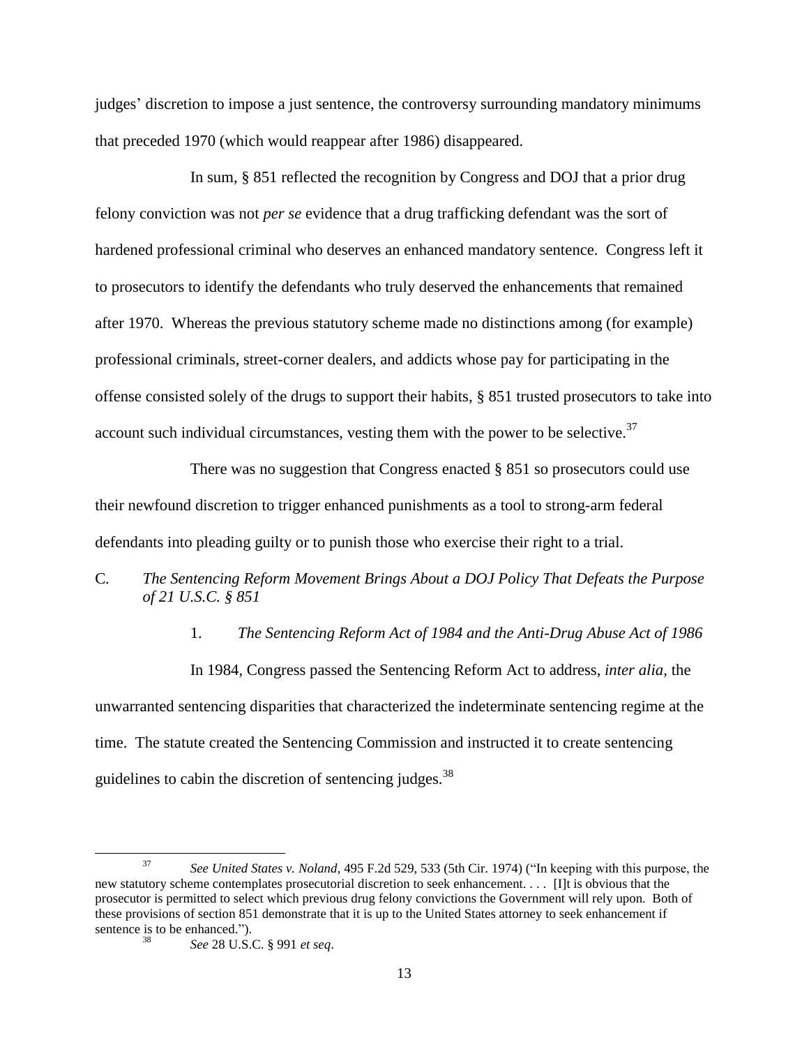judges' discretion to impose a just sentence, the controversy surrounding mandatory minimums that preceded 1970 (which would reappear after 1986) disappeared.

In sum, § 851 reflected the recognition by Congress and DOJ that a prior drug felony conviction was not *per se* evidence that a drug trafficking defendant was the sort of hardened professional criminal who deserves an enhanced mandatory sentence. Congress left it to prosecutors to identify the defendants who truly deserved the enhancements that remained after 1970. Whereas the previous statutory scheme made no distinctions among (for example) professional criminals, street-corner dealers, and addicts whose pay for participating in the offense consisted solely of the drugs to support their habits, § 851 trusted prosecutors to take into account such individual circumstances, vesting them with the power to be selective.[37]

There was no suggestion that Congress enacted § 851 so prosecutors could use their newfound discretion to trigger enhanced punishments as a tool to strong-arm federal defendants into pleading guilty or to punish those who exercise their right to a trial.

### C. *The Sentencing Reform Movement Brings About a DOJ Policy That Defeats the Purpose of 21 U.S.C. § 851*

#### 1. *The Sentencing Reform Act of 1984 and the Anti-Drug Abuse Act of 1986*

In 1984, Congress passed the Sentencing Reform Act to address, *inter alia*, the unwarranted sentencing disparities that characterized the indeterminate sentencing regime at the time. The statute created the Sentencing Commission and instructed it to create sentencing guidelines to cabin the discretion of sentencing judges.[38]

---

[37] *See United States v. Noland*, 495 F.2d 529, 533 (5th Cir. 1974) ("In keeping with this purpose, the new statutory scheme contemplates prosecutorial discretion to seek enhancement. . . . [I]t is obvious that the prosecutor is permitted to select which previous drug felony convictions the Government will rely upon. Both of these provisions of section 851 demonstrate that it is up to the United States attorney to seek enhancement if sentence is to be enhanced.").

[38] *See* 28 U.S.C. § 991 *et seq*.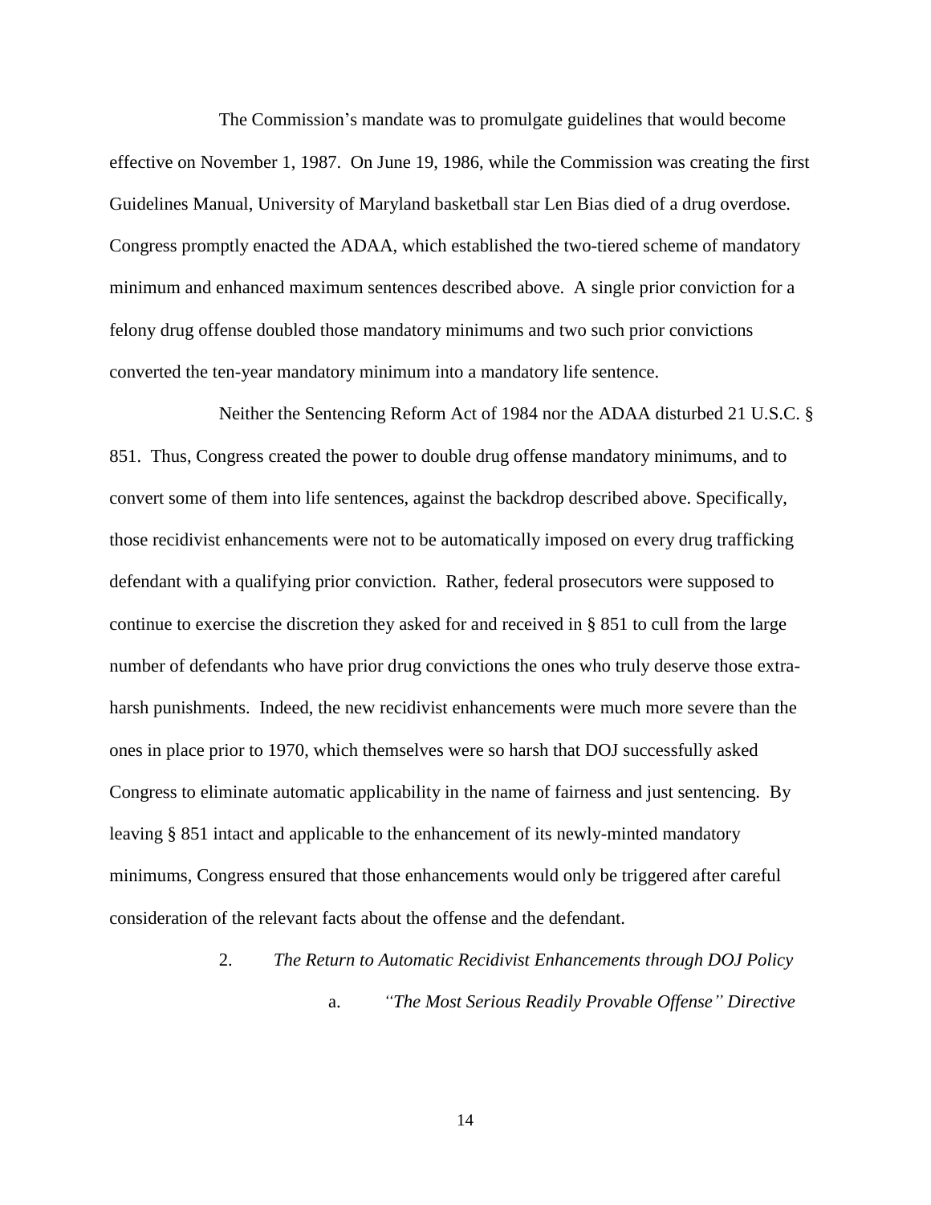The Commission's mandate was to promulgate guidelines that would become effective on November 1, 1987. On June 19, 1986, while the Commission was creating the first Guidelines Manual, University of Maryland basketball star Len Bias died of a drug overdose. Congress promptly enacted the ADAA, which established the two-tiered scheme of mandatory minimum and enhanced maximum sentences described above. A single prior conviction for a felony drug offense doubled those mandatory minimums and two such prior convictions converted the ten-year mandatory minimum into a mandatory life sentence.

Neither the Sentencing Reform Act of 1984 nor the ADAA disturbed 21 U.S.C. § 851. Thus, Congress created the power to double drug offense mandatory minimums, and to convert some of them into life sentences, against the backdrop described above. Specifically, those recidivist enhancements were not to be automatically imposed on every drug trafficking defendant with a qualifying prior conviction. Rather, federal prosecutors were supposed to continue to exercise the discretion they asked for and received in § 851 to cull from the large number of defendants who have prior drug convictions the ones who truly deserve those extra-harsh punishments. Indeed, the new recidivist enhancements were much more severe than the ones in place prior to 1970, which themselves were so harsh that DOJ successfully asked Congress to eliminate automatic applicability in the name of fairness and just sentencing. By leaving § 851 intact and applicable to the enhancement of its newly-minted mandatory minimums, Congress ensured that those enhancements would only be triggered after careful consideration of the relevant facts about the offense and the defendant.

### 2. *The Return to Automatic Recidivist Enhancements through DOJ Policy*

#### a. *"The Most Serious Readily Provable Offense" Directive*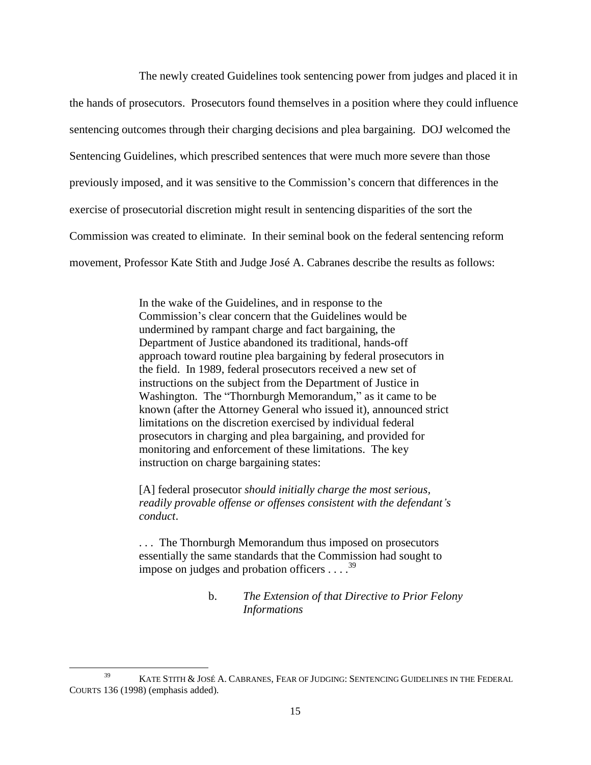The newly created Guidelines took sentencing power from judges and placed it in the hands of prosecutors. Prosecutors found themselves in a position where they could influence sentencing outcomes through their charging decisions and plea bargaining. DOJ welcomed the Sentencing Guidelines, which prescribed sentences that were much more severe than those previously imposed, and it was sensitive to the Commission's concern that differences in the exercise of prosecutorial discretion might result in sentencing disparities of the sort the Commission was created to eliminate. In their seminal book on the federal sentencing reform movement, Professor Kate Stith and Judge José A. Cabranes describe the results as follows:

> In the wake of the Guidelines, and in response to the Commission's clear concern that the Guidelines would be undermined by rampant charge and fact bargaining, the Department of Justice abandoned its traditional, hands-off approach toward routine plea bargaining by federal prosecutors in the field. In 1989, federal prosecutors received a new set of instructions on the subject from the Department of Justice in Washington. The "Thornburgh Memorandum," as it came to be known (after the Attorney General who issued it), announced strict limitations on the discretion exercised by individual federal prosecutors in charging and plea bargaining, and provided for monitoring and enforcement of these limitations. The key instruction on charge bargaining states:
>
> [A] federal prosecutor *should initially charge the most serious, readily provable offense or offenses consistent with the defendant's conduct*.
>
> . . . The Thornburgh Memorandum thus imposed on prosecutors essentially the same standards that the Commission had sought to impose on judges and probation officers . . . .[39]

b. *The Extension of that Directive to Prior Felony Informations*

---

[39] KATE STITH & JOSÉ A. CABRANES, FEAR OF JUDGING: SENTENCING GUIDELINES IN THE FEDERAL COURTS 136 (1998) (emphasis added).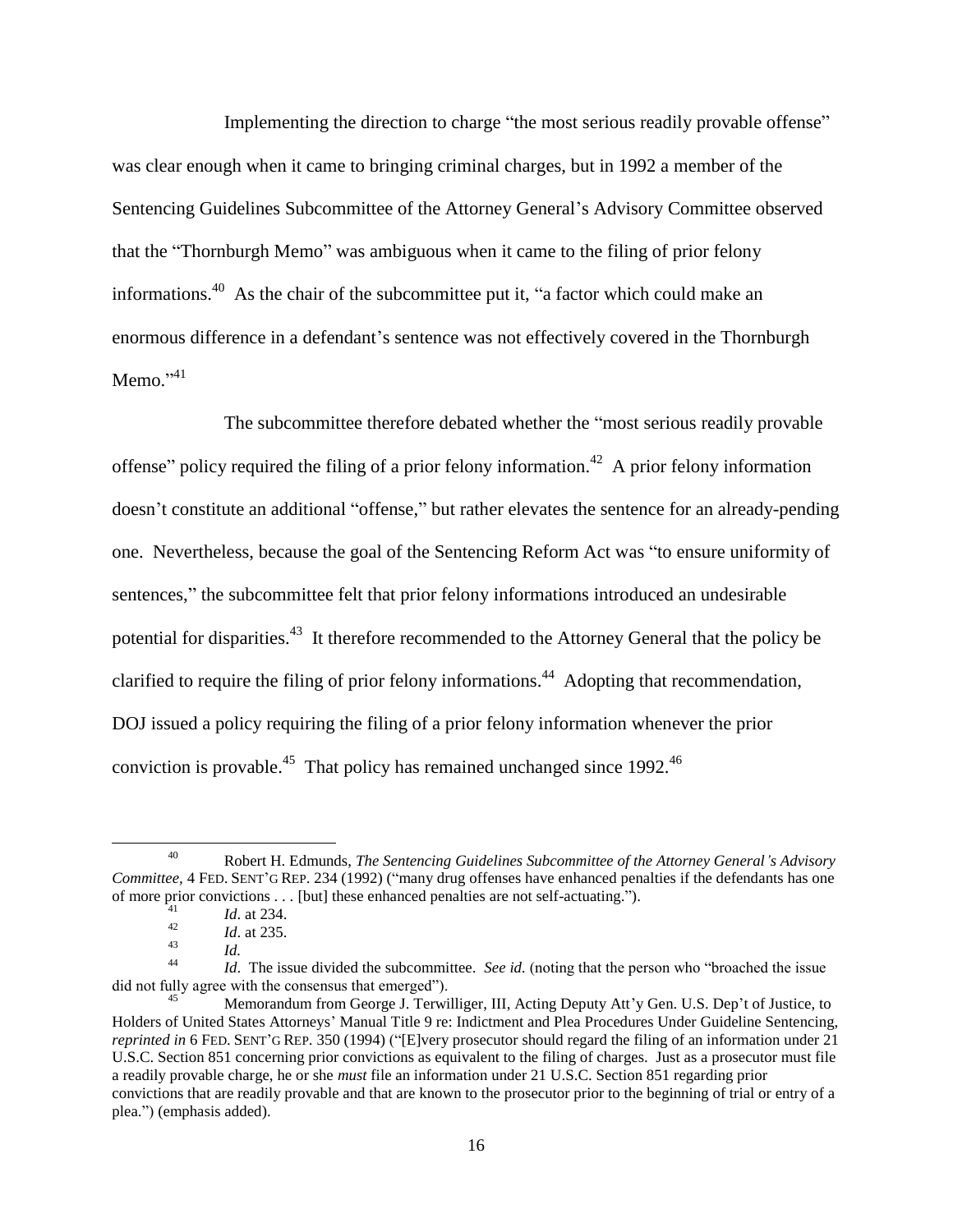Implementing the direction to charge "the most serious readily provable offense" was clear enough when it came to bringing criminal charges, but in 1992 a member of the Sentencing Guidelines Subcommittee of the Attorney General's Advisory Committee observed that the "Thornburgh Memo" was ambiguous when it came to the filing of prior felony informations.[40] As the chair of the subcommittee put it, "a factor which could make an enormous difference in a defendant's sentence was not effectively covered in the Thornburgh Memo."[41]

The subcommittee therefore debated whether the "most serious readily provable offense" policy required the filing of a prior felony information.[42] A prior felony information doesn't constitute an additional "offense," but rather elevates the sentence for an already-pending one. Nevertheless, because the goal of the Sentencing Reform Act was "to ensure uniformity of sentences," the subcommittee felt that prior felony informations introduced an undesirable potential for disparities.[43] It therefore recommended to the Attorney General that the policy be clarified to require the filing of prior felony informations.[44] Adopting that recommendation, DOJ issued a policy requiring the filing of a prior felony information whenever the prior conviction is provable.[45] That policy has remained unchanged since 1992.[46]

---

[40] Robert H. Edmunds, *The Sentencing Guidelines Subcommittee of the Attorney General's Advisory Committee*, 4 FED. SENT'G REP. 234 (1992) ("many drug offenses have enhanced penalties if the defendants has one of more prior convictions . . . [but] these enhanced penalties are not self-actuating.").

[41] *Id*. at 234.

[42] *Id*. at 235.

[43] *Id.*

[44] *Id*. The issue divided the subcommittee. *See id.* (noting that the person who "broached the issue did not fully agree with the consensus that emerged").

[45] Memorandum from George J. Terwilliger, III, Acting Deputy Att'y Gen. U.S. Dep't of Justice, to Holders of United States Attorneys' Manual Title 9 re: Indictment and Plea Procedures Under Guideline Sentencing, *reprinted in* 6 FED. SENT'G REP. 350 (1994) ("[E]very prosecutor should regard the filing of an information under 21 U.S.C. Section 851 concerning prior convictions as equivalent to the filing of charges. Just as a prosecutor must file a readily provable charge, he or she *must* file an information under 21 U.S.C. Section 851 regarding prior convictions that are readily provable and that are known to the prosecutor prior to the beginning of trial or entry of a plea.") (emphasis added).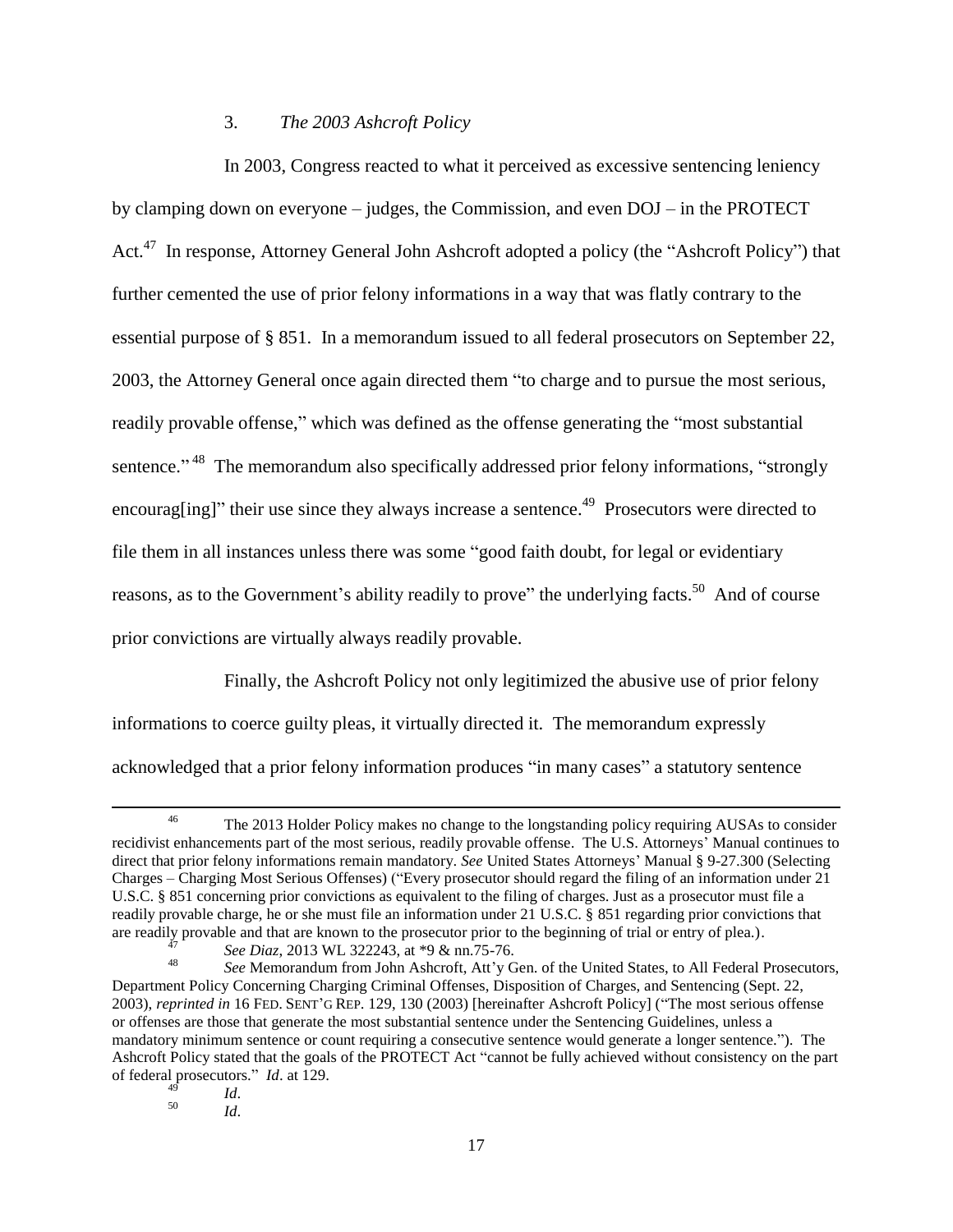### 3. *The 2003 Ashcroft Policy*

In 2003, Congress reacted to what it perceived as excessive sentencing leniency by clamping down on everyone – judges, the Commission, and even DOJ – in the PROTECT Act.[47] In response, Attorney General John Ashcroft adopted a policy (the "Ashcroft Policy") that further cemented the use of prior felony informations in a way that was flatly contrary to the essential purpose of § 851. In a memorandum issued to all federal prosecutors on September 22, 2003, the Attorney General once again directed them "to charge and to pursue the most serious, readily provable offense," which was defined as the offense generating the "most substantial sentence."[48] The memorandum also specifically addressed prior felony informations, "strongly encourag[ing]" their use since they always increase a sentence.[49] Prosecutors were directed to file them in all instances unless there was some "good faith doubt, for legal or evidentiary reasons, as to the Government's ability readily to prove" the underlying facts.[50] And of course prior convictions are virtually always readily provable.

Finally, the Ashcroft Policy not only legitimized the abusive use of prior felony informations to coerce guilty pleas, it virtually directed it. The memorandum expressly acknowledged that a prior felony information produces "in many cases" a statutory sentence

---

[46] The 2013 Holder Policy makes no change to the longstanding policy requiring AUSAs to consider recidivist enhancements part of the most serious, readily provable offense. The U.S. Attorneys' Manual continues to direct that prior felony informations remain mandatory. *See* United States Attorneys' Manual § 9-27.300 (Selecting Charges – Charging Most Serious Offenses) ("Every prosecutor should regard the filing of an information under 21 U.S.C. § 851 concerning prior convictions as equivalent to the filing of charges. Just as a prosecutor must file a readily provable charge, he or she must file an information under 21 U.S.C. § 851 regarding prior convictions that are readily provable and that are known to the prosecutor prior to the beginning of trial or entry of plea.).

[47] *See Diaz*, 2013 WL 322243, at *9 & nn.75-76.

[48] *See* Memorandum from John Ashcroft, Att'y Gen. of the United States, to All Federal Prosecutors, Department Policy Concerning Charging Criminal Offenses, Disposition of Charges, and Sentencing (Sept. 22, 2003), *reprinted in* 16 FED. SENT'G REP. 129, 130 (2003) [hereinafter Ashcroft Policy] ("The most serious offense or offenses are those that generate the most substantial sentence under the Sentencing Guidelines, unless a mandatory minimum sentence or count requiring a consecutive sentence would generate a longer sentence."). The Ashcroft Policy stated that the goals of the PROTECT Act "cannot be fully achieved without consistency on the part of federal prosecutors." *Id*. at 129.

[49] *Id*.

[50] *Id*.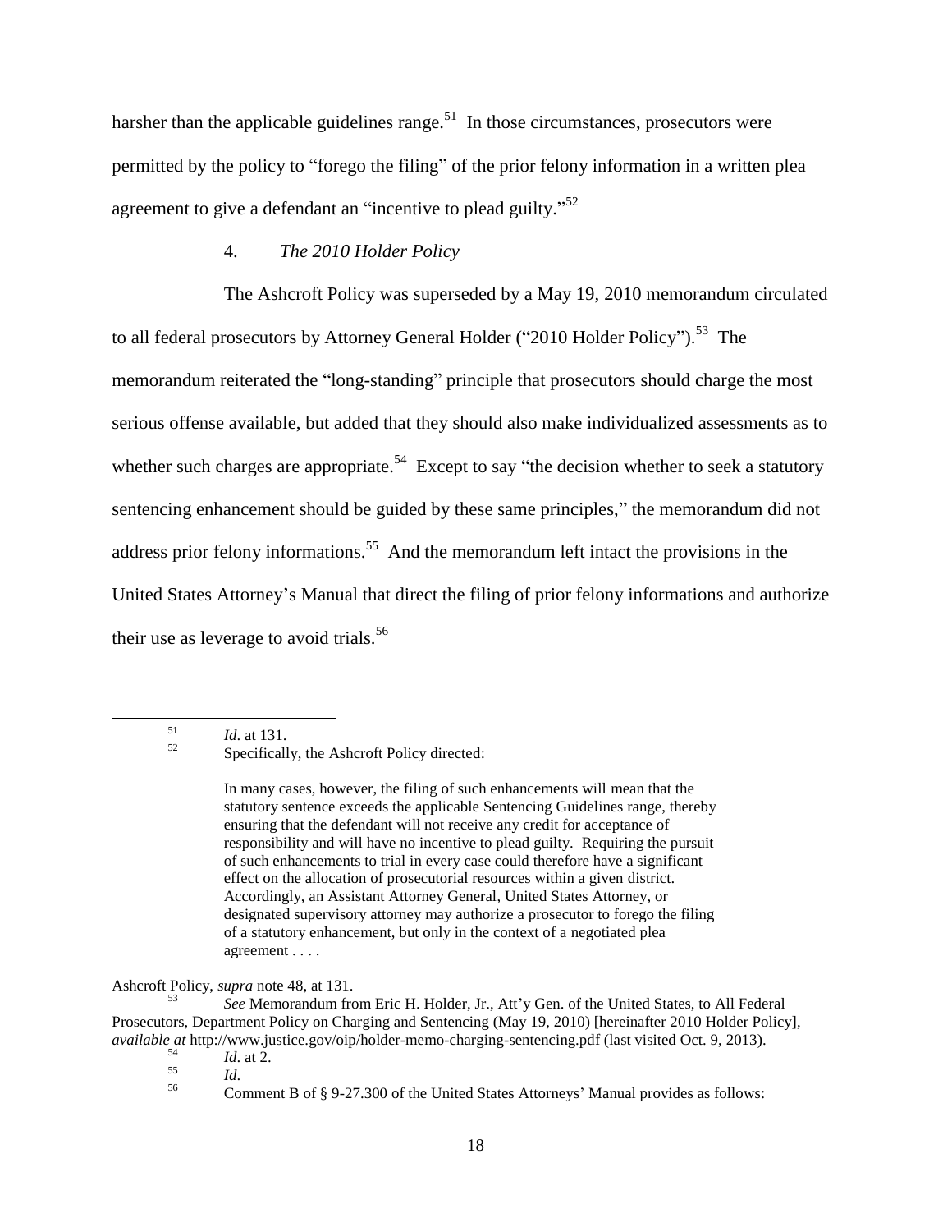harsher than the applicable guidelines range.[51] In those circumstances, prosecutors were permitted by the policy to "forego the filing" of the prior felony information in a written plea agreement to give a defendant an "incentive to plead guilty."[52]

### 4. *The 2010 Holder Policy*

The Ashcroft Policy was superseded by a May 19, 2010 memorandum circulated to all federal prosecutors by Attorney General Holder ("2010 Holder Policy").[53] The memorandum reiterated the "long-standing" principle that prosecutors should charge the most serious offense available, but added that they should also make individualized assessments as to whether such charges are appropriate.[54] Except to say "the decision whether to seek a statutory sentencing enhancement should be guided by these same principles," the memorandum did not address prior felony informations.[55] And the memorandum left intact the provisions in the United States Attorney's Manual that direct the filing of prior felony informations and authorize their use as leverage to avoid trials.[56]

---

[51] *Id*. at 131.

[52] Specifically, the Ashcroft Policy directed:

> In many cases, however, the filing of such enhancements will mean that the statutory sentence exceeds the applicable Sentencing Guidelines range, thereby ensuring that the defendant will not receive any credit for acceptance of responsibility and will have no incentive to plead guilty. Requiring the pursuit of such enhancements to trial in every case could therefore have a significant effect on the allocation of prosecutorial resources within a given district. Accordingly, an Assistant Attorney General, United States Attorney, or designated supervisory attorney may authorize a prosecutor to forego the filing of a statutory enhancement, but only in the context of a negotiated plea agreement . . . .

Ashcroft Policy, *supra* note 48, at 131.

[53] *See* Memorandum from Eric H. Holder, Jr., Att'y Gen. of the United States, to All Federal Prosecutors, Department Policy on Charging and Sentencing (May 19, 2010) [hereinafter 2010 Holder Policy], *available at* http://www.justice.gov/oip/holder-memo-charging-sentencing.pdf (last visited Oct. 9, 2013).

[54] *Id*. at 2.

[55] *Id*.

[56] Comment B of § 9-27.300 of the United States Attorneys' Manual provides as follows: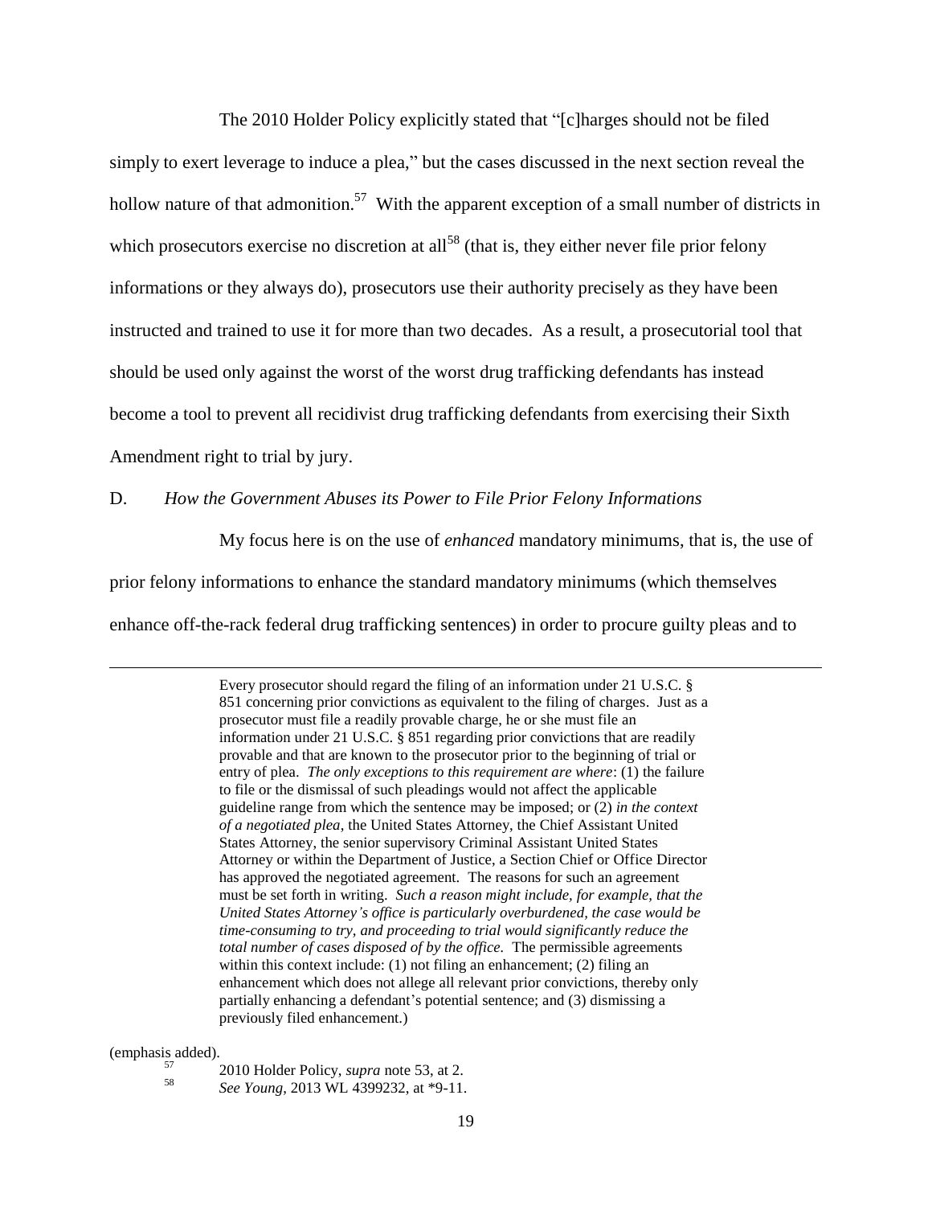The 2010 Holder Policy explicitly stated that "[c]harges should not be filed simply to exert leverage to induce a plea," but the cases discussed in the next section reveal the hollow nature of that admonition.[57] With the apparent exception of a small number of districts in which prosecutors exercise no discretion at all[58] (that is, they either never file prior felony informations or they always do), prosecutors use their authority precisely as they have been instructed and trained to use it for more than two decades. As a result, a prosecutorial tool that should be used only against the worst of the worst drug trafficking defendants has instead become a tool to prevent all recidivist drug trafficking defendants from exercising their Sixth Amendment right to trial by jury.

D. *How the Government Abuses its Power to File Prior Felony Informations*

My focus here is on the use of *enhanced* mandatory minimums, that is, the use of prior felony informations to enhance the standard mandatory minimums (which themselves enhance off-the-rack federal drug trafficking sentences) in order to procure guilty pleas and to

---

> Every prosecutor should regard the filing of an information under 21 U.S.C. § 851 concerning prior convictions as equivalent to the filing of charges. Just as a prosecutor must file a readily provable charge, he or she must file an information under 21 U.S.C. § 851 regarding prior convictions that are readily provable and that are known to the prosecutor prior to the beginning of trial or entry of plea. *The only exceptions to this requirement are where*: (1) the failure to file or the dismissal of such pleadings would not affect the applicable guideline range from which the sentence may be imposed; or (2) *in the context of a negotiated plea*, the United States Attorney, the Chief Assistant United States Attorney, the senior supervisory Criminal Assistant United States Attorney or within the Department of Justice, a Section Chief or Office Director has approved the negotiated agreement. The reasons for such an agreement must be set forth in writing. *Such a reason might include, for example, that the United States Attorney's office is particularly overburdened, the case would be time-consuming to try, and proceeding to trial would significantly reduce the total number of cases disposed of by the office.* The permissible agreements within this context include: (1) not filing an enhancement; (2) filing an enhancement which does not allege all relevant prior convictions, thereby only partially enhancing a defendant's potential sentence; and (3) dismissing a previously filed enhancement.)

(emphasis added).

[57] 2010 Holder Policy, *supra* note 53, at 2.

[58] *See Young*, 2013 WL 4399232, at *9-11.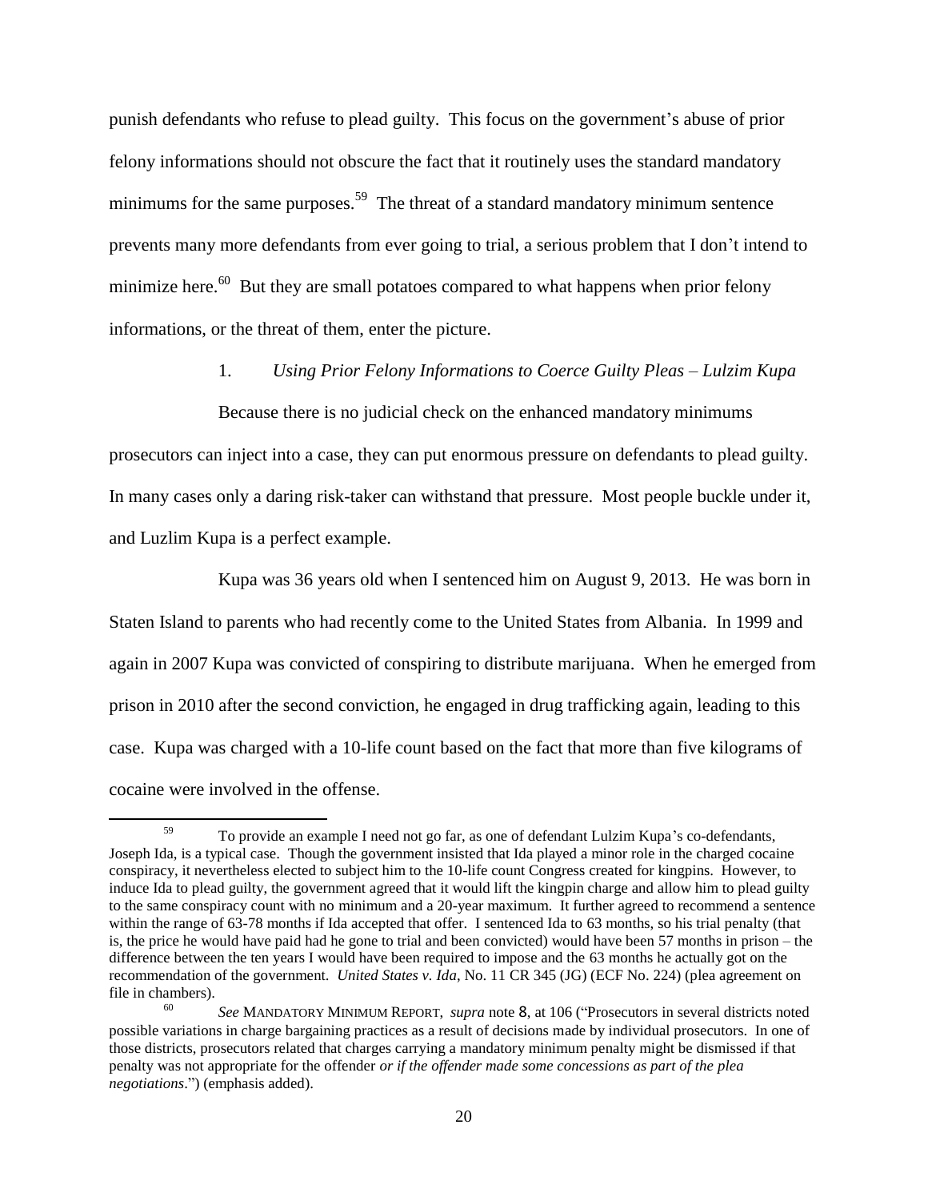punish defendants who refuse to plead guilty. This focus on the government's abuse of prior felony informations should not obscure the fact that it routinely uses the standard mandatory minimums for the same purposes.[59] The threat of a standard mandatory minimum sentence prevents many more defendants from ever going to trial, a serious problem that I don't intend to minimize here.[60] But they are small potatoes compared to what happens when prior felony informations, or the threat of them, enter the picture.

### 1. *Using Prior Felony Informations to Coerce Guilty Pleas – Lulzim Kupa*

Because there is no judicial check on the enhanced mandatory minimums prosecutors can inject into a case, they can put enormous pressure on defendants to plead guilty. In many cases only a daring risk-taker can withstand that pressure. Most people buckle under it, and Luzlim Kupa is a perfect example.

Kupa was 36 years old when I sentenced him on August 9, 2013. He was born in Staten Island to parents who had recently come to the United States from Albania. In 1999 and again in 2007 Kupa was convicted of conspiring to distribute marijuana. When he emerged from prison in 2010 after the second conviction, he engaged in drug trafficking again, leading to this case. Kupa was charged with a 10-life count based on the fact that more than five kilograms of cocaine were involved in the offense.

---

[59] To provide an example I need not go far, as one of defendant Lulzim Kupa's co-defendants, Joseph Ida, is a typical case. Though the government insisted that Ida played a minor role in the charged cocaine conspiracy, it nevertheless elected to subject him to the 10-life count Congress created for kingpins. However, to induce Ida to plead guilty, the government agreed that it would lift the kingpin charge and allow him to plead guilty to the same conspiracy count with no minimum and a 20-year maximum. It further agreed to recommend a sentence within the range of 63-78 months if Ida accepted that offer. I sentenced Ida to 63 months, so his trial penalty (that is, the price he would have paid had he gone to trial and been convicted) would have been 57 months in prison – the difference between the ten years I would have been required to impose and the 63 months he actually got on the recommendation of the government. *United States v. Ida*, No. 11 CR 345 (JG) (ECF No. 224) (plea agreement on file in chambers).

[60] *See* MANDATORY MINIMUM REPORT, *supra* note 8, at 106 ("Prosecutors in several districts noted possible variations in charge bargaining practices as a result of decisions made by individual prosecutors. In one of those districts, prosecutors related that charges carrying a mandatory minimum penalty might be dismissed if that penalty was not appropriate for the offender *or if the offender made some concessions as part of the plea negotiations*.") (emphasis added).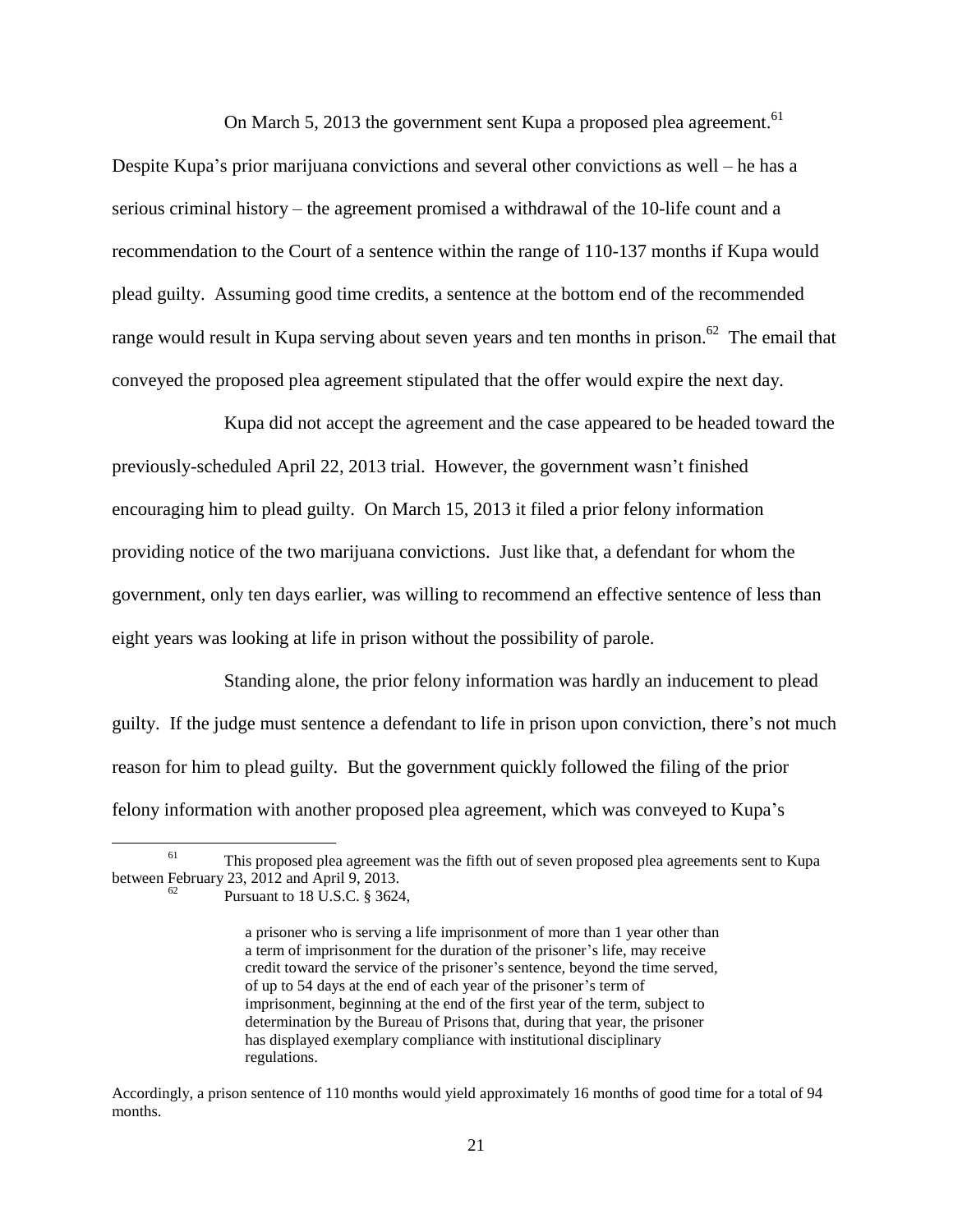On March 5, 2013 the government sent Kupa a proposed plea agreement.[61] Despite Kupa's prior marijuana convictions and several other convictions as well – he has a serious criminal history – the agreement promised a withdrawal of the 10-life count and a recommendation to the Court of a sentence within the range of 110-137 months if Kupa would plead guilty. Assuming good time credits, a sentence at the bottom end of the recommended range would result in Kupa serving about seven years and ten months in prison.[62] The email that conveyed the proposed plea agreement stipulated that the offer would expire the next day.

Kupa did not accept the agreement and the case appeared to be headed toward the previously-scheduled April 22, 2013 trial. However, the government wasn't finished encouraging him to plead guilty. On March 15, 2013 it filed a prior felony information providing notice of the two marijuana convictions. Just like that, a defendant for whom the government, only ten days earlier, was willing to recommend an effective sentence of less than eight years was looking at life in prison without the possibility of parole.

Standing alone, the prior felony information was hardly an inducement to plead guilty. If the judge must sentence a defendant to life in prison upon conviction, there's not much reason for him to plead guilty. But the government quickly followed the filing of the prior felony information with another proposed plea agreement, which was conveyed to Kupa's

---

[61] This proposed plea agreement was the fifth out of seven proposed plea agreements sent to Kupa between February 23, 2012 and April 9, 2013.

[62] Pursuant to 18 U.S.C. § 3624,

> a prisoner who is serving a life imprisonment of more than 1 year other than a term of imprisonment for the duration of the prisoner's life, may receive credit toward the service of the prisoner's sentence, beyond the time served, of up to 54 days at the end of each year of the prisoner's term of imprisonment, beginning at the end of the first year of the term, subject to determination by the Bureau of Prisons that, during that year, the prisoner has displayed exemplary compliance with institutional disciplinary regulations.

Accordingly, a prison sentence of 110 months would yield approximately 16 months of good time for a total of 94 months.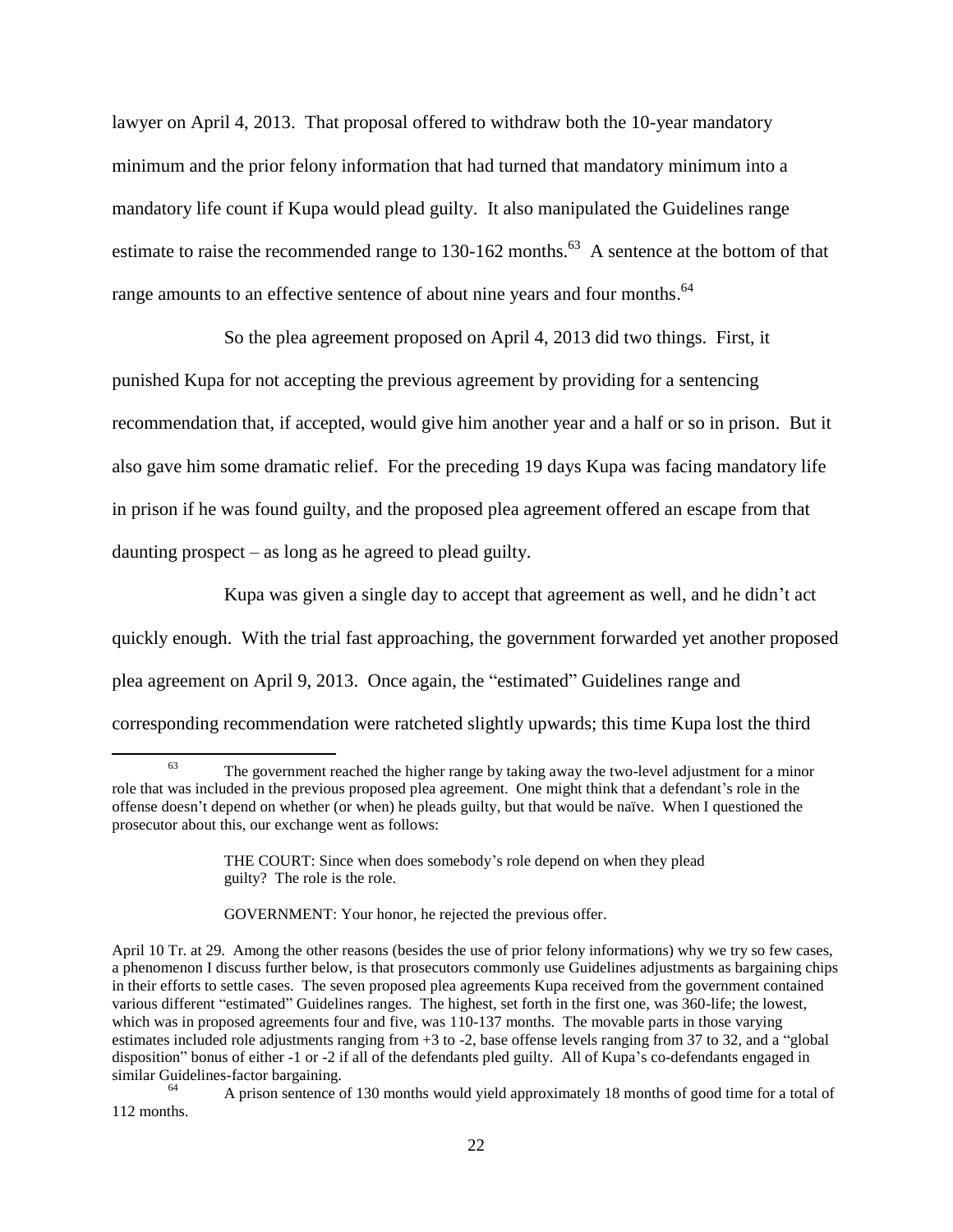lawyer on April 4, 2013. That proposal offered to withdraw both the 10-year mandatory minimum and the prior felony information that had turned that mandatory minimum into a mandatory life count if Kupa would plead guilty. It also manipulated the Guidelines range estimate to raise the recommended range to 130-162 months.[63] A sentence at the bottom of that range amounts to an effective sentence of about nine years and four months.[64]

So the plea agreement proposed on April 4, 2013 did two things. First, it punished Kupa for not accepting the previous agreement by providing for a sentencing recommendation that, if accepted, would give him another year and a half or so in prison. But it also gave him some dramatic relief. For the preceding 19 days Kupa was facing mandatory life in prison if he was found guilty, and the proposed plea agreement offered an escape from that daunting prospect – as long as he agreed to plead guilty.

Kupa was given a single day to accept that agreement as well, and he didn't act quickly enough. With the trial fast approaching, the government forwarded yet another proposed plea agreement on April 9, 2013. Once again, the "estimated" Guidelines range and corresponding recommendation were ratcheted slightly upwards; this time Kupa lost the third

---

[63] The government reached the higher range by taking away the two-level adjustment for a minor role that was included in the previous proposed plea agreement. One might think that a defendant's role in the offense doesn't depend on whether (or when) he pleads guilty, but that would be naïve. When I questioned the prosecutor about this, our exchange went as follows:

> THE COURT: Since when does somebody's role depend on when they plead guilty? The role is the role.
>
> GOVERNMENT: Your honor, he rejected the previous offer.

April 10 Tr. at 29. Among the other reasons (besides the use of prior felony informations) why we try so few cases, a phenomenon I discuss further below, is that prosecutors commonly use Guidelines adjustments as bargaining chips in their efforts to settle cases. The seven proposed plea agreements Kupa received from the government contained various different "estimated" Guidelines ranges. The highest, set forth in the first one, was 360-life; the lowest, which was in proposed agreements four and five, was 110-137 months. The movable parts in those varying estimates included role adjustments ranging from +3 to -2, base offense levels ranging from 37 to 32, and a "global disposition" bonus of either -1 or -2 if all of the defendants pled guilty. All of Kupa's co-defendants engaged in similar Guidelines-factor bargaining.

[64] A prison sentence of 130 months would yield approximately 18 months of good time for a total of 112 months.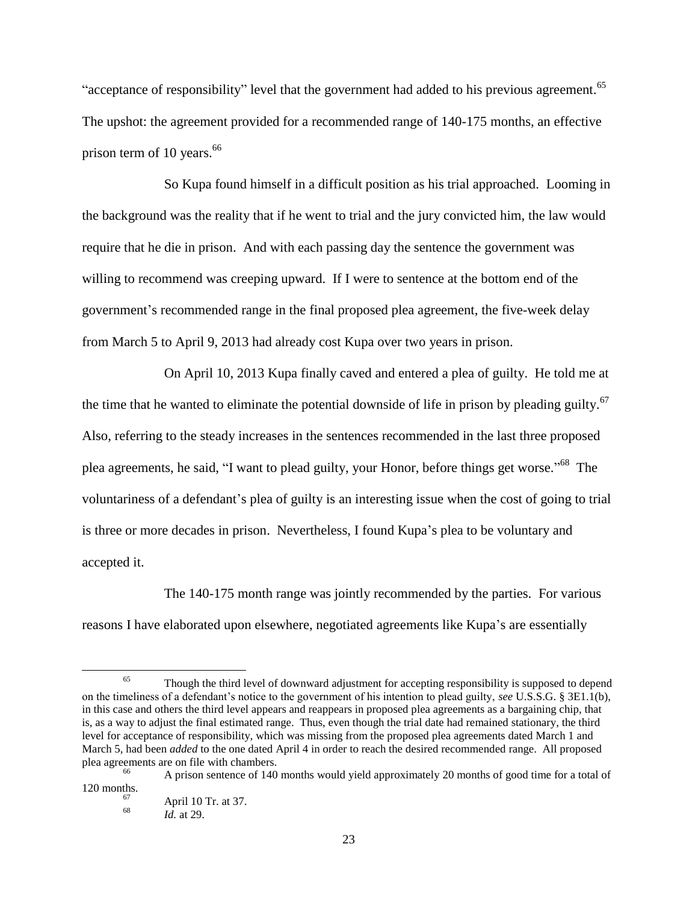"acceptance of responsibility" level that the government had added to his previous agreement.[65] The upshot: the agreement provided for a recommended range of 140-175 months, an effective prison term of 10 years.[66]

So Kupa found himself in a difficult position as his trial approached. Looming in the background was the reality that if he went to trial and the jury convicted him, the law would require that he die in prison. And with each passing day the sentence the government was willing to recommend was creeping upward. If I were to sentence at the bottom end of the government's recommended range in the final proposed plea agreement, the five-week delay from March 5 to April 9, 2013 had already cost Kupa over two years in prison.

On April 10, 2013 Kupa finally caved and entered a plea of guilty. He told me at the time that he wanted to eliminate the potential downside of life in prison by pleading guilty.[67] Also, referring to the steady increases in the sentences recommended in the last three proposed plea agreements, he said, "I want to plead guilty, your Honor, before things get worse."[68] The voluntariness of a defendant's plea of guilty is an interesting issue when the cost of going to trial is three or more decades in prison. Nevertheless, I found Kupa's plea to be voluntary and accepted it.

The 140-175 month range was jointly recommended by the parties. For various reasons I have elaborated upon elsewhere, negotiated agreements like Kupa's are essentially

---

[65] Though the third level of downward adjustment for accepting responsibility is supposed to depend on the timeliness of a defendant's notice to the government of his intention to plead guilty, *see* U.S.S.G. § 3E1.1(b), in this case and others the third level appears and reappears in proposed plea agreements as a bargaining chip, that is, as a way to adjust the final estimated range. Thus, even though the trial date had remained stationary, the third level for acceptance of responsibility, which was missing from the proposed plea agreements dated March 1 and March 5, had been *added* to the one dated April 4 in order to reach the desired recommended range. All proposed plea agreements are on file with chambers.

[66] A prison sentence of 140 months would yield approximately 20 months of good time for a total of 120 months.

[67] April 10 Tr. at 37.

[68] *Id.* at 29.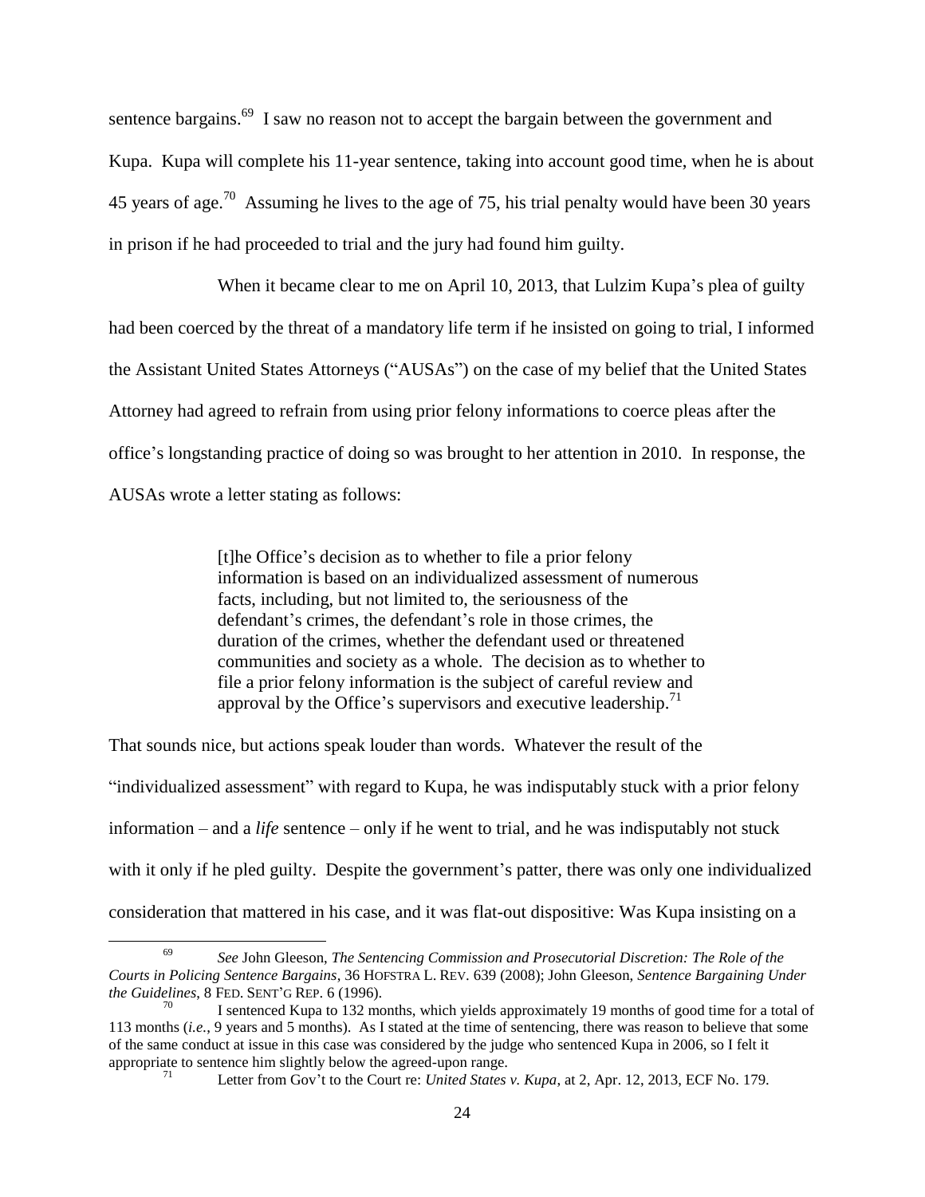sentence bargains.[69] I saw no reason not to accept the bargain between the government and Kupa. Kupa will complete his 11-year sentence, taking into account good time, when he is about 45 years of age.[70] Assuming he lives to the age of 75, his trial penalty would have been 30 years in prison if he had proceeded to trial and the jury had found him guilty.

When it became clear to me on April 10, 2013, that Lulzim Kupa's plea of guilty had been coerced by the threat of a mandatory life term if he insisted on going to trial, I informed the Assistant United States Attorneys ("AUSAs") on the case of my belief that the United States Attorney had agreed to refrain from using prior felony informations to coerce pleas after the office's longstanding practice of doing so was brought to her attention in 2010. In response, the AUSAs wrote a letter stating as follows:

> [t]he Office's decision as to whether to file a prior felony information is based on an individualized assessment of numerous facts, including, but not limited to, the seriousness of the defendant's crimes, the defendant's role in those crimes, the duration of the crimes, whether the defendant used or threatened communities and society as a whole. The decision as to whether to file a prior felony information is the subject of careful review and approval by the Office's supervisors and executive leadership.[71]

That sounds nice, but actions speak louder than words. Whatever the result of the "individualized assessment" with regard to Kupa, he was indisputably stuck with a prior felony information – and a *life* sentence – only if he went to trial, and he was indisputably not stuck with it only if he pled guilty. Despite the government's patter, there was only one individualized consideration that mattered in his case, and it was flat-out dispositive: Was Kupa insisting on a

---

[69] *See* John Gleeson, *The Sentencing Commission and Prosecutorial Discretion: The Role of the Courts in Policing Sentence Bargains*, 36 HOFSTRA L. REV. 639 (2008); John Gleeson, *Sentence Bargaining Under the Guidelines*, 8 FED. SENT'G REP. 6 (1996).

[70] I sentenced Kupa to 132 months, which yields approximately 19 months of good time for a total of 113 months (*i.e.*, 9 years and 5 months). As I stated at the time of sentencing, there was reason to believe that some of the same conduct at issue in this case was considered by the judge who sentenced Kupa in 2006, so I felt it appropriate to sentence him slightly below the agreed-upon range.

[71] Letter from Gov't to the Court re: *United States v. Kupa*, at 2, Apr. 12, 2013, ECF No. 179.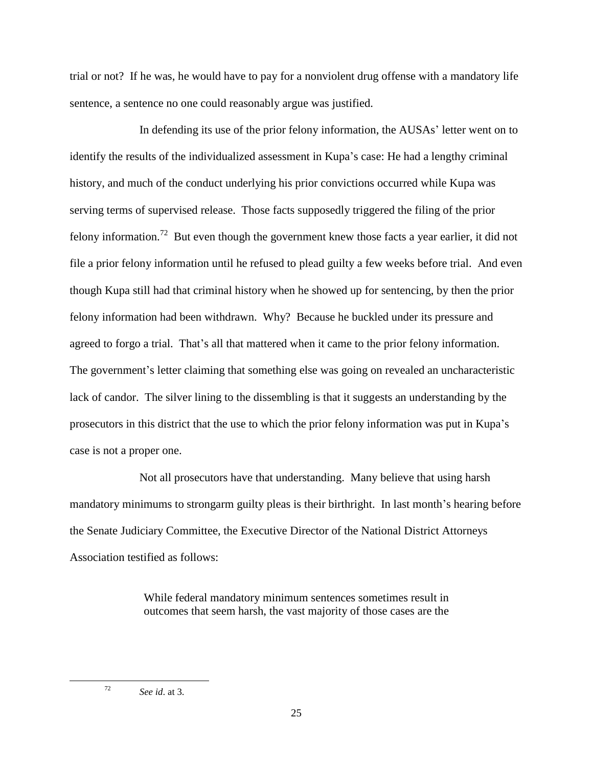trial or not? If he was, he would have to pay for a nonviolent drug offense with a mandatory life sentence, a sentence no one could reasonably argue was justified.

In defending its use of the prior felony information, the AUSAs' letter went on to identify the results of the individualized assessment in Kupa's case: He had a lengthy criminal history, and much of the conduct underlying his prior convictions occurred while Kupa was serving terms of supervised release. Those facts supposedly triggered the filing of the prior felony information.[72] But even though the government knew those facts a year earlier, it did not file a prior felony information until he refused to plead guilty a few weeks before trial. And even though Kupa still had that criminal history when he showed up for sentencing, by then the prior felony information had been withdrawn. Why? Because he buckled under its pressure and agreed to forgo a trial. That's all that mattered when it came to the prior felony information. The government's letter claiming that something else was going on revealed an uncharacteristic lack of candor. The silver lining to the dissembling is that it suggests an understanding by the prosecutors in this district that the use to which the prior felony information was put in Kupa's case is not a proper one.

Not all prosecutors have that understanding. Many believe that using harsh mandatory minimums to strongarm guilty pleas is their birthright. In last month's hearing before the Senate Judiciary Committee, the Executive Director of the National District Attorneys Association testified as follows:

> While federal mandatory minimum sentences sometimes result in outcomes that seem harsh, the vast majority of those cases are the

---

[72] *See id*. at 3.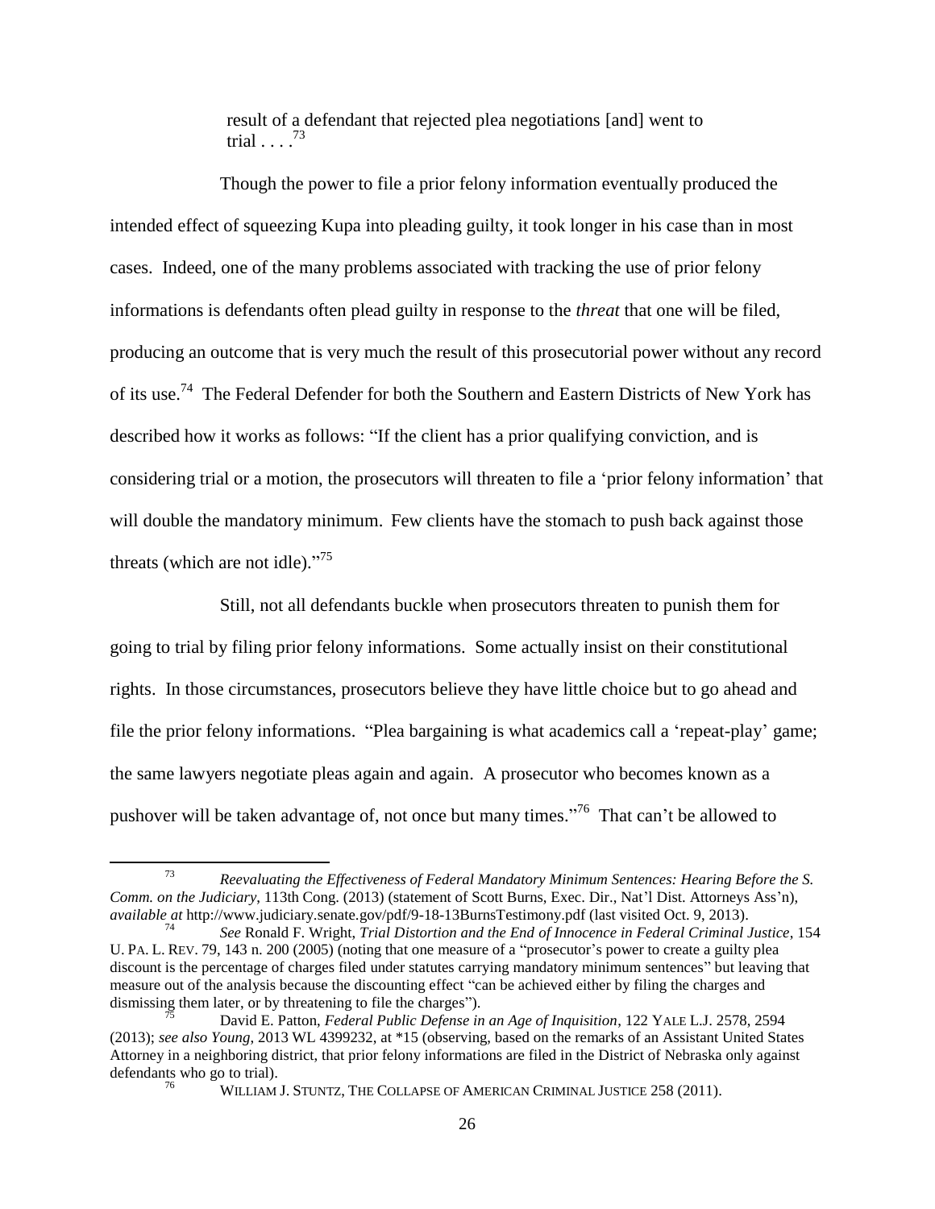> result of a defendant that rejected plea negotiations [and] went to trial . . . .[73]

Though the power to file a prior felony information eventually produced the intended effect of squeezing Kupa into pleading guilty, it took longer in his case than in most cases. Indeed, one of the many problems associated with tracking the use of prior felony informations is defendants often plead guilty in response to the *threat* that one will be filed, producing an outcome that is very much the result of this prosecutorial power without any record of its use.[74] The Federal Defender for both the Southern and Eastern Districts of New York has described how it works as follows: "If the client has a prior qualifying conviction, and is considering trial or a motion, the prosecutors will threaten to file a 'prior felony information' that will double the mandatory minimum. Few clients have the stomach to push back against those threats (which are not idle)."[75]

Still, not all defendants buckle when prosecutors threaten to punish them for going to trial by filing prior felony informations. Some actually insist on their constitutional rights. In those circumstances, prosecutors believe they have little choice but to go ahead and file the prior felony informations. "Plea bargaining is what academics call a 'repeat-play' game; the same lawyers negotiate pleas again and again. A prosecutor who becomes known as a pushover will be taken advantage of, not once but many times."[76] That can't be allowed to

---

[73] *Reevaluating the Effectiveness of Federal Mandatory Minimum Sentences: Hearing Before the S. Comm. on the Judiciary*, 113th Cong. (2013) (statement of Scott Burns, Exec. Dir., Nat'l Dist. Attorneys Ass'n), *available at* http://www.judiciary.senate.gov/pdf/9-18-13BurnsTestimony.pdf (last visited Oct. 9, 2013).

[74] *See* Ronald F. Wright, *Trial Distortion and the End of Innocence in Federal Criminal Justice*, 154 U. PA. L. REV. 79, 143 n. 200 (2005) (noting that one measure of a "prosecutor's power to create a guilty plea discount is the percentage of charges filed under statutes carrying mandatory minimum sentences" but leaving that measure out of the analysis because the discounting effect "can be achieved either by filing the charges and dismissing them later, or by threatening to file the charges").

[75] David E. Patton, *Federal Public Defense in an Age of Inquisition*, 122 YALE L.J. 2578, 2594 (2013); *see also Young*, 2013 WL 4399232, at *15 (observing, based on the remarks of an Assistant United States Attorney in a neighboring district, that prior felony informations are filed in the District of Nebraska only against defendants who go to trial).

[76] WILLIAM J. STUNTZ, THE COLLAPSE OF AMERICAN CRIMINAL JUSTICE 258 (2011).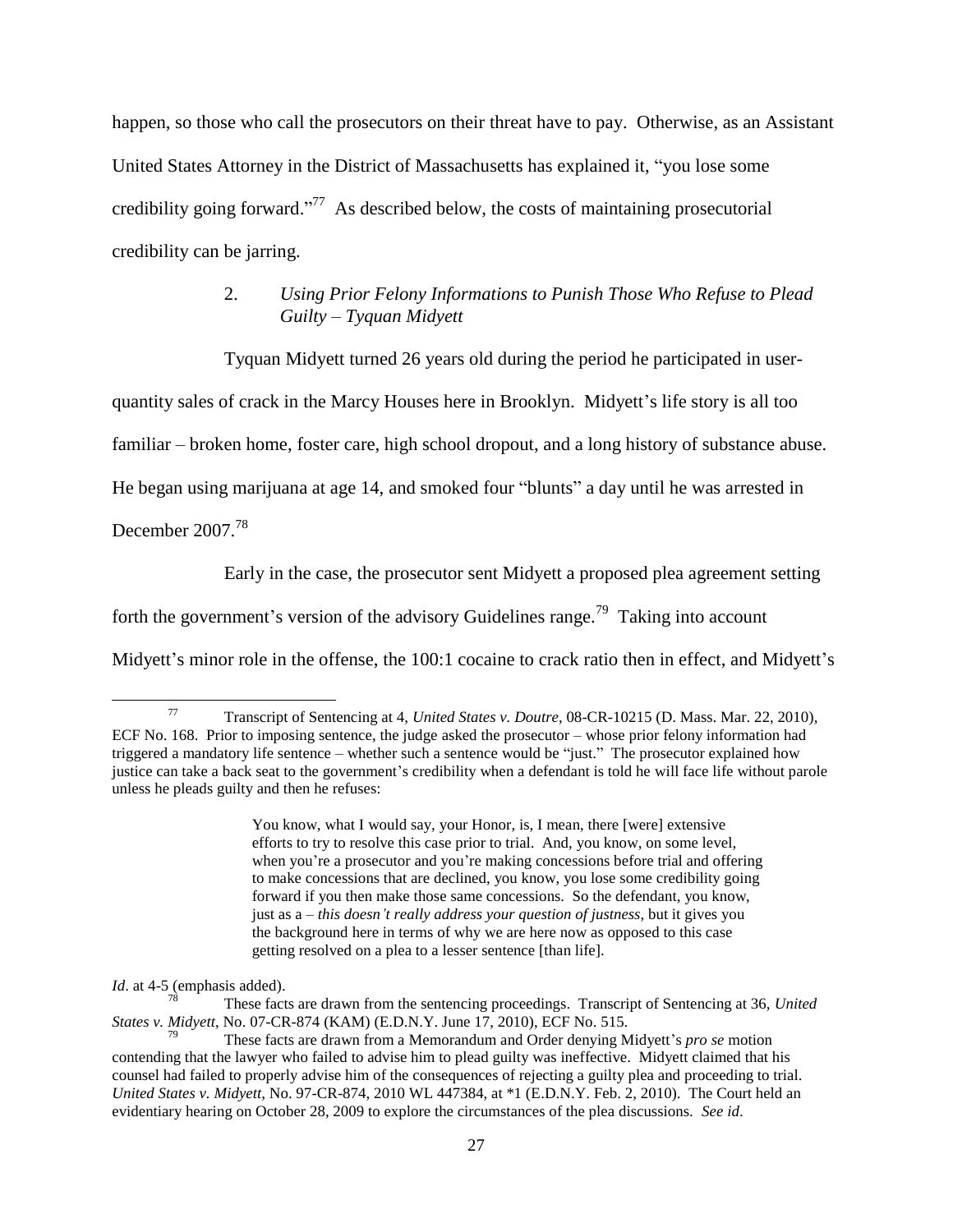happen, so those who call the prosecutors on their threat have to pay. Otherwise, as an Assistant United States Attorney in the District of Massachusetts has explained it, "you lose some credibility going forward."[77] As described below, the costs of maintaining prosecutorial credibility can be jarring.

### 2. *Using Prior Felony Informations to Punish Those Who Refuse to Plead Guilty – Tyquan Midyett*

Tyquan Midyett turned 26 years old during the period he participated in user-quantity sales of crack in the Marcy Houses here in Brooklyn. Midyett's life story is all too familiar – broken home, foster care, high school dropout, and a long history of substance abuse. He began using marijuana at age 14, and smoked four "blunts" a day until he was arrested in December 2007.[78]

Early in the case, the prosecutor sent Midyett a proposed plea agreement setting forth the government's version of the advisory Guidelines range.[79] Taking into account Midyett's minor role in the offense, the 100:1 cocaine to crack ratio then in effect, and Midyett's

---

[77] Transcript of Sentencing at 4, *United States v. Doutre*, 08-CR-10215 (D. Mass. Mar. 22, 2010), ECF No. 168. Prior to imposing sentence, the judge asked the prosecutor – whose prior felony information had triggered a mandatory life sentence – whether such a sentence would be "just." The prosecutor explained how justice can take a back seat to the government's credibility when a defendant is told he will face life without parole unless he pleads guilty and then he refuses:

> You know, what I would say, your Honor, is, I mean, there [were] extensive efforts to try to resolve this case prior to trial. And, you know, on some level, when you're a prosecutor and you're making concessions before trial and offering to make concessions that are declined, you know, you lose some credibility going forward if you then make those same concessions. So the defendant, you know, just as a – *this doesn't really address your question of justness*, but it gives you the background here in terms of why we are here now as opposed to this case getting resolved on a plea to a lesser sentence [than life].

*Id*. at 4-5 (emphasis added).

[78] These facts are drawn from the sentencing proceedings. Transcript of Sentencing at 36, *United States v. Midyett*, No. 07-CR-874 (KAM) (E.D.N.Y. June 17, 2010), ECF No. 515.

[79] These facts are drawn from a Memorandum and Order denying Midyett's *pro se* motion contending that the lawyer who failed to advise him to plead guilty was ineffective. Midyett claimed that his counsel had failed to properly advise him of the consequences of rejecting a guilty plea and proceeding to trial. *United States v. Midyett*, No. 97-CR-874, 2010 WL 447384, at *1 (E.D.N.Y. Feb. 2, 2010). The Court held an evidentiary hearing on October 28, 2009 to explore the circumstances of the plea discussions. *See id*.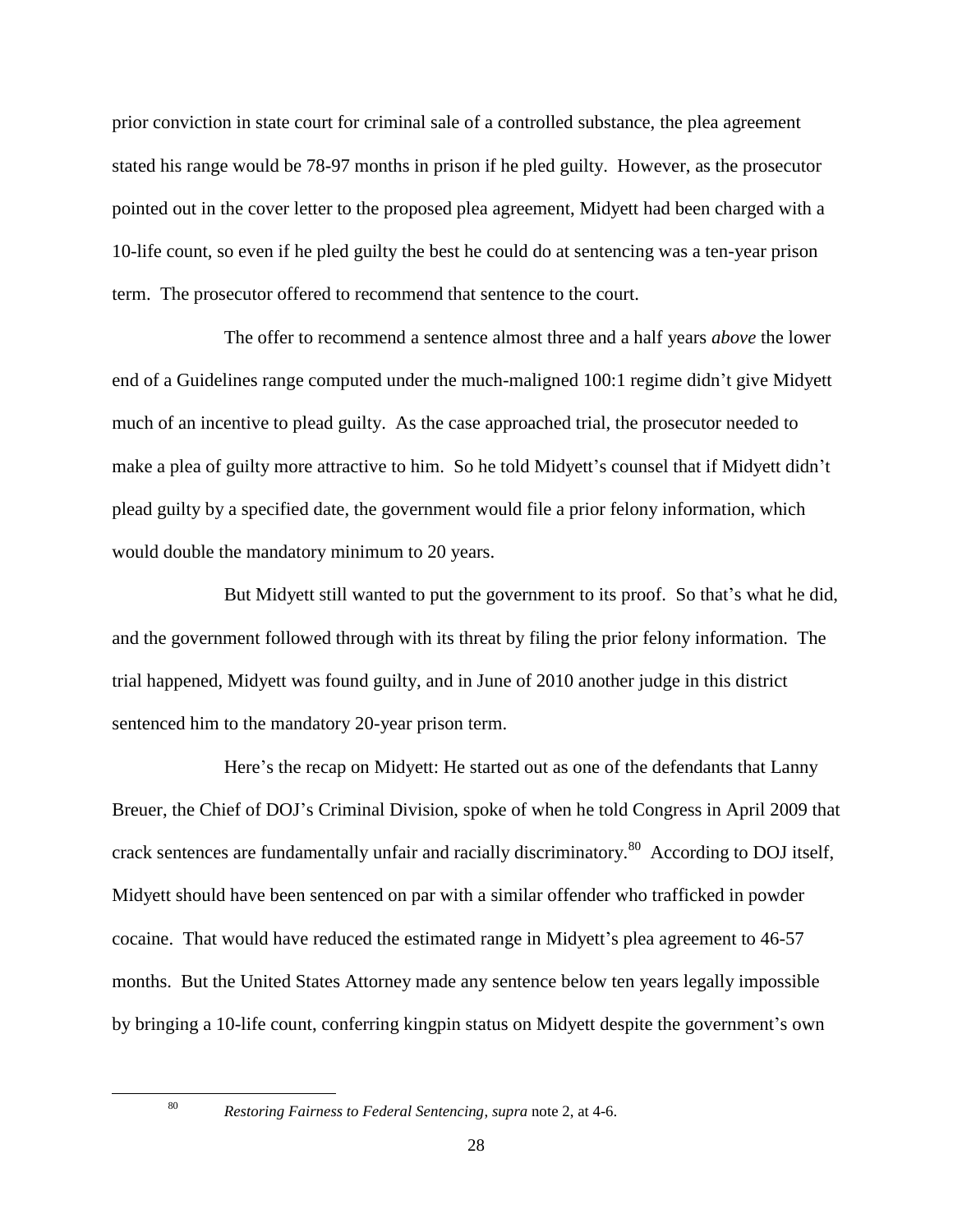prior conviction in state court for criminal sale of a controlled substance, the plea agreement stated his range would be 78-97 months in prison if he pled guilty. However, as the prosecutor pointed out in the cover letter to the proposed plea agreement, Midyett had been charged with a 10-life count, so even if he pled guilty the best he could do at sentencing was a ten-year prison term. The prosecutor offered to recommend that sentence to the court.

The offer to recommend a sentence almost three and a half years *above* the lower end of a Guidelines range computed under the much-maligned 100:1 regime didn't give Midyett much of an incentive to plead guilty. As the case approached trial, the prosecutor needed to make a plea of guilty more attractive to him. So he told Midyett's counsel that if Midyett didn't plead guilty by a specified date, the government would file a prior felony information, which would double the mandatory minimum to 20 years.

But Midyett still wanted to put the government to its proof. So that's what he did, and the government followed through with its threat by filing the prior felony information. The trial happened, Midyett was found guilty, and in June of 2010 another judge in this district sentenced him to the mandatory 20-year prison term.

Here's the recap on Midyett: He started out as one of the defendants that Lanny Breuer, the Chief of DOJ's Criminal Division, spoke of when he told Congress in April 2009 that crack sentences are fundamentally unfair and racially discriminatory.[80] According to DOJ itself, Midyett should have been sentenced on par with a similar offender who trafficked in powder cocaine. That would have reduced the estimated range in Midyett's plea agreement to 46-57 months. But the United States Attorney made any sentence below ten years legally impossible by bringing a 10-life count, conferring kingpin status on Midyett despite the government's own

---

[80] *Restoring Fairness to Federal Sentencing*, *supra* note 2, at 4-6.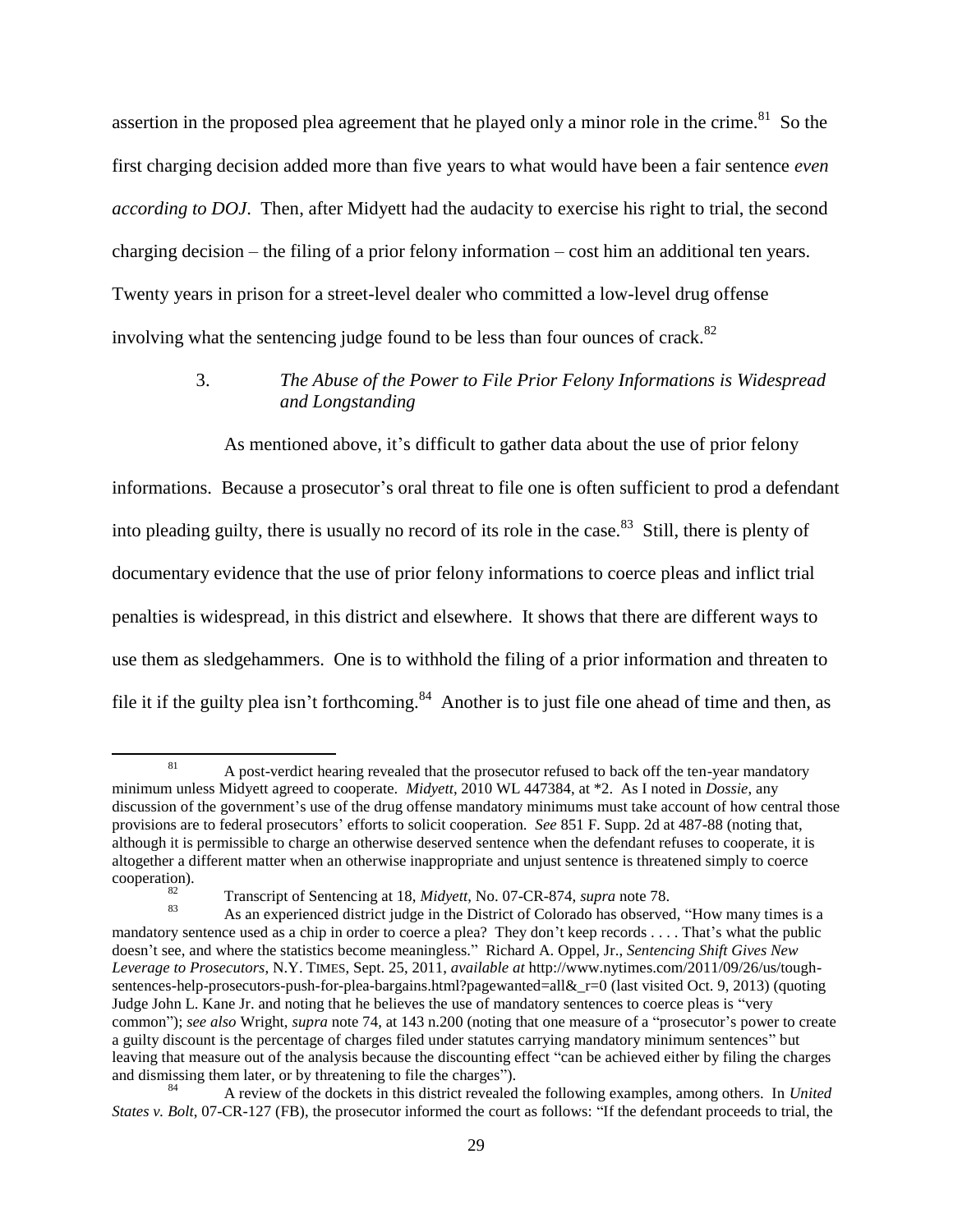assertion in the proposed plea agreement that he played only a minor role in the crime.[81] So the first charging decision added more than five years to what would have been a fair sentence *even according to DOJ*. Then, after Midyett had the audacity to exercise his right to trial, the second charging decision – the filing of a prior felony information – cost him an additional ten years. Twenty years in prison for a street-level dealer who committed a low-level drug offense involving what the sentencing judge found to be less than four ounces of crack.[82]

### 3. *The Abuse of the Power to File Prior Felony Informations is Widespread and Longstanding*

As mentioned above, it's difficult to gather data about the use of prior felony informations. Because a prosecutor's oral threat to file one is often sufficient to prod a defendant into pleading guilty, there is usually no record of its role in the case.[83] Still, there is plenty of documentary evidence that the use of prior felony informations to coerce pleas and inflict trial penalties is widespread, in this district and elsewhere. It shows that there are different ways to use them as sledgehammers. One is to withhold the filing of a prior information and threaten to file it if the guilty plea isn't forthcoming.[84] Another is to just file one ahead of time and then, as

---

[81] A post-verdict hearing revealed that the prosecutor refused to back off the ten-year mandatory minimum unless Midyett agreed to cooperate. *Midyett*, 2010 WL 447384, at *2. As I noted in *Dossie*, any discussion of the government's use of the drug offense mandatory minimums must take account of how central those provisions are to federal prosecutors' efforts to solicit cooperation. *See* 851 F. Supp. 2d at 487-88 (noting that, although it is permissible to charge an otherwise deserved sentence when the defendant refuses to cooperate, it is altogether a different matter when an otherwise inappropriate and unjust sentence is threatened simply to coerce cooperation).

[82] Transcript of Sentencing at 18, *Midyett*, No. 07-CR-874, *supra* note 78.

[83] As an experienced district judge in the District of Colorado has observed, "How many times is a mandatory sentence used as a chip in order to coerce a plea? They don't keep records . . . . That's what the public doesn't see, and where the statistics become meaningless." Richard A. Oppel, Jr., *Sentencing Shift Gives New Leverage to Prosecutors*, N.Y. TIMES, Sept. 25, 2011, *available at* http://www.nytimes.com/2011/09/26/us/tough-sentences-help-prosecutors-push-for-plea-bargains.html?pagewanted=all&_r=0 (last visited Oct. 9, 2013) (quoting Judge John L. Kane Jr. and noting that he believes the use of mandatory sentences to coerce pleas is "very common"); *see also* Wright, *supra* note 74, at 143 n.200 (noting that one measure of a "prosecutor's power to create a guilty discount is the percentage of charges filed under statutes carrying mandatory minimum sentences" but leaving that measure out of the analysis because the discounting effect "can be achieved either by filing the charges and dismissing them later, or by threatening to file the charges").

[84] A review of the dockets in this district revealed the following examples, among others. In *United States v. Bolt*, 07-CR-127 (FB), the prosecutor informed the court as follows: "If the defendant proceeds to trial, the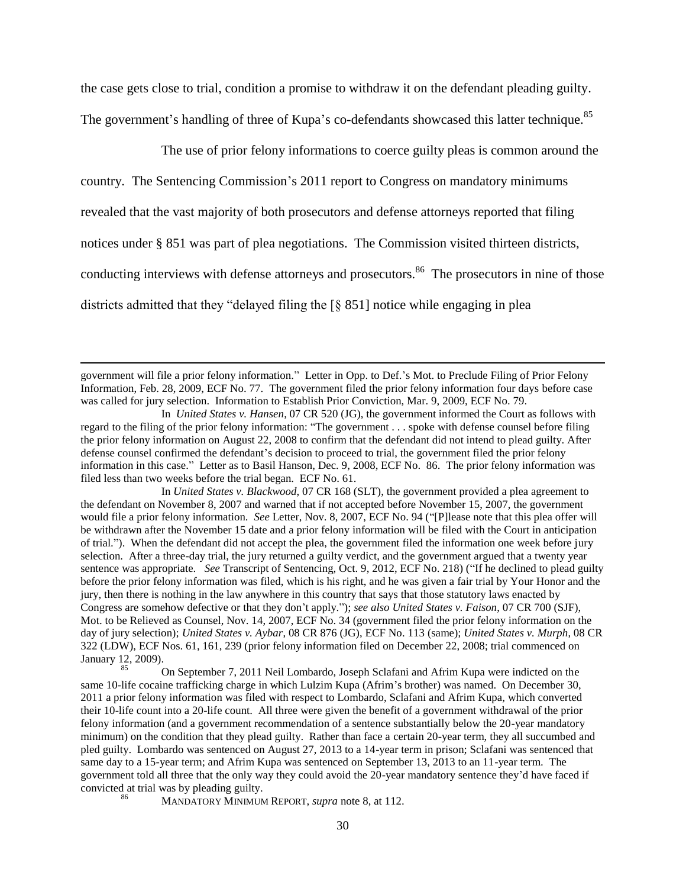the case gets close to trial, condition a promise to withdraw it on the defendant pleading guilty. The government's handling of three of Kupa's co-defendants showcased this latter technique.[85]

The use of prior felony informations to coerce guilty pleas is common around the country. The Sentencing Commission's 2011 report to Congress on mandatory minimums revealed that the vast majority of both prosecutors and defense attorneys reported that filing notices under § 851 was part of plea negotiations. The Commission visited thirteen districts, conducting interviews with defense attorneys and prosecutors.[86] The prosecutors in nine of those districts admitted that they "delayed filing the [§ 851] notice while engaging in plea

---

government will file a prior felony information." Letter in Opp. to Def.'s Mot. to Preclude Filing of Prior Felony Information, Feb. 28, 2009, ECF No. 77. The government filed the prior felony information four days before case was called for jury selection. Information to Establish Prior Conviction, Mar. 9, 2009, ECF No. 79.

In *United States v. Hansen*, 07 CR 520 (JG), the government informed the Court as follows with regard to the filing of the prior felony information: "The government . . . spoke with defense counsel before filing the prior felony information on August 22, 2008 to confirm that the defendant did not intend to plead guilty. After defense counsel confirmed the defendant's decision to proceed to trial, the government filed the prior felony information in this case." Letter as to Basil Hanson, Dec. 9, 2008, ECF No. 86. The prior felony information was filed less than two weeks before the trial began. ECF No. 61.

In *United States v. Blackwood*, 07 CR 168 (SLT), the government provided a plea agreement to the defendant on November 8, 2007 and warned that if not accepted before November 15, 2007, the government would file a prior felony information. *See* Letter, Nov. 8, 2007, ECF No. 94 ("[P]lease note that this plea offer will be withdrawn after the November 15 date and a prior felony information will be filed with the Court in anticipation of trial."). When the defendant did not accept the plea, the government filed the information one week before jury selection. After a three-day trial, the jury returned a guilty verdict, and the government argued that a twenty year sentence was appropriate. *See* Transcript of Sentencing, Oct. 9, 2012, ECF No. 218) ("If he declined to plead guilty before the prior felony information was filed, which is his right, and he was given a fair trial by Your Honor and the jury, then there is nothing in the law anywhere in this country that says that those statutory laws enacted by Congress are somehow defective or that they don't apply."); *see also United States v. Faison*, 07 CR 700 (SJF), Mot. to be Relieved as Counsel, Nov. 14, 2007, ECF No. 34 (government filed the prior felony information on the day of jury selection); *United States v. Aybar*, 08 CR 876 (JG), ECF No. 113 (same); *United States v. Murph*, 08 CR 322 (LDW), ECF Nos. 61, 161, 239 (prior felony information filed on December 22, 2008; trial commenced on January 12, 2009).

[85] On September 7, 2011 Neil Lombardo, Joseph Sclafani and Afrim Kupa were indicted on the same 10-life cocaine trafficking charge in which Lulzim Kupa (Afrim's brother) was named. On December 30, 2011 a prior felony information was filed with respect to Lombardo, Sclafani and Afrim Kupa, which converted their 10-life count into a 20-life count. All three were given the benefit of a government withdrawal of the prior felony information (and a government recommendation of a sentence substantially below the 20-year mandatory minimum) on the condition that they plead guilty. Rather than face a certain 20-year term, they all succumbed and pled guilty. Lombardo was sentenced on August 27, 2013 to a 14-year term in prison; Sclafani was sentenced that same day to a 15-year term; and Afrim Kupa was sentenced on September 13, 2013 to an 11-year term. The government told all three that the only way they could avoid the 20-year mandatory sentence they'd have faced if convicted at trial was by pleading guilty.

[86] MANDATORY MINIMUM REPORT, *supra* note 8, at 112.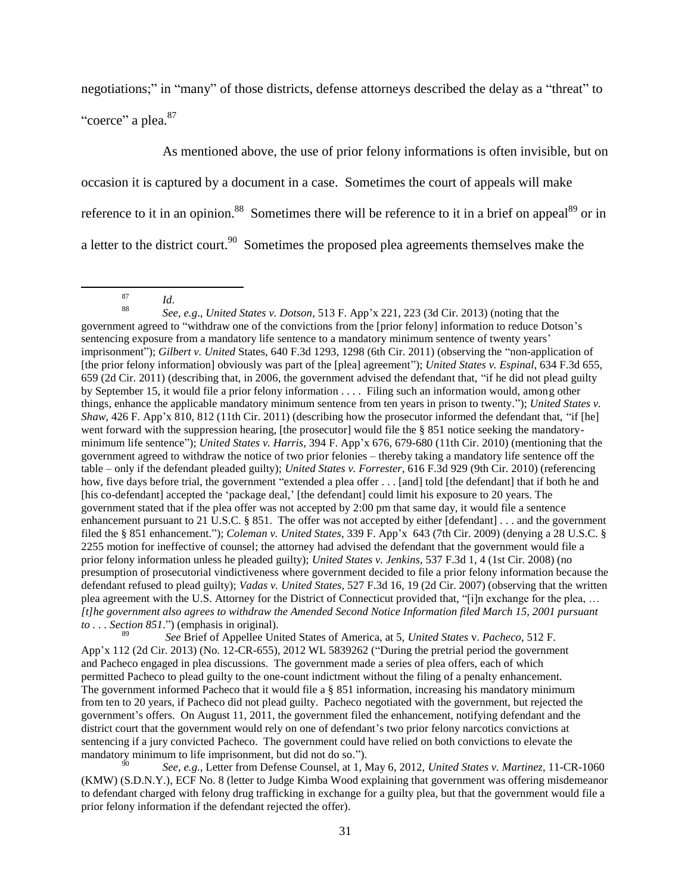negotiations;" in "many" of those districts, defense attorneys described the delay as a "threat" to "coerce" a plea.[87]

As mentioned above, the use of prior felony informations is often invisible, but on occasion it is captured by a document in a case. Sometimes the court of appeals will make reference to it in an opinion.[88] Sometimes there will be reference to it in a brief on appeal[89] or in a letter to the district court.[90] Sometimes the proposed plea agreements themselves make the

---

[87] *Id.*

[88] *See, e.g*., *United States v. Dotson,* 513 F. App'x 221, 223 (3d Cir. 2013) (noting that the government agreed to "withdraw one of the convictions from the [prior felony] information to reduce Dotson's sentencing exposure from a mandatory life sentence to a mandatory minimum sentence of twenty years' imprisonment"); *Gilbert v. United* States, 640 F.3d 1293, 1298 (6th Cir. 2011) (observing the "non-application of [the prior felony information] obviously was part of the [plea] agreement"); *United States v. Espinal*, 634 F.3d 655, 659 (2d Cir. 2011) (describing that, in 2006, the government advised the defendant that, "if he did not plead guilty by September 15, it would file a prior felony information . . . . Filing such an information would, among other things, enhance the applicable mandatory minimum sentence from ten years in prison to twenty."); *United States v. Shaw*, 426 F. App'x 810, 812 (11th Cir. 2011) (describing how the prosecutor informed the defendant that, "if [he] went forward with the suppression hearing, [the prosecutor] would file the § 851 notice seeking the mandatory-minimum life sentence"); *United States v. Harris*, 394 F. App'x 676, 679-680 (11th Cir. 2010) (mentioning that the government agreed to withdraw the notice of two prior felonies – thereby taking a mandatory life sentence off the table – only if the defendant pleaded guilty); *United States v. Forrester*, 616 F.3d 929 (9th Cir. 2010) (referencing how, five days before trial, the government "extended a plea offer . . . [and] told [the defendant] that if both he and [his co-defendant] accepted the 'package deal,' [the defendant] could limit his exposure to 20 years. The government stated that if the plea offer was not accepted by 2:00 pm that same day, it would file a sentence enhancement pursuant to 21 U.S.C. § 851. The offer was not accepted by either [defendant] . . . and the government filed the § 851 enhancement."); *Coleman v. United States*, 339 F. App'x 643 (7th Cir. 2009) (denying a 28 U.S.C. § 2255 motion for ineffective of counsel; the attorney had advised the defendant that the government would file a prior felony information unless he pleaded guilty); *United States v. Jenkins*, 537 F.3d 1, 4 (1st Cir. 2008) (no presumption of prosecutorial vindictiveness where government decided to file a prior felony information because the defendant refused to plead guilty); *Vadas v. United States*, 527 F.3d 16, 19 (2d Cir. 2007) (observing that the written plea agreement with the U.S. Attorney for the District of Connecticut provided that, "[i]n exchange for the plea, … *[t]he government also agrees to withdraw the Amended Second Notice Information filed March 15, 2001 pursuant to . . . Section 851*.") (emphasis in original).

[89] *See* Brief of Appellee United States of America, at 5, *United States* v. *Pacheco*, 512 F. App'x 112 (2d Cir. 2013) (No. 12-CR-655), 2012 WL 5839262 ("During the pretrial period the government and Pacheco engaged in plea discussions. The government made a series of plea offers, each of which permitted Pacheco to plead guilty to the one-count indictment without the filing of a penalty enhancement. The government informed Pacheco that it would file a § 851 information, increasing his mandatory minimum from ten to 20 years, if Pacheco did not plead guilty. Pacheco negotiated with the government, but rejected the government's offers. On August 11, 2011, the government filed the enhancement, notifying defendant and the district court that the government would rely on one of defendant's two prior felony narcotics convictions at sentencing if a jury convicted Pacheco. The government could have relied on both convictions to elevate the mandatory minimum to life imprisonment, but did not do so.").

[90] *See, e.g.*, Letter from Defense Counsel, at 1, May 6, 2012, *United States v. Martinez*, 11-CR-1060 (KMW) (S.D.N.Y.), ECF No. 8 (letter to Judge Kimba Wood explaining that government was offering misdemeanor to defendant charged with felony drug trafficking in exchange for a guilty plea, but that the government would file a prior felony information if the defendant rejected the offer).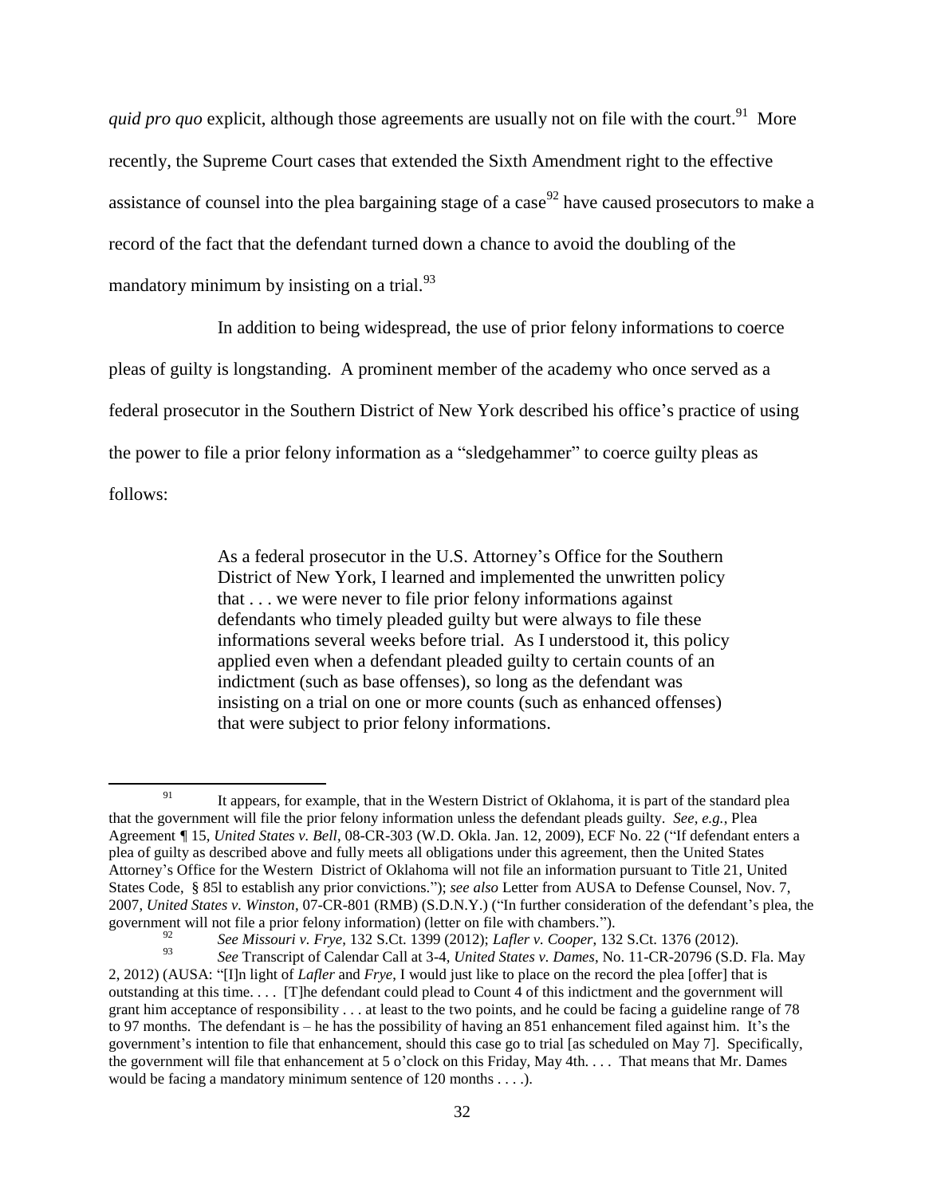*quid pro quo* explicit, although those agreements are usually not on file with the court.[91] More recently, the Supreme Court cases that extended the Sixth Amendment right to the effective assistance of counsel into the plea bargaining stage of a case[92] have caused prosecutors to make a record of the fact that the defendant turned down a chance to avoid the doubling of the mandatory minimum by insisting on a trial.[93]

In addition to being widespread, the use of prior felony informations to coerce pleas of guilty is longstanding. A prominent member of the academy who once served as a federal prosecutor in the Southern District of New York described his office's practice of using the power to file a prior felony information as a "sledgehammer" to coerce guilty pleas as follows:

> As a federal prosecutor in the U.S. Attorney's Office for the Southern District of New York, I learned and implemented the unwritten policy that . . . we were never to file prior felony informations against defendants who timely pleaded guilty but were always to file these informations several weeks before trial. As I understood it, this policy applied even when a defendant pleaded guilty to certain counts of an indictment (such as base offenses), so long as the defendant was insisting on a trial on one or more counts (such as enhanced offenses) that were subject to prior felony informations.

---

[91] It appears, for example, that in the Western District of Oklahoma, it is part of the standard plea that the government will file the prior felony information unless the defendant pleads guilty. *See, e.g.*, Plea Agreement ¶ 15, *United States v. Bell*, 08-CR-303 (W.D. Okla. Jan. 12, 2009), ECF No. 22 ("If defendant enters a plea of guilty as described above and fully meets all obligations under this agreement, then the United States Attorney's Office for the Western District of Oklahoma will not file an information pursuant to Title 21, United States Code, § 85l to establish any prior convictions."); *see also* Letter from AUSA to Defense Counsel, Nov. 7, 2007, *United States v. Winston*, 07-CR-801 (RMB) (S.D.N.Y.) ("In further consideration of the defendant's plea, the government will not file a prior felony information) (letter on file with chambers.").

[92] *See Missouri v. Frye*, 132 S.Ct. 1399 (2012); *Lafler v. Cooper*, 132 S.Ct. 1376 (2012).

[93] *See* Transcript of Calendar Call at 3-4, *United States v. Dames*, No. 11-CR-20796 (S.D. Fla. May 2, 2012) (AUSA: "[I]n light of *Lafler* and *Frye*, I would just like to place on the record the plea [offer] that is outstanding at this time. . . . [T]he defendant could plead to Count 4 of this indictment and the government will grant him acceptance of responsibility . . . at least to the two points, and he could be facing a guideline range of 78 to 97 months. The defendant is – he has the possibility of having an 851 enhancement filed against him. It's the government's intention to file that enhancement, should this case go to trial [as scheduled on May 7]. Specifically, the government will file that enhancement at 5 o'clock on this Friday, May 4th. . . . That means that Mr. Dames would be facing a mandatory minimum sentence of 120 months . . . .).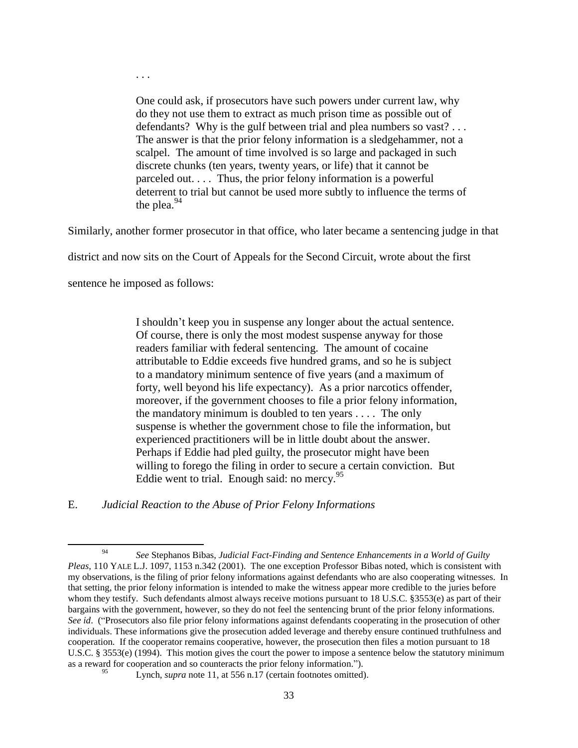> . . .
>
> One could ask, if prosecutors have such powers under current law, why do they not use them to extract as much prison time as possible out of defendants? Why is the gulf between trial and plea numbers so vast? . . . The answer is that the prior felony information is a sledgehammer, not a scalpel. The amount of time involved is so large and packaged in such discrete chunks (ten years, twenty years, or life) that it cannot be parceled out. . . . Thus, the prior felony information is a powerful deterrent to trial but cannot be used more subtly to influence the terms of the plea.[94]

Similarly, another former prosecutor in that office, who later became a sentencing judge in that district and now sits on the Court of Appeals for the Second Circuit, wrote about the first sentence he imposed as follows:

> I shouldn't keep you in suspense any longer about the actual sentence. Of course, there is only the most modest suspense anyway for those readers familiar with federal sentencing. The amount of cocaine attributable to Eddie exceeds five hundred grams, and so he is subject to a mandatory minimum sentence of five years (and a maximum of forty, well beyond his life expectancy). As a prior narcotics offender, moreover, if the government chooses to file a prior felony information, the mandatory minimum is doubled to ten years . . . . The only suspense is whether the government chose to file the information, but experienced practitioners will be in little doubt about the answer. Perhaps if Eddie had pled guilty, the prosecutor might have been willing to forego the filing in order to secure a certain conviction. But Eddie went to trial. Enough said: no mercy.[95]

### E. *Judicial Reaction to the Abuse of Prior Felony Informations*

---

[94] *See* Stephanos Bibas, *Judicial Fact-Finding and Sentence Enhancements in a World of Guilty Pleas*, 110 YALE L.J. 1097, 1153 n.342 (2001). The one exception Professor Bibas noted, which is consistent with my observations, is the filing of prior felony informations against defendants who are also cooperating witnesses. In that setting, the prior felony information is intended to make the witness appear more credible to the juries before whom they testify. Such defendants almost always receive motions pursuant to 18 U.S.C. §3553(e) as part of their bargains with the government, however, so they do not feel the sentencing brunt of the prior felony informations. *See id*. ("Prosecutors also file prior felony informations against defendants cooperating in the prosecution of other individuals. These informations give the prosecution added leverage and thereby ensure continued truthfulness and cooperation. If the cooperator remains cooperative, however, the prosecution then files a motion pursuant to 18 U.S.C. § 3553(e) (1994). This motion gives the court the power to impose a sentence below the statutory minimum as a reward for cooperation and so counteracts the prior felony information.").

[95] Lynch, *supra* note 11, at 556 n.17 (certain footnotes omitted).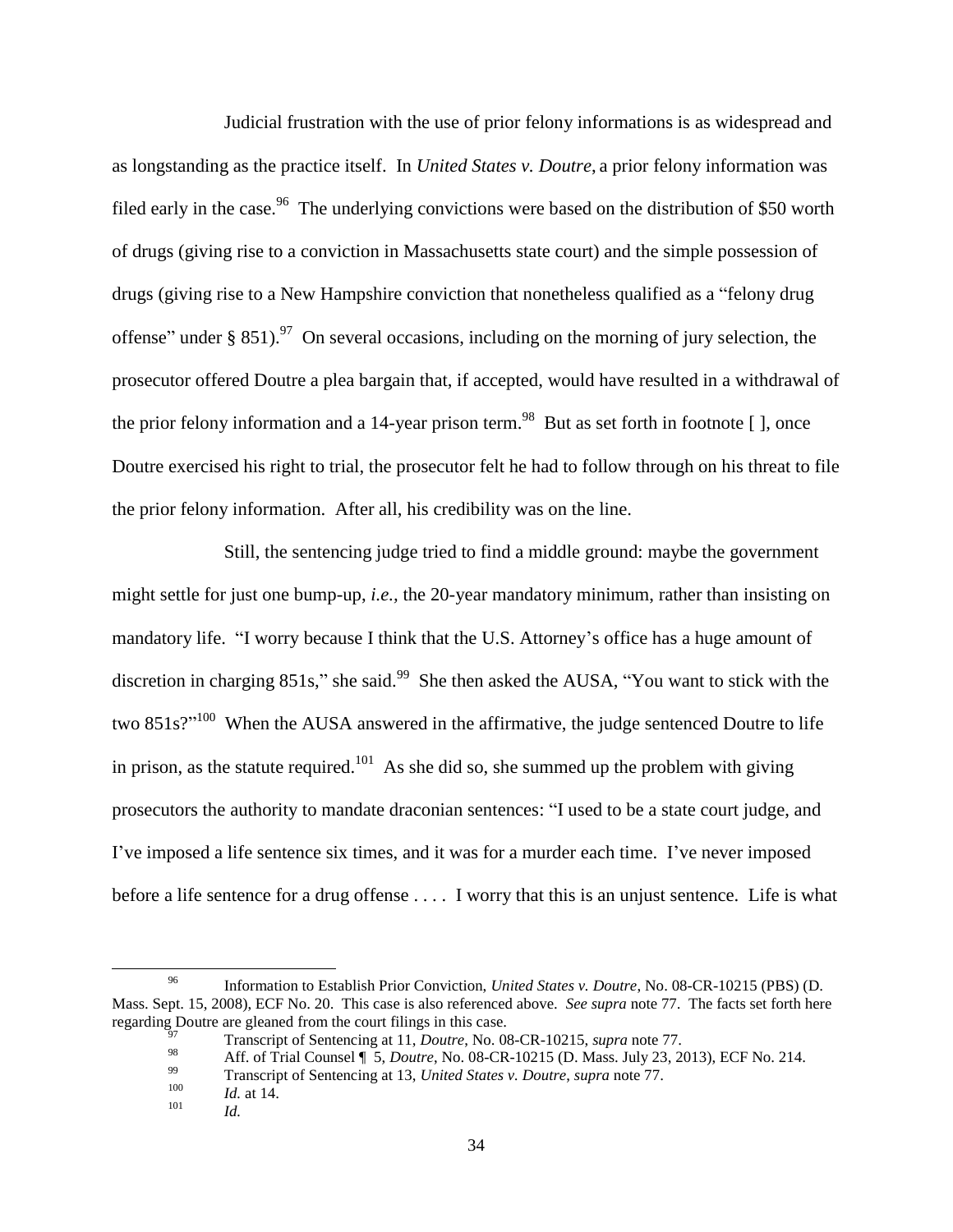Judicial frustration with the use of prior felony informations is as widespread and as longstanding as the practice itself. In *United States v. Doutre*, a prior felony information was filed early in the case.[96] The underlying convictions were based on the distribution of $50 worth of drugs (giving rise to a conviction in Massachusetts state court) and the simple possession of drugs (giving rise to a New Hampshire conviction that nonetheless qualified as a "felony drug offense" under § 851).[97] On several occasions, including on the morning of jury selection, the prosecutor offered Doutre a plea bargain that, if accepted, would have resulted in a withdrawal of the prior felony information and a 14-year prison term.[98] But as set forth in footnote [ ], once Doutre exercised his right to trial, the prosecutor felt he had to follow through on his threat to file the prior felony information. After all, his credibility was on the line.

Still, the sentencing judge tried to find a middle ground: maybe the government might settle for just one bump-up, *i.e.*, the 20-year mandatory minimum, rather than insisting on mandatory life. "I worry because I think that the U.S. Attorney's office has a huge amount of discretion in charging 851s," she said.[99] She then asked the AUSA, "You want to stick with the two 851s?"[100] When the AUSA answered in the affirmative, the judge sentenced Doutre to life in prison, as the statute required.[101] As she did so, she summed up the problem with giving prosecutors the authority to mandate draconian sentences: "I used to be a state court judge, and I've imposed a life sentence six times, and it was for a murder each time. I've never imposed before a life sentence for a drug offense . . . . I worry that this is an unjust sentence. Life is what

---

[96] Information to Establish Prior Conviction, *United States v. Doutre*, No. 08-CR-10215 (PBS) (D. Mass. Sept. 15, 2008), ECF No. 20. This case is also referenced above. *See supra* note 77. The facts set forth here regarding Doutre are gleaned from the court filings in this case.

[97] Transcript of Sentencing at 11, *Doutre*, No. 08-CR-10215, *supra* note 77.

[98] Aff. of Trial Counsel ¶ 5, *Doutre*, No. 08-CR-10215 (D. Mass. July 23, 2013), ECF No. 214.

[99] Transcript of Sentencing at 13, *United States v. Doutre*, *supra* note 77.

[100] *Id.* at 14.

[101] *Id.*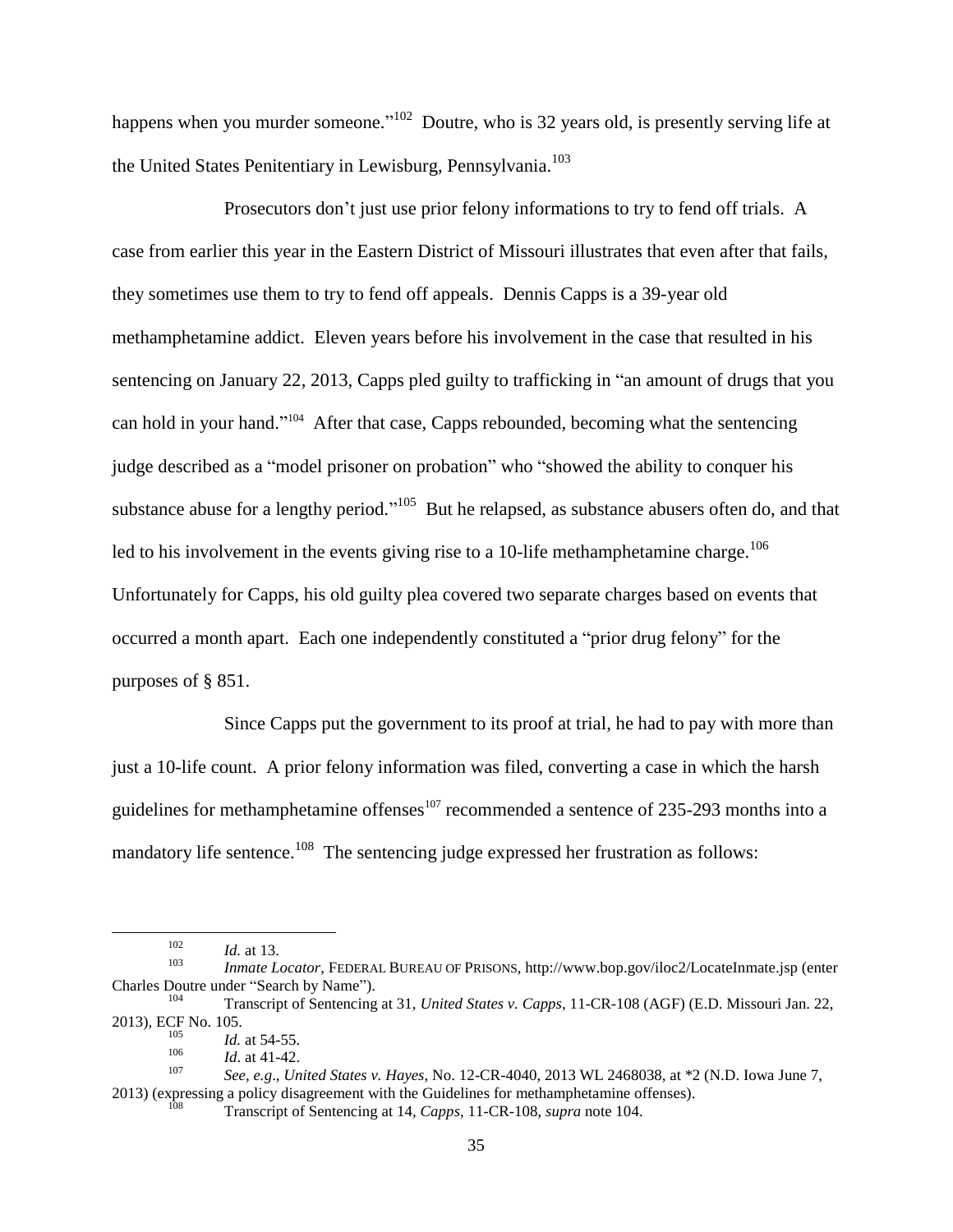happens when you murder someone."[102] Doutre, who is 32 years old, is presently serving life at the United States Penitentiary in Lewisburg, Pennsylvania.[103]

Prosecutors don't just use prior felony informations to try to fend off trials. A case from earlier this year in the Eastern District of Missouri illustrates that even after that fails, they sometimes use them to try to fend off appeals. Dennis Capps is a 39-year old methamphetamine addict. Eleven years before his involvement in the case that resulted in his sentencing on January 22, 2013, Capps pled guilty to trafficking in "an amount of drugs that you can hold in your hand."[104] After that case, Capps rebounded, becoming what the sentencing judge described as a "model prisoner on probation" who "showed the ability to conquer his substance abuse for a lengthy period."[105] But he relapsed, as substance abusers often do, and that led to his involvement in the events giving rise to a 10-life methamphetamine charge.[106] Unfortunately for Capps, his old guilty plea covered two separate charges based on events that occurred a month apart. Each one independently constituted a "prior drug felony" for the purposes of § 851.

Since Capps put the government to its proof at trial, he had to pay with more than just a 10-life count. A prior felony information was filed, converting a case in which the harsh guidelines for methamphetamine offenses[107] recommended a sentence of 235-293 months into a mandatory life sentence.[108] The sentencing judge expressed her frustration as follows:

---

[102] *Id.* at 13.

[103] *Inmate Locator*, FEDERAL BUREAU OF PRISONS, http://www.bop.gov/iloc2/LocateInmate.jsp (enter Charles Doutre under "Search by Name").

[104] Transcript of Sentencing at 31, *United States v. Capps*, 11-CR-108 (AGF) (E.D. Missouri Jan. 22, 2013), ECF No. 105.

[105] *Id.* at 54-55.

[106] *Id*. at 41-42.

[107] *See, e.g*., *United States v. Hayes*, No. 12-CR-4040, 2013 WL 2468038, at *2 (N.D. Iowa June 7, 2013) (expressing a policy disagreement with the Guidelines for methamphetamine offenses).

[108] Transcript of Sentencing at 14, *Capps*, 11-CR-108, *supra* note 104.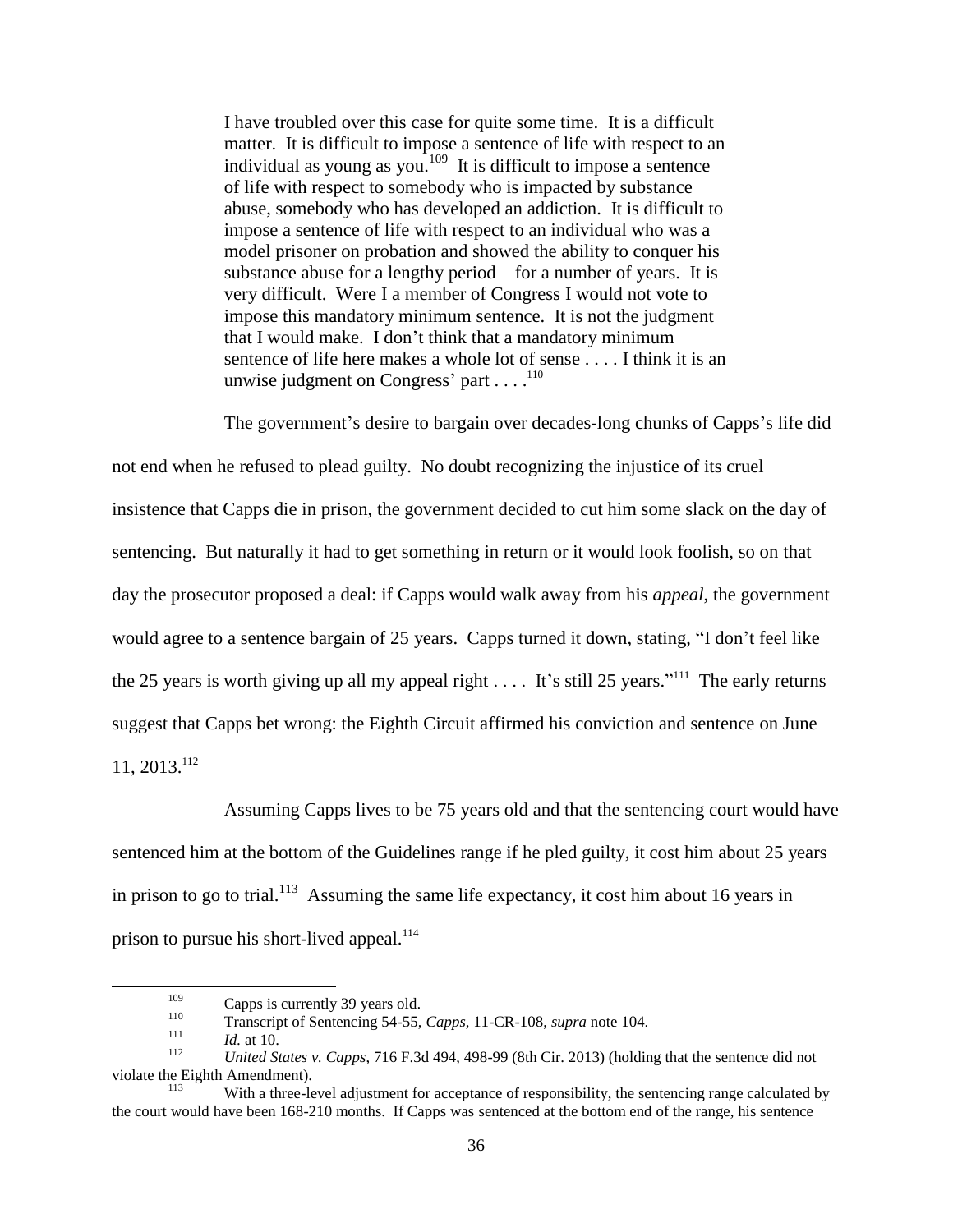> I have troubled over this case for quite some time. It is a difficult matter. It is difficult to impose a sentence of life with respect to an individual as young as you.[109] It is difficult to impose a sentence of life with respect to somebody who is impacted by substance abuse, somebody who has developed an addiction. It is difficult to impose a sentence of life with respect to an individual who was a model prisoner on probation and showed the ability to conquer his substance abuse for a lengthy period – for a number of years. It is very difficult. Were I a member of Congress I would not vote to impose this mandatory minimum sentence. It is not the judgment that I would make. I don't think that a mandatory minimum sentence of life here makes a whole lot of sense . . . . I think it is an unwise judgment on Congress' part . . . .[110]

The government's desire to bargain over decades-long chunks of Capps's life did not end when he refused to plead guilty. No doubt recognizing the injustice of its cruel insistence that Capps die in prison, the government decided to cut him some slack on the day of sentencing. But naturally it had to get something in return or it would look foolish, so on that day the prosecutor proposed a deal: if Capps would walk away from his *appeal*, the government would agree to a sentence bargain of 25 years. Capps turned it down, stating, "I don't feel like the 25 years is worth giving up all my appeal right . . . . It's still 25 years."[111] The early returns suggest that Capps bet wrong: the Eighth Circuit affirmed his conviction and sentence on June 11, 2013.[112]

Assuming Capps lives to be 75 years old and that the sentencing court would have sentenced him at the bottom of the Guidelines range if he pled guilty, it cost him about 25 years in prison to go to trial.[113] Assuming the same life expectancy, it cost him about 16 years in prison to pursue his short-lived appeal.[114]

---

[109] Capps is currently 39 years old.

[110] Transcript of Sentencing 54-55, *Capps*, 11-CR-108, *supra* note 104.

[111] *Id.* at 10.

[112] *United States v. Capps*, 716 F.3d 494, 498-99 (8th Cir. 2013) (holding that the sentence did not violate the Eighth Amendment).

[113] With a three-level adjustment for acceptance of responsibility, the sentencing range calculated by the court would have been 168-210 months. If Capps was sentenced at the bottom end of the range, his sentence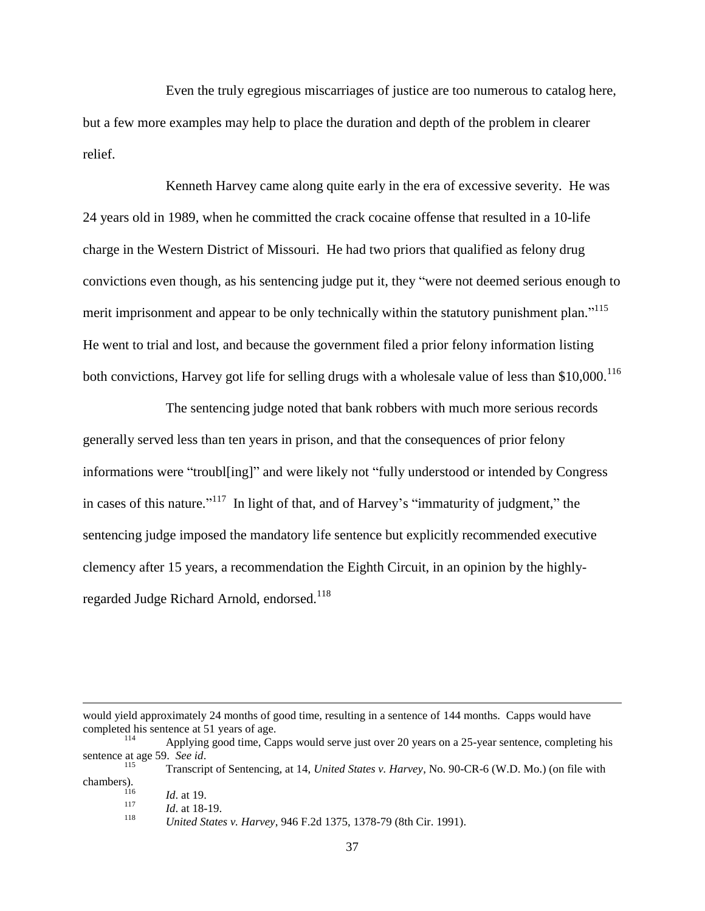Even the truly egregious miscarriages of justice are too numerous to catalog here, but a few more examples may help to place the duration and depth of the problem in clearer relief.

Kenneth Harvey came along quite early in the era of excessive severity. He was 24 years old in 1989, when he committed the crack cocaine offense that resulted in a 10-life charge in the Western District of Missouri. He had two priors that qualified as felony drug convictions even though, as his sentencing judge put it, they "were not deemed serious enough to merit imprisonment and appear to be only technically within the statutory punishment plan."[115] He went to trial and lost, and because the government filed a prior felony information listing both convictions, Harvey got life for selling drugs with a wholesale value of less than $10,000.[116]

The sentencing judge noted that bank robbers with much more serious records generally served less than ten years in prison, and that the consequences of prior felony informations were "troubl[ing]" and were likely not "fully understood or intended by Congress in cases of this nature."[117] In light of that, and of Harvey's "immaturity of judgment," the sentencing judge imposed the mandatory life sentence but explicitly recommended executive clemency after 15 years, a recommendation the Eighth Circuit, in an opinion by the highly-regarded Judge Richard Arnold, endorsed.[118]

---

would yield approximately 24 months of good time, resulting in a sentence of 144 months. Capps would have completed his sentence at 51 years of age.

[114] Applying good time, Capps would serve just over 20 years on a 25-year sentence, completing his sentence at age 59. *See id*.

[115] Transcript of Sentencing, at 14, *United States v. Harvey*, No. 90-CR-6 (W.D. Mo.) (on file with chambers).

[116] *Id*. at 19.

[117] *Id*. at 18-19.

[118] *United States v. Harvey*, 946 F.2d 1375, 1378-79 (8th Cir. 1991).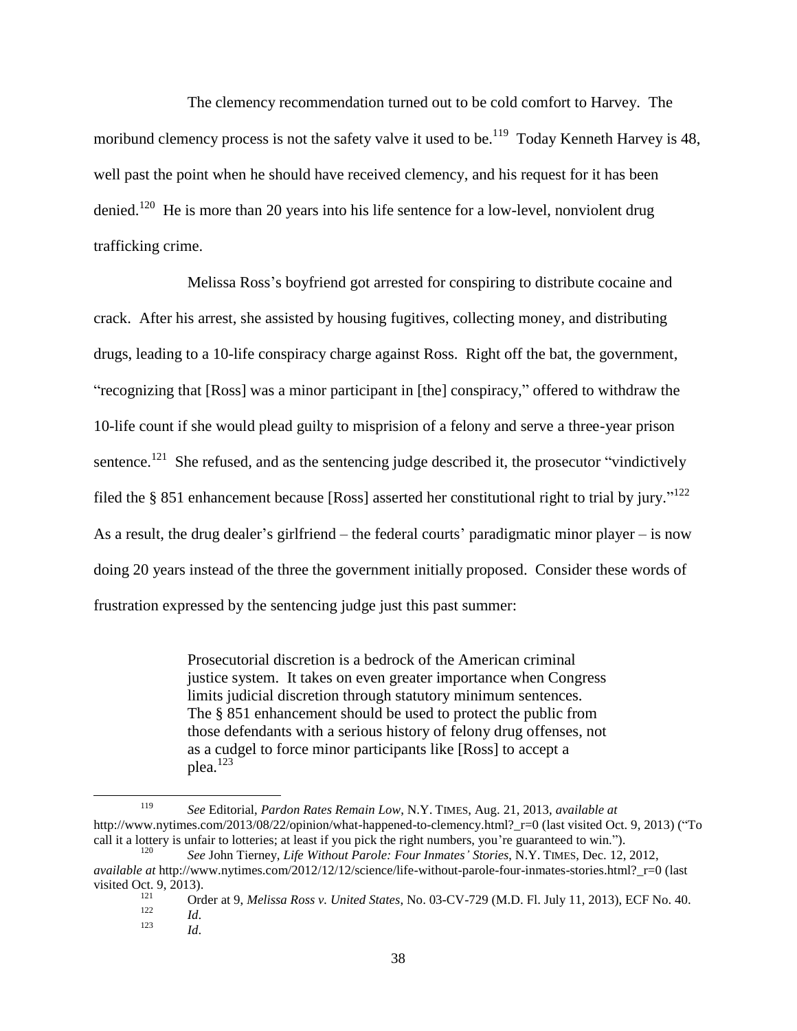The clemency recommendation turned out to be cold comfort to Harvey. The moribund clemency process is not the safety valve it used to be.[119] Today Kenneth Harvey is 48, well past the point when he should have received clemency, and his request for it has been denied.[120] He is more than 20 years into his life sentence for a low-level, nonviolent drug trafficking crime.

Melissa Ross's boyfriend got arrested for conspiring to distribute cocaine and crack. After his arrest, she assisted by housing fugitives, collecting money, and distributing drugs, leading to a 10-life conspiracy charge against Ross. Right off the bat, the government, "recognizing that [Ross] was a minor participant in [the] conspiracy," offered to withdraw the 10-life count if she would plead guilty to misprision of a felony and serve a three-year prison sentence.[121] She refused, and as the sentencing judge described it, the prosecutor "vindictively filed the § 851 enhancement because [Ross] asserted her constitutional right to trial by jury."[122] As a result, the drug dealer's girlfriend – the federal courts' paradigmatic minor player – is now doing 20 years instead of the three the government initially proposed. Consider these words of frustration expressed by the sentencing judge just this past summer:

> Prosecutorial discretion is a bedrock of the American criminal justice system. It takes on even greater importance when Congress limits judicial discretion through statutory minimum sentences. The § 851 enhancement should be used to protect the public from those defendants with a serious history of felony drug offenses, not as a cudgel to force minor participants like [Ross] to accept a plea.[123]

---

[119] *See* Editorial, *Pardon Rates Remain Low*, N.Y. TIMES, Aug. 21, 2013, *available at* http://www.nytimes.com/2013/08/22/opinion/what-happened-to-clemency.html?_r=0 (last visited Oct. 9, 2013) ("To call it a lottery is unfair to lotteries; at least if you pick the right numbers, you're guaranteed to win.").

[120] *See* John Tierney, *Life Without Parole: Four Inmates' Stories*, N.Y. TIMES, Dec. 12, 2012, *available at* http://www.nytimes.com/2012/12/12/science/life-without-parole-four-inmates-stories.html?_r=0 (last visited Oct. 9, 2013).

[121] Order at 9, *Melissa Ross v. United States*, No. 03-CV-729 (M.D. Fl. July 11, 2013), ECF No. 40.

[122] *Id*.

[123] *Id*.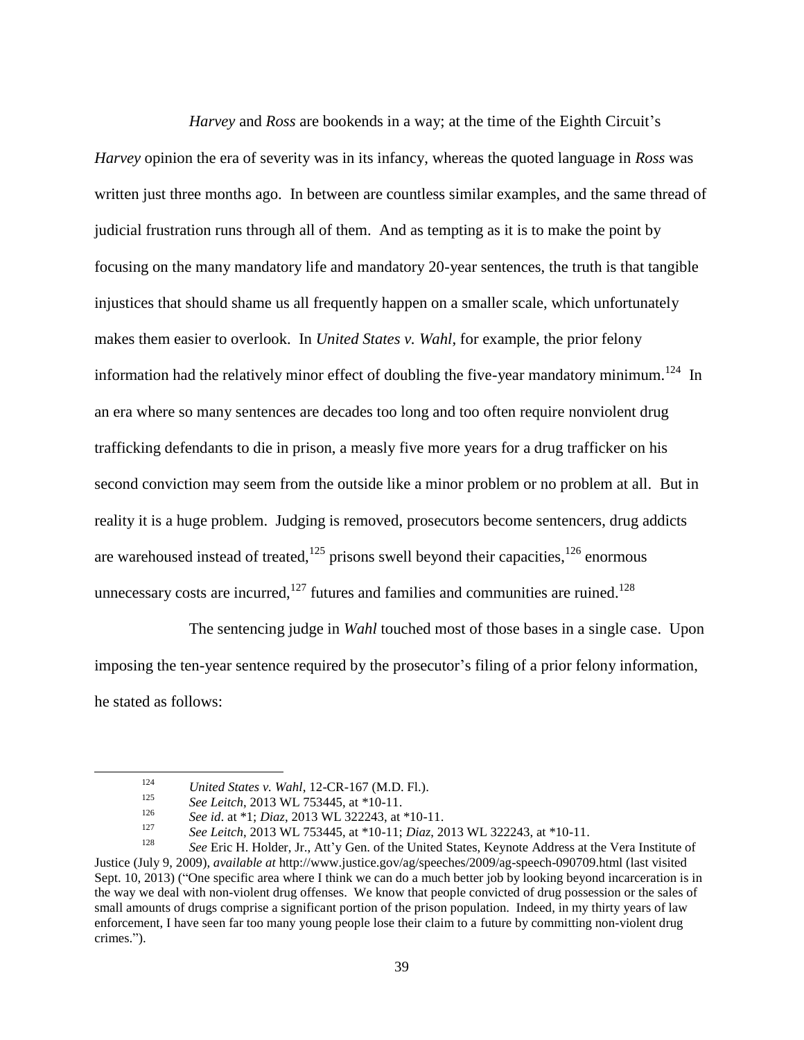*Harvey* and *Ross* are bookends in a way; at the time of the Eighth Circuit's *Harvey* opinion the era of severity was in its infancy, whereas the quoted language in *Ross* was written just three months ago. In between are countless similar examples, and the same thread of judicial frustration runs through all of them. And as tempting as it is to make the point by focusing on the many mandatory life and mandatory 20-year sentences, the truth is that tangible injustices that should shame us all frequently happen on a smaller scale, which unfortunately makes them easier to overlook. In *United States v. Wahl*, for example, the prior felony information had the relatively minor effect of doubling the five-year mandatory minimum.[124] In an era where so many sentences are decades too long and too often require nonviolent drug trafficking defendants to die in prison, a measly five more years for a drug trafficker on his second conviction may seem from the outside like a minor problem or no problem at all. But in reality it is a huge problem. Judging is removed, prosecutors become sentencers, drug addicts are warehoused instead of treated,[125] prisons swell beyond their capacities,[126] enormous unnecessary costs are incurred,[127] futures and families and communities are ruined.[128]

The sentencing judge in *Wahl* touched most of those bases in a single case. Upon imposing the ten-year sentence required by the prosecutor's filing of a prior felony information, he stated as follows:

---

[124] *United States v. Wahl*, 12-CR-167 (M.D. Fl.).

[125] *See Leitch*, 2013 WL 753445, at *10-11.

[126] *See id*. at *1; *Diaz*, 2013 WL 322243, at *10-11.

[127] *See Leitch*, 2013 WL 753445, at *10-11; *Diaz*, 2013 WL 322243, at *10-11.

[128] *See* Eric H. Holder, Jr., Att'y Gen. of the United States, Keynote Address at the Vera Institute of Justice (July 9, 2009), *available at* http://www.justice.gov/ag/speeches/2009/ag-speech-090709.html (last visited Sept. 10, 2013) ("One specific area where I think we can do a much better job by looking beyond incarceration is in the way we deal with non-violent drug offenses. We know that people convicted of drug possession or the sales of small amounts of drugs comprise a significant portion of the prison population. Indeed, in my thirty years of law enforcement, I have seen far too many young people lose their claim to a future by committing non-violent drug crimes.").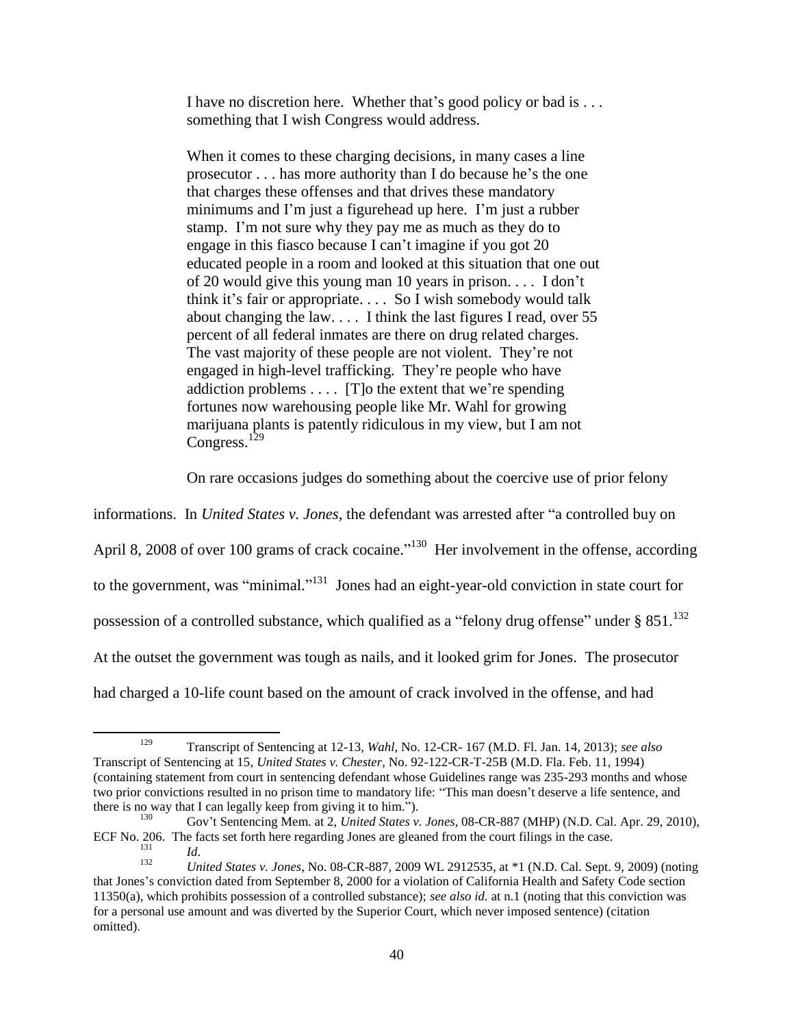> I have no discretion here. Whether that's good policy or bad is . . . something that I wish Congress would address.
>
> When it comes to these charging decisions, in many cases a line prosecutor . . . has more authority than I do because he's the one that charges these offenses and that drives these mandatory minimums and I'm just a figurehead up here. I'm just a rubber stamp. I'm not sure why they pay me as much as they do to engage in this fiasco because I can't imagine if you got 20 educated people in a room and looked at this situation that one out of 20 would give this young man 10 years in prison. . . . I don't think it's fair or appropriate. . . . So I wish somebody would talk about changing the law. . . . I think the last figures I read, over 55 percent of all federal inmates are there on drug related charges. The vast majority of these people are not violent. They're not engaged in high-level trafficking. They're people who have addiction problems . . . . [T]o the extent that we're spending fortunes now warehousing people like Mr. Wahl for growing marijuana plants is patently ridiculous in my view, but I am not Congress.[129]

On rare occasions judges do something about the coercive use of prior felony informations. In *United States v. Jones*, the defendant was arrested after "a controlled buy on April 8, 2008 of over 100 grams of crack cocaine."[130] Her involvement in the offense, according to the government, was "minimal."[131] Jones had an eight-year-old conviction in state court for possession of a controlled substance, which qualified as a "felony drug offense" under § 851.[132] At the outset the government was tough as nails, and it looked grim for Jones. The prosecutor had charged a 10-life count based on the amount of crack involved in the offense, and had

---

[129] Transcript of Sentencing at 12-13, *Wahl*, No. 12-CR- 167 (M.D. Fl. Jan. 14, 2013); *see also* Transcript of Sentencing at 15, *United States v. Chester*, No. 92-122-CR-T-25B (M.D. Fla. Feb. 11, 1994) (containing statement from court in sentencing defendant whose Guidelines range was 235-293 months and whose two prior convictions resulted in no prison time to mandatory life: "This man doesn't deserve a life sentence, and there is no way that I can legally keep from giving it to him.").

[130] Gov't Sentencing Mem. at 2, *United States v. Jones*, 08-CR-887 (MHP) (N.D. Cal. Apr. 29, 2010), ECF No. 206. The facts set forth here regarding Jones are gleaned from the court filings in the case.

[131] *Id*.

[132] *United States v. Jones*, No. 08-CR-887, 2009 WL 2912535, at *1 (N.D. Cal. Sept. 9, 2009) (noting that Jones's conviction dated from September 8, 2000 for a violation of California Health and Safety Code section 11350(a), which prohibits possession of a controlled substance); *see also id.* at n.1 (noting that this conviction was for a personal use amount and was diverted by the Superior Court, which never imposed sentence) (citation omitted).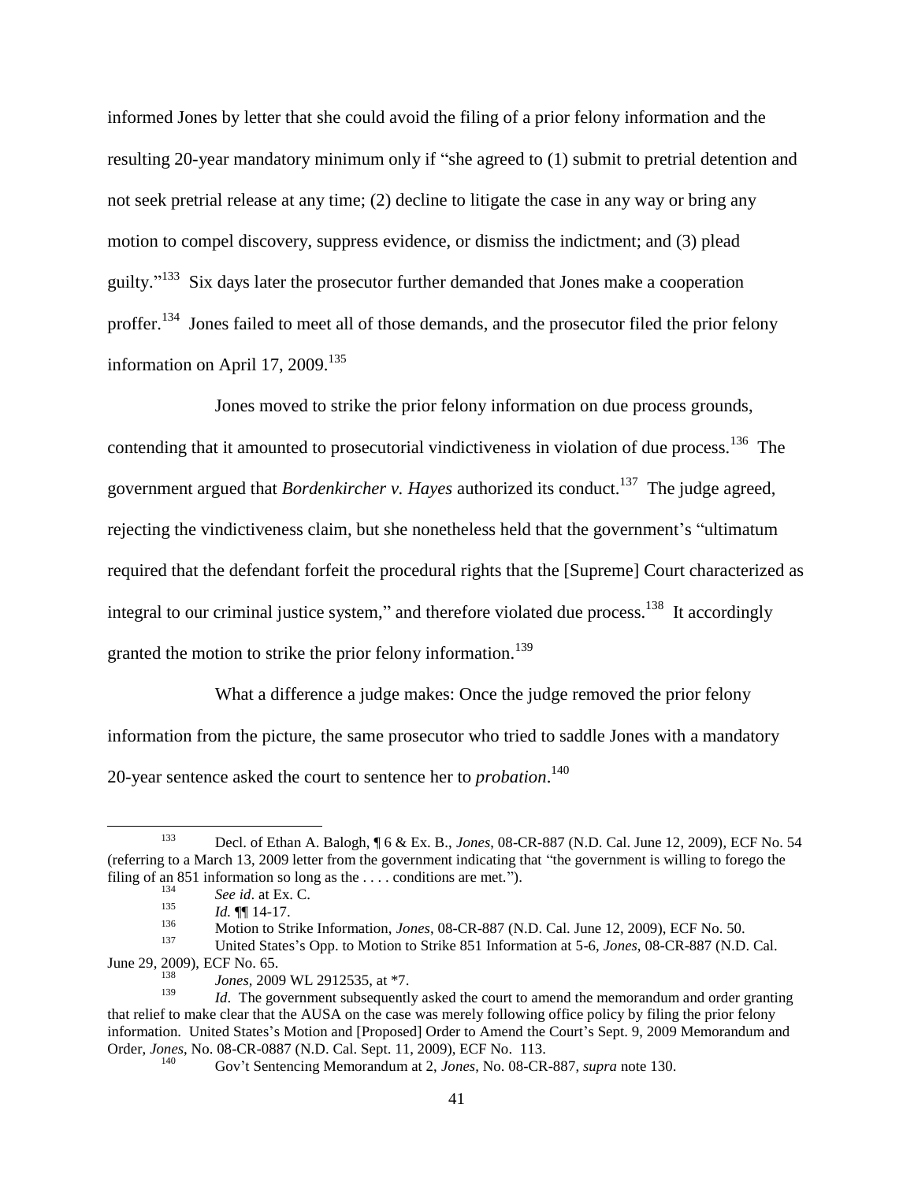informed Jones by letter that she could avoid the filing of a prior felony information and the resulting 20-year mandatory minimum only if "she agreed to (1) submit to pretrial detention and not seek pretrial release at any time; (2) decline to litigate the case in any way or bring any motion to compel discovery, suppress evidence, or dismiss the indictment; and (3) plead guilty."[133] Six days later the prosecutor further demanded that Jones make a cooperation proffer.[134] Jones failed to meet all of those demands, and the prosecutor filed the prior felony information on April 17, 2009.[135]

Jones moved to strike the prior felony information on due process grounds, contending that it amounted to prosecutorial vindictiveness in violation of due process.[136] The government argued that *Bordenkircher v. Hayes* authorized its conduct.[137] The judge agreed, rejecting the vindictiveness claim, but she nonetheless held that the government's "ultimatum required that the defendant forfeit the procedural rights that the [Supreme] Court characterized as integral to our criminal justice system," and therefore violated due process.[138] It accordingly granted the motion to strike the prior felony information.[139]

What a difference a judge makes: Once the judge removed the prior felony information from the picture, the same prosecutor who tried to saddle Jones with a mandatory 20-year sentence asked the court to sentence her to *probation*.[140]

---

[133] Decl. of Ethan A. Balogh, ¶ 6 & Ex. B., *Jones*, 08-CR-887 (N.D. Cal. June 12, 2009), ECF No. 54 (referring to a March 13, 2009 letter from the government indicating that "the government is willing to forego the filing of an 851 information so long as the . . . . conditions are met.").

[134] *See id.* at Ex. C.

[135] *Id.* ¶¶ 14-17.

[136] Motion to Strike Information, *Jones*, 08-CR-887 (N.D. Cal. June 12, 2009), ECF No. 50.

[137] United States's Opp. to Motion to Strike 851 Information at 5-6, *Jones*, 08-CR-887 (N.D. Cal. June 29, 2009), ECF No. 65.

[138] *Jones*, 2009 WL 2912535, at *7.

[139] *Id*. The government subsequently asked the court to amend the memorandum and order granting that relief to make clear that the AUSA on the case was merely following office policy by filing the prior felony information. United States's Motion and [Proposed] Order to Amend the Court's Sept. 9, 2009 Memorandum and Order, *Jones*, No. 08-CR-0887 (N.D. Cal. Sept. 11, 2009), ECF No. 113.

[140] Gov't Sentencing Memorandum at 2, *Jones*, No. 08-CR-887, *supra* note 130.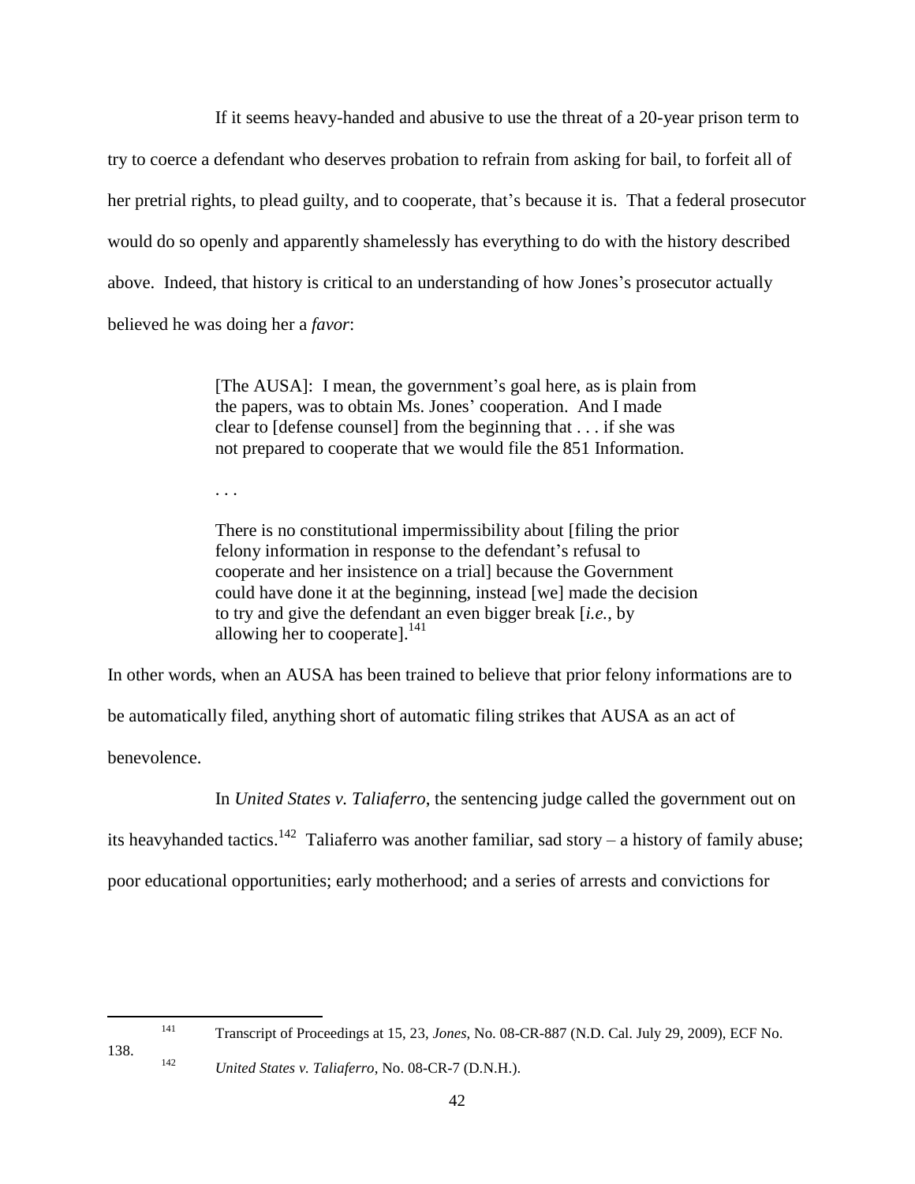If it seems heavy-handed and abusive to use the threat of a 20-year prison term to try to coerce a defendant who deserves probation to refrain from asking for bail, to forfeit all of her pretrial rights, to plead guilty, and to cooperate, that's because it is. That a federal prosecutor would do so openly and apparently shamelessly has everything to do with the history described above. Indeed, that history is critical to an understanding of how Jones's prosecutor actually believed he was doing her a *favor*:

> [The AUSA]: I mean, the government's goal here, as is plain from the papers, was to obtain Ms. Jones' cooperation. And I made clear to [defense counsel] from the beginning that . . . if she was not prepared to cooperate that we would file the 851 Information.
>
> . . .
>
> There is no constitutional impermissibility about [filing the prior felony information in response to the defendant's refusal to cooperate and her insistence on a trial] because the Government could have done it at the beginning, instead [we] made the decision to try and give the defendant an even bigger break [*i.e.*, by allowing her to cooperate].[141]

In other words, when an AUSA has been trained to believe that prior felony informations are to be automatically filed, anything short of automatic filing strikes that AUSA as an act of benevolence.

In *United States v. Taliaferro*, the sentencing judge called the government out on its heavyhanded tactics.[142] Taliaferro was another familiar, sad story – a history of family abuse; poor educational opportunities; early motherhood; and a series of arrests and convictions for

---

[141] Transcript of Proceedings at 15, 23, *Jones*, No. 08-CR-887 (N.D. Cal. July 29, 2009), ECF No. 138.

[142] *United States v. Taliaferro*, No. 08-CR-7 (D.N.H.).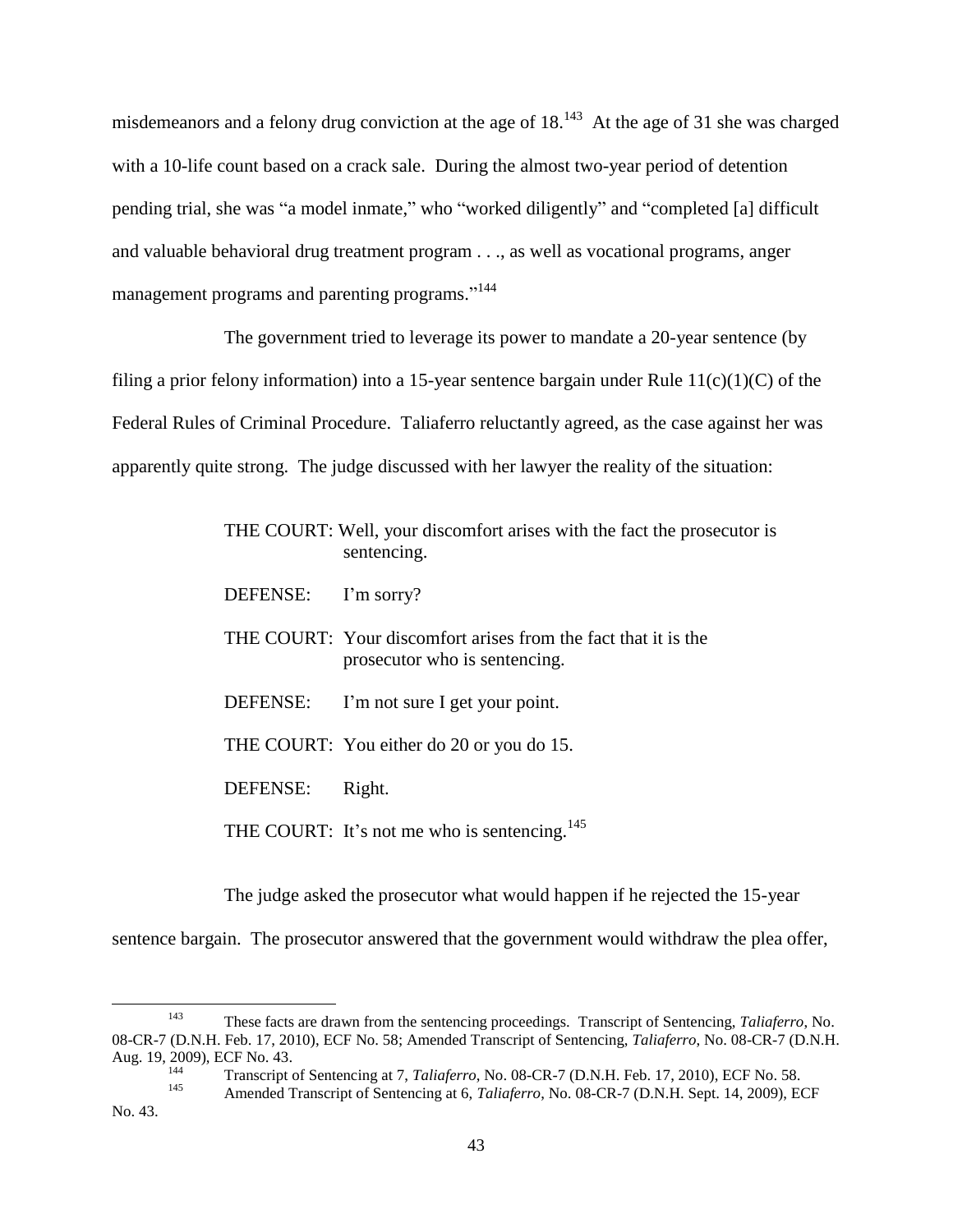misdemeanors and a felony drug conviction at the age of 18.[143] At the age of 31 she was charged with a 10-life count based on a crack sale. During the almost two-year period of detention pending trial, she was "a model inmate," who "worked diligently" and "completed [a] difficult and valuable behavioral drug treatment program . . ., as well as vocational programs, anger management programs and parenting programs."[144]

The government tried to leverage its power to mandate a 20-year sentence (by filing a prior felony information) into a 15-year sentence bargain under Rule 11(c)(1)(C) of the Federal Rules of Criminal Procedure. Taliaferro reluctantly agreed, as the case against her was apparently quite strong. The judge discussed with her lawyer the reality of the situation:

> THE COURT: Well, your discomfort arises with the fact the prosecutor is sentencing.
>
> DEFENSE: I'm sorry?
>
> THE COURT: Your discomfort arises from the fact that it is the prosecutor who is sentencing.
>
> DEFENSE: I'm not sure I get your point.
>
> THE COURT: You either do 20 or you do 15.
>
> DEFENSE: Right.
>
> THE COURT: It's not me who is sentencing.[145]

The judge asked the prosecutor what would happen if he rejected the 15-year sentence bargain. The prosecutor answered that the government would withdraw the plea offer,

---

[143] These facts are drawn from the sentencing proceedings. Transcript of Sentencing, *Taliaferro*, No. 08-CR-7 (D.N.H. Feb. 17, 2010), ECF No. 58; Amended Transcript of Sentencing, *Taliaferro*, No. 08-CR-7 (D.N.H. Aug. 19, 2009), ECF No. 43.

[144] Transcript of Sentencing at 7, *Taliaferro*, No. 08-CR-7 (D.N.H. Feb. 17, 2010), ECF No. 58.

[145] Amended Transcript of Sentencing at 6, *Taliaferro*, No. 08-CR-7 (D.N.H. Sept. 14, 2009), ECF No. 43.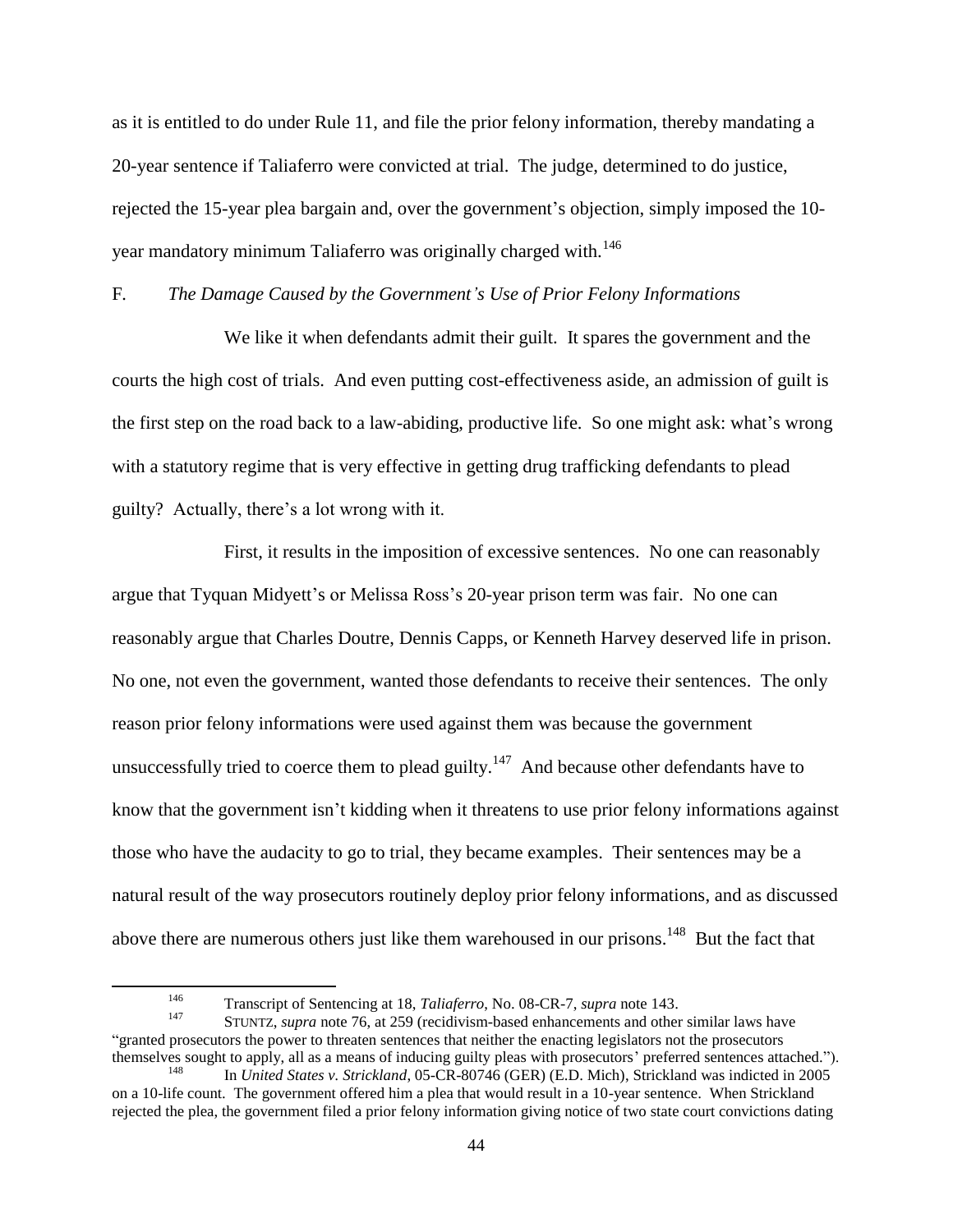as it is entitled to do under Rule 11, and file the prior felony information, thereby mandating a 20-year sentence if Taliaferro were convicted at trial. The judge, determined to do justice, rejected the 15-year plea bargain and, over the government's objection, simply imposed the 10-year mandatory minimum Taliaferro was originally charged with.[146]

## F. *The Damage Caused by the Government's Use of Prior Felony Informations*

We like it when defendants admit their guilt. It spares the government and the courts the high cost of trials. And even putting cost-effectiveness aside, an admission of guilt is the first step on the road back to a law-abiding, productive life. So one might ask: what's wrong with a statutory regime that is very effective in getting drug trafficking defendants to plead guilty? Actually, there's a lot wrong with it.

First, it results in the imposition of excessive sentences. No one can reasonably argue that Tyquan Midyett's or Melissa Ross's 20-year prison term was fair. No one can reasonably argue that Charles Doutre, Dennis Capps, or Kenneth Harvey deserved life in prison. No one, not even the government, wanted those defendants to receive their sentences. The only reason prior felony informations were used against them was because the government unsuccessfully tried to coerce them to plead guilty.[147] And because other defendants have to know that the government isn't kidding when it threatens to use prior felony informations against those who have the audacity to go to trial, they became examples. Their sentences may be a natural result of the way prosecutors routinely deploy prior felony informations, and as discussed above there are numerous others just like them warehoused in our prisons.[148] But the fact that

---

[146] Transcript of Sentencing at 18, *Taliaferro*, No. 08-CR-7, *supra* note 143.

[147] STUNTZ, *supra* note 76, at 259 (recidivism-based enhancements and other similar laws have "granted prosecutors the power to threaten sentences that neither the enacting legislators not the prosecutors themselves sought to apply, all as a means of inducing guilty pleas with prosecutors' preferred sentences attached.").

[148] In *United States v. Strickland*, 05-CR-80746 (GER) (E.D. Mich), Strickland was indicted in 2005 on a 10-life count. The government offered him a plea that would result in a 10-year sentence. When Strickland rejected the plea, the government filed a prior felony information giving notice of two state court convictions dating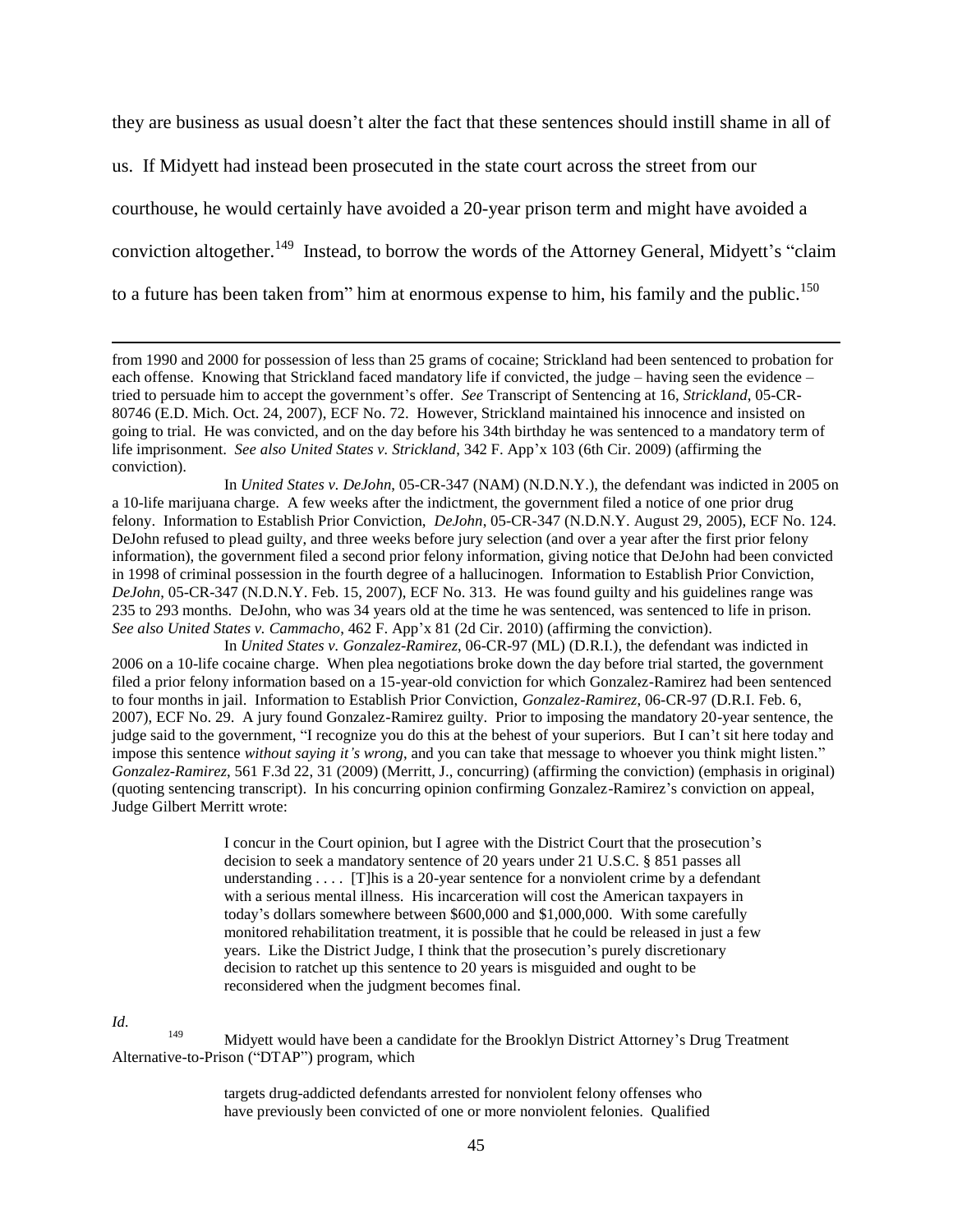they are business as usual doesn't alter the fact that these sentences should instill shame in all of us. If Midyett had instead been prosecuted in the state court across the street from our courthouse, he would certainly have avoided a 20-year prison term and might have avoided a conviction altogether.[149] Instead, to borrow the words of the Attorney General, Midyett's "claim to a future has been taken from" him at enormous expense to him, his family and the public.[150]

---

from 1990 and 2000 for possession of less than 25 grams of cocaine; Strickland had been sentenced to probation for each offense. Knowing that Strickland faced mandatory life if convicted, the judge – having seen the evidence – tried to persuade him to accept the government's offer. *See* Transcript of Sentencing at 16, *Strickland*, 05-CR-80746 (E.D. Mich. Oct. 24, 2007), ECF No. 72. However, Strickland maintained his innocence and insisted on going to trial. He was convicted, and on the day before his 34th birthday he was sentenced to a mandatory term of life imprisonment. *See also United States v. Strickland*, 342 F. App'x 103 (6th Cir. 2009) (affirming the conviction).

In *United States v. DeJohn*, 05-CR-347 (NAM) (N.D.N.Y.), the defendant was indicted in 2005 on a 10-life marijuana charge. A few weeks after the indictment, the government filed a notice of one prior drug felony. Information to Establish Prior Conviction, *DeJohn*, 05-CR-347 (N.D.N.Y. August 29, 2005), ECF No. 124. DeJohn refused to plead guilty, and three weeks before jury selection (and over a year after the first prior felony information), the government filed a second prior felony information, giving notice that DeJohn had been convicted in 1998 of criminal possession in the fourth degree of a hallucinogen. Information to Establish Prior Conviction, *DeJohn*, 05-CR-347 (N.D.N.Y. Feb. 15, 2007), ECF No. 313. He was found guilty and his guidelines range was 235 to 293 months. DeJohn, who was 34 years old at the time he was sentenced, was sentenced to life in prison. *See also United States v. Cammacho*, 462 F. App'x 81 (2d Cir. 2010) (affirming the conviction).

In *United States v. Gonzalez-Ramirez*, 06-CR-97 (ML) (D.R.I.), the defendant was indicted in 2006 on a 10-life cocaine charge. When plea negotiations broke down the day before trial started, the government filed a prior felony information based on a 15-year-old conviction for which Gonzalez-Ramirez had been sentenced to four months in jail. Information to Establish Prior Conviction, *Gonzalez-Ramirez*, 06-CR-97 (D.R.I. Feb. 6, 2007), ECF No. 29. A jury found Gonzalez-Ramirez guilty. Prior to imposing the mandatory 20-year sentence, the judge said to the government, "I recognize you do this at the behest of your superiors. But I can't sit here today and impose this sentence *without saying it's wrong*, and you can take that message to whoever you think might listen." *Gonzalez-Ramirez*, 561 F.3d 22, 31 (2009) (Merritt, J., concurring) (affirming the conviction) (emphasis in original) (quoting sentencing transcript). In his concurring opinion confirming Gonzalez-Ramirez's conviction on appeal, Judge Gilbert Merritt wrote:

> I concur in the Court opinion, but I agree with the District Court that the prosecution's decision to seek a mandatory sentence of 20 years under 21 U.S.C. § 851 passes all understanding . . . . [T]his is a 20-year sentence for a nonviolent crime by a defendant with a serious mental illness. His incarceration will cost the American taxpayers in today's dollars somewhere between $600,000 and $1,000,000. With some carefully monitored rehabilitation treatment, it is possible that he could be released in just a few years. Like the District Judge, I think that the prosecution's purely discretionary decision to ratchet up this sentence to 20 years is misguided and ought to be reconsidered when the judgment becomes final.

*Id.*

[149] Midyett would have been a candidate for the Brooklyn District Attorney's Drug Treatment Alternative-to-Prison ("DTAP") program, which

> targets drug-addicted defendants arrested for nonviolent felony offenses who have previously been convicted of one or more nonviolent felonies. Qualified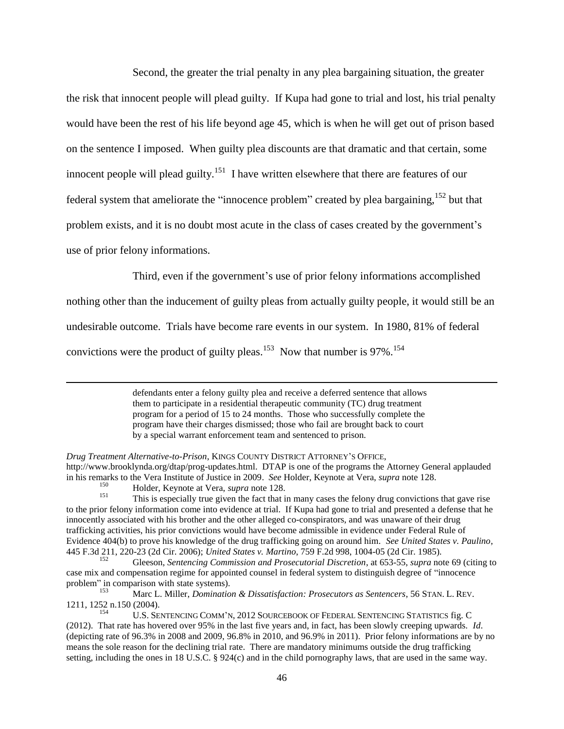Second, the greater the trial penalty in any plea bargaining situation, the greater the risk that innocent people will plead guilty. If Kupa had gone to trial and lost, his trial penalty would have been the rest of his life beyond age 45, which is when he will get out of prison based on the sentence I imposed. When guilty plea discounts are that dramatic and that certain, some innocent people will plead guilty.[151] I have written elsewhere that there are features of our federal system that ameliorate the "innocence problem" created by plea bargaining,[152] but that problem exists, and it is no doubt most acute in the class of cases created by the government's use of prior felony informations.

Third, even if the government's use of prior felony informations accomplished nothing other than the inducement of guilty pleas from actually guilty people, it would still be an undesirable outcome. Trials have become rare events in our system. In 1980, 81% of federal convictions were the product of guilty pleas.[153] Now that number is 97%.[154]

---

> defendants enter a felony guilty plea and receive a deferred sentence that allows them to participate in a residential therapeutic community (TC) drug treatment program for a period of 15 to 24 months. Those who successfully complete the program have their charges dismissed; those who fail are brought back to court by a special warrant enforcement team and sentenced to prison.

*Drug Treatment Alternative-to-Prison*, KINGS COUNTY DISTRICT ATTORNEY'S OFFICE, http://www.brooklynda.org/dtap/prog-updates.html. DTAP is one of the programs the Attorney General applauded in his remarks to the Vera Institute of Justice in 2009. *See* Holder, Keynote at Vera, *supra* note 128.

[150] Holder, Keynote at Vera, *supra* note 128.

[151] This is especially true given the fact that in many cases the felony drug convictions that gave rise to the prior felony information come into evidence at trial. If Kupa had gone to trial and presented a defense that he innocently associated with his brother and the other alleged co-conspirators, and was unaware of their drug trafficking activities, his prior convictions would have become admissible in evidence under Federal Rule of Evidence 404(b) to prove his knowledge of the drug trafficking going on around him. *See United States v. Paulino*, 445 F.3d 211, 220-23 (2d Cir. 2006); *United States v. Martino*, 759 F.2d 998, 1004-05 (2d Cir. 1985).

[152] Gleeson, *Sentencing Commission and Prosecutorial Discretion*, at 653-55, *supra* note 69 (citing to case mix and compensation regime for appointed counsel in federal system to distinguish degree of "innocence problem" in comparison with state systems).

[153] Marc L. Miller, *Domination & Dissatisfaction: Prosecutors as Sentencers*, 56 STAN. L. REV. 1211, 1252 n.150 (2004).

[154] U.S. SENTENCING COMM'N, 2012 SOURCEBOOK OF FEDERAL SENTENCING STATISTICS fig. C (2012). That rate has hovered over 95% in the last five years and, in fact, has been slowly creeping upwards. *Id*. (depicting rate of 96.3% in 2008 and 2009, 96.8% in 2010, and 96.9% in 2011). Prior felony informations are by no means the sole reason for the declining trial rate. There are mandatory minimums outside the drug trafficking setting, including the ones in 18 U.S.C. § 924(c) and in the child pornography laws, that are used in the same way.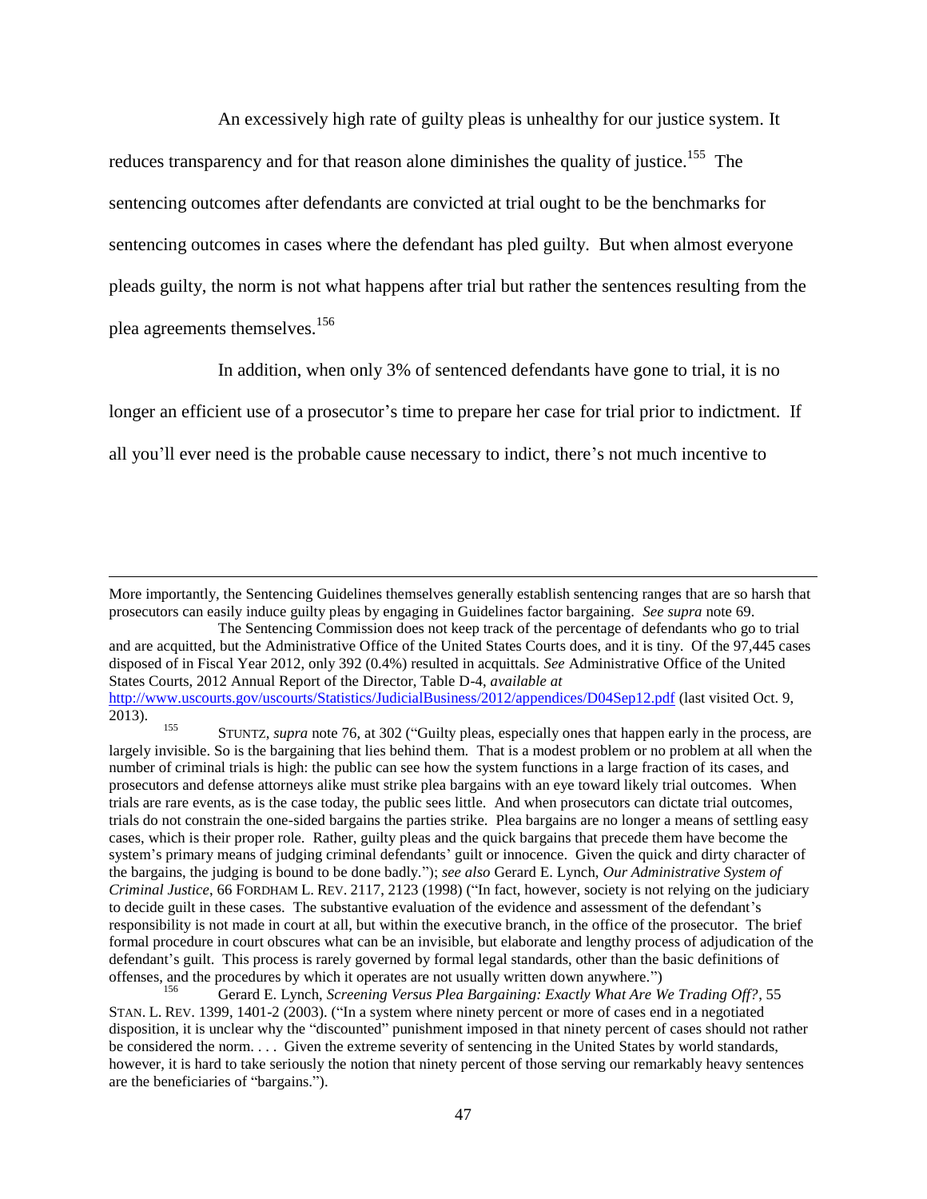An excessively high rate of guilty pleas is unhealthy for our justice system. It reduces transparency and for that reason alone diminishes the quality of justice.[155] The sentencing outcomes after defendants are convicted at trial ought to be the benchmarks for sentencing outcomes in cases where the defendant has pled guilty. But when almost everyone pleads guilty, the norm is not what happens after trial but rather the sentences resulting from the plea agreements themselves.[156]

In addition, when only 3% of sentenced defendants have gone to trial, it is no longer an efficient use of a prosecutor's time to prepare her case for trial prior to indictment. If all you'll ever need is the probable cause necessary to indict, there's not much incentive to

---

More importantly, the Sentencing Guidelines themselves generally establish sentencing ranges that are so harsh that prosecutors can easily induce guilty pleas by engaging in Guidelines factor bargaining. *See supra* note 69.

The Sentencing Commission does not keep track of the percentage of defendants who go to trial and are acquitted, but the Administrative Office of the United States Courts does, and it is tiny. Of the 97,445 cases disposed of in Fiscal Year 2012, only 392 (0.4%) resulted in acquittals. *See* Administrative Office of the United States Courts, 2012 Annual Report of the Director, Table D-4, *available at* http://www.uscourts.gov/uscourts/Statistics/JudicialBusiness/2012/appendices/D04Sep12.pdf (last visited Oct. 9, 2013).

[155] STUNTZ, *supra* note 76, at 302 ("Guilty pleas, especially ones that happen early in the process, are largely invisible. So is the bargaining that lies behind them. That is a modest problem or no problem at all when the number of criminal trials is high: the public can see how the system functions in a large fraction of its cases, and prosecutors and defense attorneys alike must strike plea bargains with an eye toward likely trial outcomes. When trials are rare events, as is the case today, the public sees little. And when prosecutors can dictate trial outcomes, trials do not constrain the one-sided bargains the parties strike. Plea bargains are no longer a means of settling easy cases, which is their proper role. Rather, guilty pleas and the quick bargains that precede them have become the system's primary means of judging criminal defendants' guilt or innocence. Given the quick and dirty character of the bargains, the judging is bound to be done badly."); *see also* Gerard E. Lynch, *Our Administrative System of Criminal Justice*, 66 FORDHAM L. REV. 2117, 2123 (1998) ("In fact, however, society is not relying on the judiciary to decide guilt in these cases. The substantive evaluation of the evidence and assessment of the defendant's responsibility is not made in court at all, but within the executive branch, in the office of the prosecutor. The brief formal procedure in court obscures what can be an invisible, but elaborate and lengthy process of adjudication of the defendant's guilt. This process is rarely governed by formal legal standards, other than the basic definitions of offenses, and the procedures by which it operates are not usually written down anywhere.")

[156] Gerard E. Lynch, *Screening Versus Plea Bargaining: Exactly What Are We Trading Off?*, 55 STAN. L. REV. 1399, 1401-2 (2003). ("In a system where ninety percent or more of cases end in a negotiated disposition, it is unclear why the "discounted" punishment imposed in that ninety percent of cases should not rather be considered the norm. . . . Given the extreme severity of sentencing in the United States by world standards, however, it is hard to take seriously the notion that ninety percent of those serving our remarkably heavy sentences are the beneficiaries of "bargains.").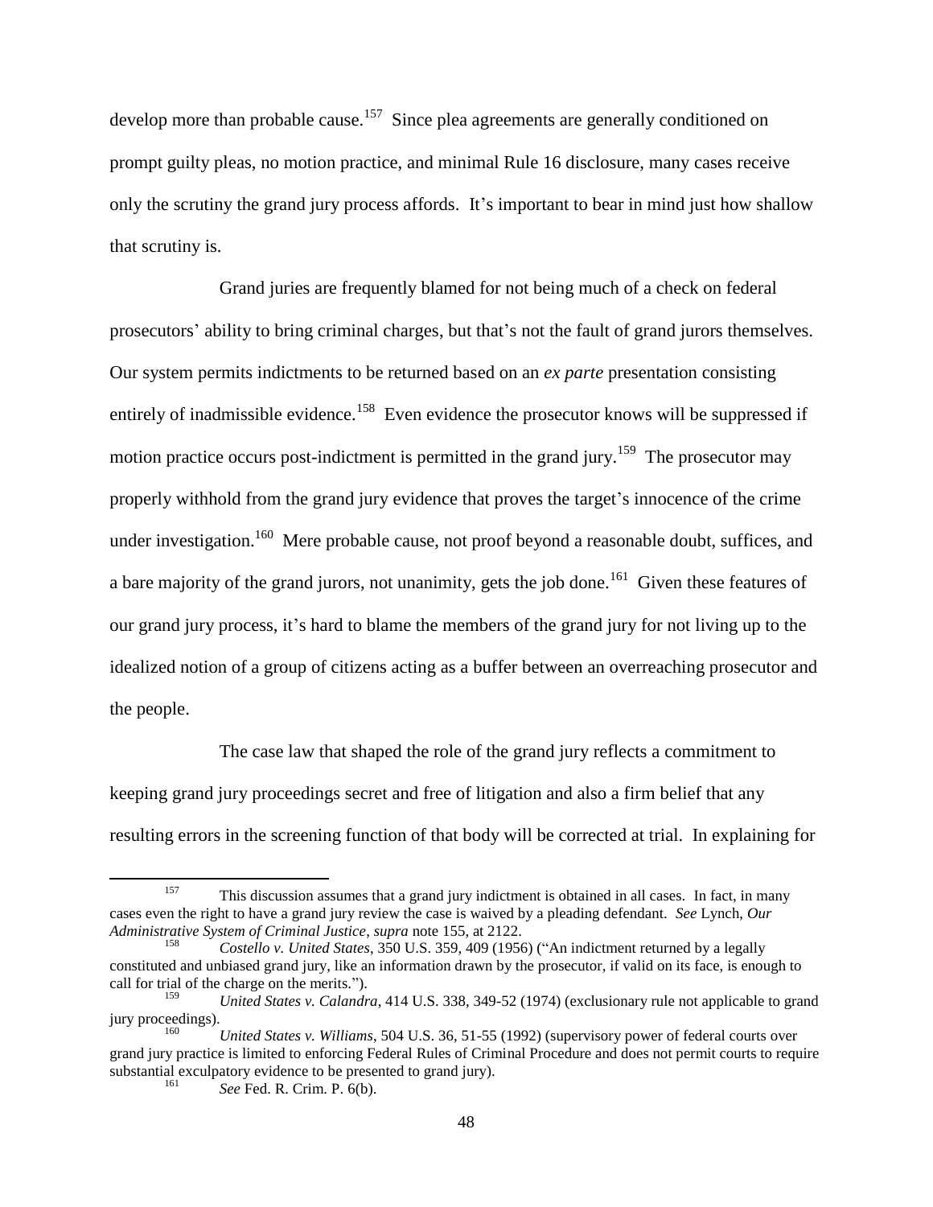develop more than probable cause.[157] Since plea agreements are generally conditioned on prompt guilty pleas, no motion practice, and minimal Rule 16 disclosure, many cases receive only the scrutiny the grand jury process affords. It's important to bear in mind just how shallow that scrutiny is.

Grand juries are frequently blamed for not being much of a check on federal prosecutors' ability to bring criminal charges, but that's not the fault of grand jurors themselves. Our system permits indictments to be returned based on an *ex parte* presentation consisting entirely of inadmissible evidence.[158] Even evidence the prosecutor knows will be suppressed if motion practice occurs post-indictment is permitted in the grand jury.[159] The prosecutor may properly withhold from the grand jury evidence that proves the target's innocence of the crime under investigation.[160] Mere probable cause, not proof beyond a reasonable doubt, suffices, and a bare majority of the grand jurors, not unanimity, gets the job done.[161] Given these features of our grand jury process, it's hard to blame the members of the grand jury for not living up to the idealized notion of a group of citizens acting as a buffer between an overreaching prosecutor and the people.

The case law that shaped the role of the grand jury reflects a commitment to keeping grand jury proceedings secret and free of litigation and also a firm belief that any resulting errors in the screening function of that body will be corrected at trial. In explaining for

---

[157] This discussion assumes that a grand jury indictment is obtained in all cases. In fact, in many cases even the right to have a grand jury review the case is waived by a pleading defendant. *See* Lynch, *Our Administrative System of Criminal Justice*, *supra* note 155, at 2122.

[158] *Costello v. United States*, 350 U.S. 359, 409 (1956) ("An indictment returned by a legally constituted and unbiased grand jury, like an information drawn by the prosecutor, if valid on its face, is enough to call for trial of the charge on the merits.").

[159] *United States v. Calandra*, 414 U.S. 338, 349-52 (1974) (exclusionary rule not applicable to grand jury proceedings).

[160] *United States v. Williams*, 504 U.S. 36, 51-55 (1992) (supervisory power of federal courts over grand jury practice is limited to enforcing Federal Rules of Criminal Procedure and does not permit courts to require substantial exculpatory evidence to be presented to grand jury).

[161] *See* Fed. R. Crim. P. 6(b).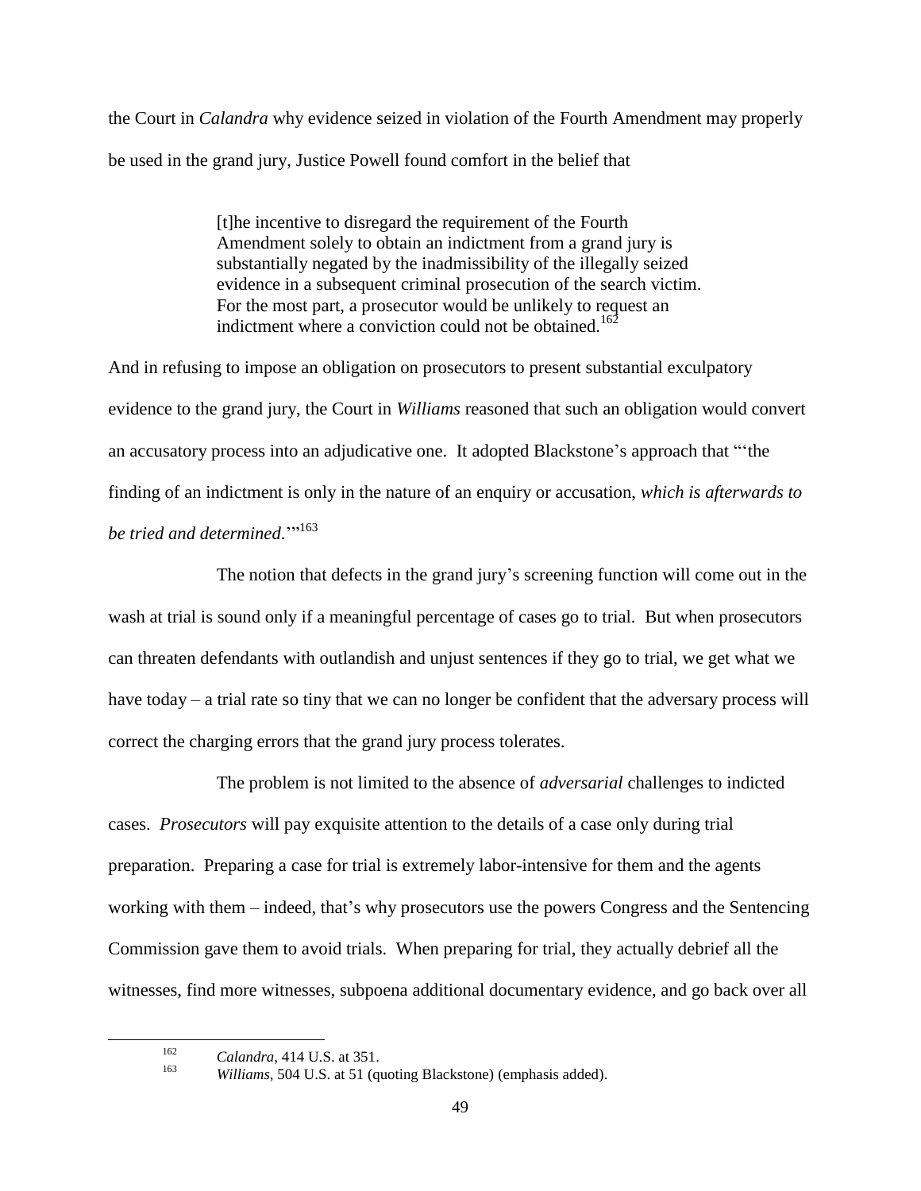the Court in *Calandra* why evidence seized in violation of the Fourth Amendment may properly be used in the grand jury, Justice Powell found comfort in the belief that

> [t]he incentive to disregard the requirement of the Fourth Amendment solely to obtain an indictment from a grand jury is substantially negated by the inadmissibility of the illegally seized evidence in a subsequent criminal prosecution of the search victim. For the most part, a prosecutor would be unlikely to request an indictment where a conviction could not be obtained.[162]

And in refusing to impose an obligation on prosecutors to present substantial exculpatory evidence to the grand jury, the Court in *Williams* reasoned that such an obligation would convert an accusatory process into an adjudicative one. It adopted Blackstone's approach that "'the finding of an indictment is only in the nature of an enquiry or accusation, *which is afterwards to be tried and determined*.'"[163]

The notion that defects in the grand jury's screening function will come out in the wash at trial is sound only if a meaningful percentage of cases go to trial. But when prosecutors can threaten defendants with outlandish and unjust sentences if they go to trial, we get what we have today – a trial rate so tiny that we can no longer be confident that the adversary process will correct the charging errors that the grand jury process tolerates.

The problem is not limited to the absence of *adversarial* challenges to indicted cases. *Prosecutors* will pay exquisite attention to the details of a case only during trial preparation. Preparing a case for trial is extremely labor-intensive for them and the agents working with them – indeed, that's why prosecutors use the powers Congress and the Sentencing Commission gave them to avoid trials. When preparing for trial, they actually debrief all the witnesses, find more witnesses, subpoena additional documentary evidence, and go back over all

---

[162] *Calandra*, 414 U.S. at 351.

[163] *Williams*, 504 U.S. at 51 (quoting Blackstone) (emphasis added).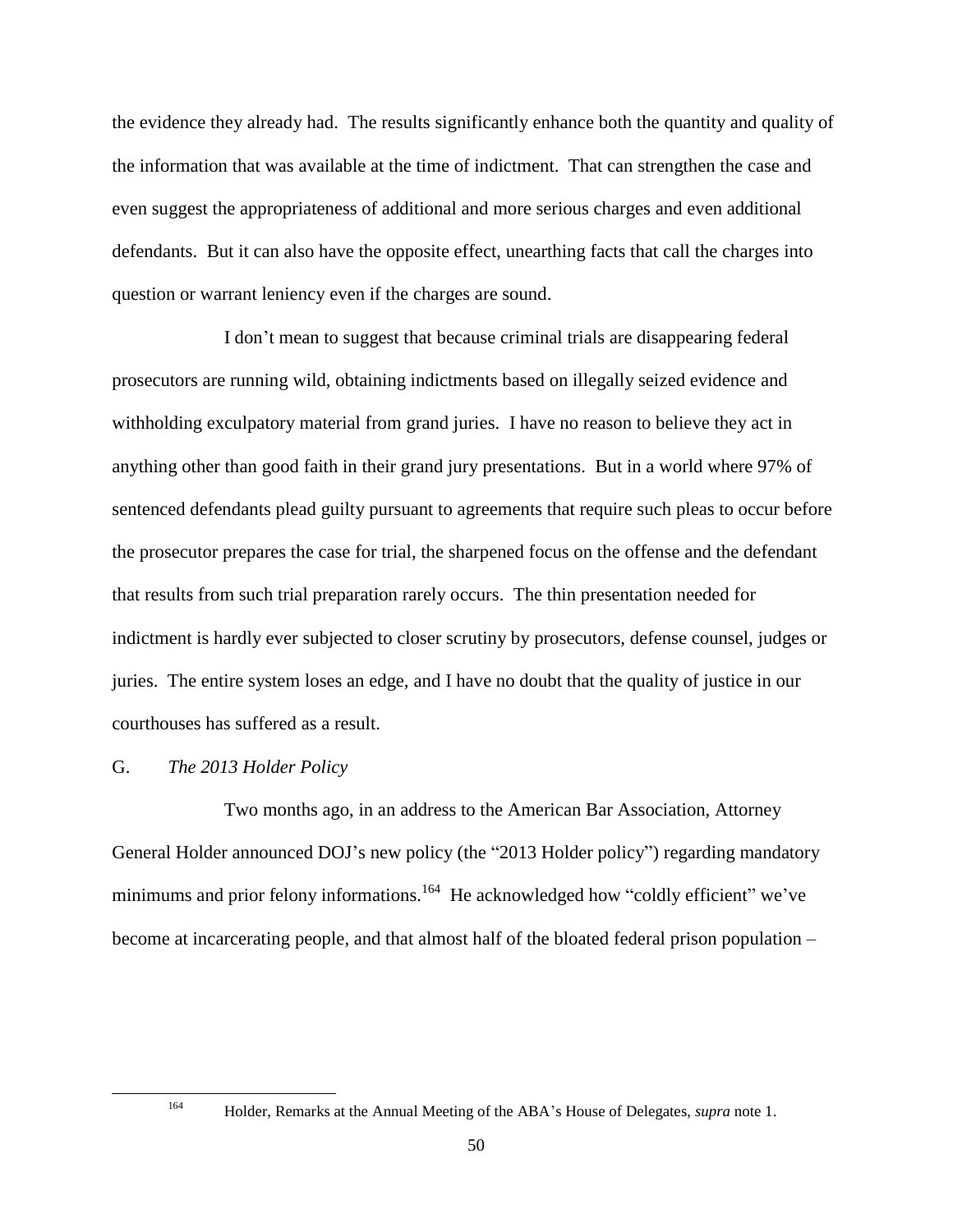the evidence they already had. The results significantly enhance both the quantity and quality of the information that was available at the time of indictment. That can strengthen the case and even suggest the appropriateness of additional and more serious charges and even additional defendants. But it can also have the opposite effect, unearthing facts that call the charges into question or warrant leniency even if the charges are sound.

I don't mean to suggest that because criminal trials are disappearing federal prosecutors are running wild, obtaining indictments based on illegally seized evidence and withholding exculpatory material from grand juries. I have no reason to believe they act in anything other than good faith in their grand jury presentations. But in a world where 97% of sentenced defendants plead guilty pursuant to agreements that require such pleas to occur before the prosecutor prepares the case for trial, the sharpened focus on the offense and the defendant that results from such trial preparation rarely occurs. The thin presentation needed for indictment is hardly ever subjected to closer scrutiny by prosecutors, defense counsel, judges or juries. The entire system loses an edge, and I have no doubt that the quality of justice in our courthouses has suffered as a result.

### G. *The 2013 Holder Policy*

Two months ago, in an address to the American Bar Association, Attorney General Holder announced DOJ's new policy (the "2013 Holder policy") regarding mandatory minimums and prior felony informations.[164] He acknowledged how "coldly efficient" we've become at incarcerating people, and that almost half of the bloated federal prison population –

---

[164] Holder, Remarks at the Annual Meeting of the ABA's House of Delegates, *supra* note 1.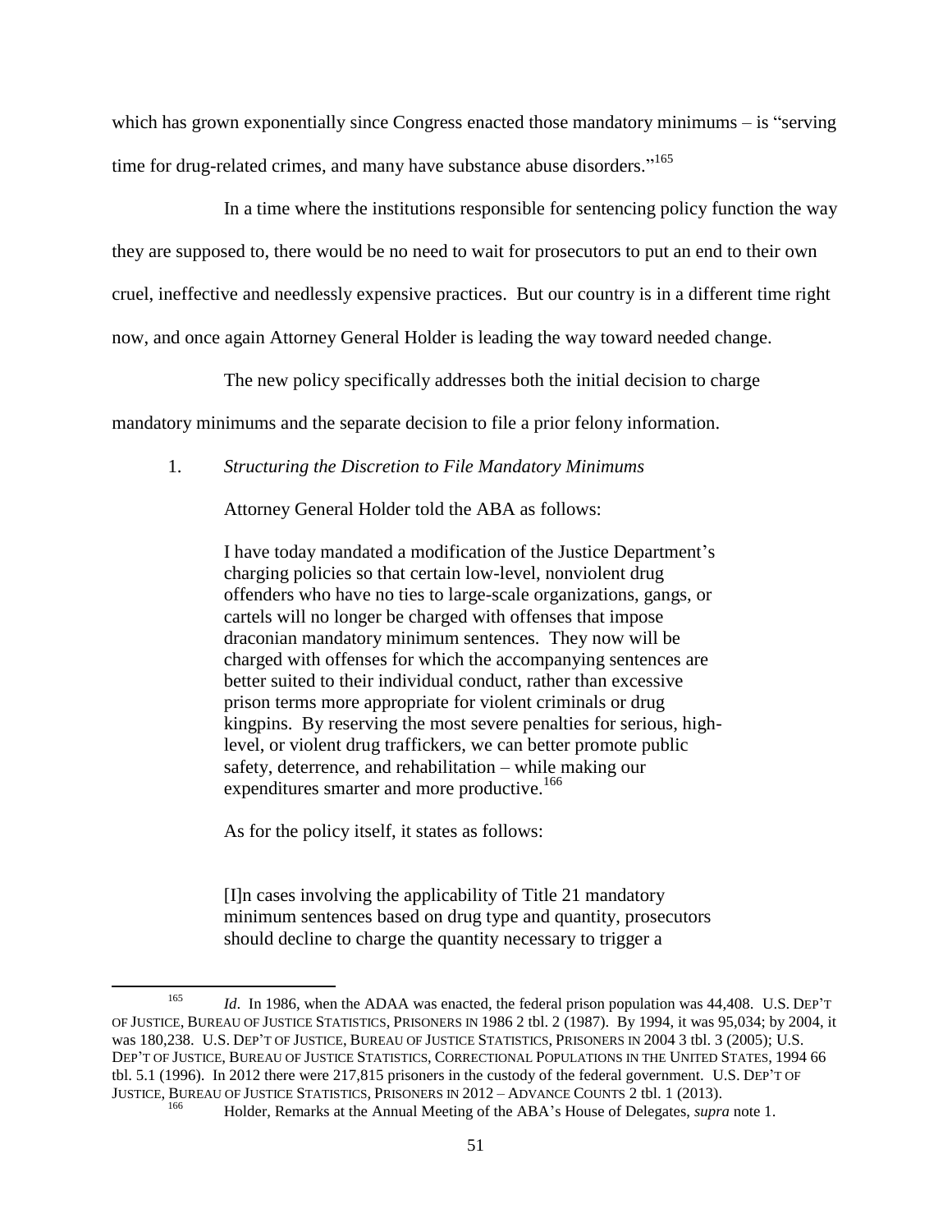which has grown exponentially since Congress enacted those mandatory minimums – is "serving time for drug-related crimes, and many have substance abuse disorders."[165]

In a time where the institutions responsible for sentencing policy function the way they are supposed to, there would be no need to wait for prosecutors to put an end to their own cruel, ineffective and needlessly expensive practices. But our country is in a different time right now, and once again Attorney General Holder is leading the way toward needed change.

The new policy specifically addresses both the initial decision to charge mandatory minimums and the separate decision to file a prior felony information.

1. *Structuring the Discretion to File Mandatory Minimums*

Attorney General Holder told the ABA as follows:

> I have today mandated a modification of the Justice Department's charging policies so that certain low-level, nonviolent drug offenders who have no ties to large-scale organizations, gangs, or cartels will no longer be charged with offenses that impose draconian mandatory minimum sentences. They now will be charged with offenses for which the accompanying sentences are better suited to their individual conduct, rather than excessive prison terms more appropriate for violent criminals or drug kingpins. By reserving the most severe penalties for serious, high-level, or violent drug traffickers, we can better promote public safety, deterrence, and rehabilitation – while making our expenditures smarter and more productive.[166]

As for the policy itself, it states as follows:

> [I]n cases involving the applicability of Title 21 mandatory minimum sentences based on drug type and quantity, prosecutors should decline to charge the quantity necessary to trigger a

---

[165] *Id*. In 1986, when the ADAA was enacted, the federal prison population was 44,408. U.S. DEP'T OF JUSTICE, BUREAU OF JUSTICE STATISTICS, PRISONERS IN 1986 2 tbl. 2 (1987). By 1994, it was 95,034; by 2004, it was 180,238. U.S. DEP'T OF JUSTICE, BUREAU OF JUSTICE STATISTICS, PRISONERS IN 2004 3 tbl. 3 (2005); U.S. DEP'T OF JUSTICE, BUREAU OF JUSTICE STATISTICS, CORRECTIONAL POPULATIONS IN THE UNITED STATES, 1994 66 tbl. 5.1 (1996). In 2012 there were 217,815 prisoners in the custody of the federal government. U.S. DEP'T OF JUSTICE, BUREAU OF JUSTICE STATISTICS, PRISONERS IN 2012 – ADVANCE COUNTS 2 tbl. 1 (2013).

[166] Holder, Remarks at the Annual Meeting of the ABA's House of Delegates, *supra* note 1.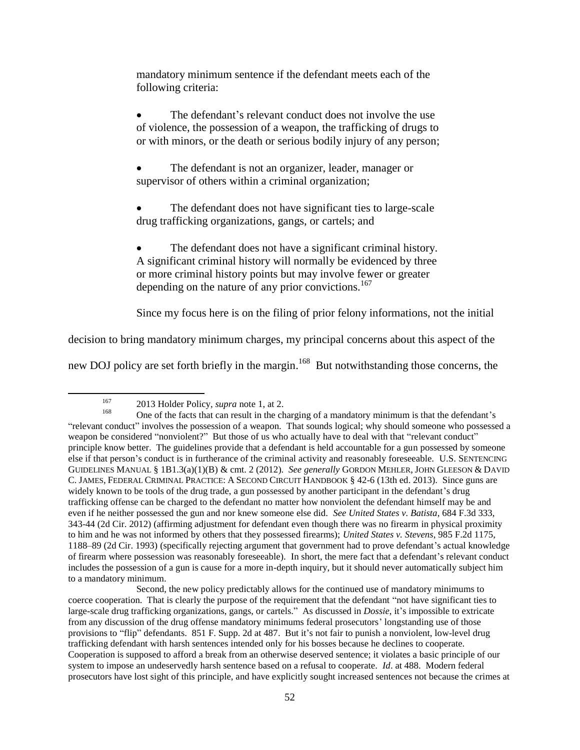mandatory minimum sentence if the defendant meets each of the following criteria:

- The defendant's relevant conduct does not involve the use of violence, the possession of a weapon, the trafficking of drugs to or with minors, or the death or serious bodily injury of any person;

- The defendant is not an organizer, leader, manager or supervisor of others within a criminal organization;

- The defendant does not have significant ties to large-scale drug trafficking organizations, gangs, or cartels; and

- The defendant does not have a significant criminal history. A significant criminal history will normally be evidenced by three or more criminal history points but may involve fewer or greater depending on the nature of any prior convictions.[167]

Since my focus here is on the filing of prior felony informations, not the initial decision to bring mandatory minimum charges, my principal concerns about this aspect of the new DOJ policy are set forth briefly in the margin.[168] But notwithstanding those concerns, the

---

[167] 2013 Holder Policy, *supra* note 1, at 2.

[168] One of the facts that can result in the charging of a mandatory minimum is that the defendant's "relevant conduct" involves the possession of a weapon. That sounds logical; why should someone who possessed a weapon be considered "nonviolent?" But those of us who actually have to deal with that "relevant conduct" principle know better. The guidelines provide that a defendant is held accountable for a gun possessed by someone else if that person's conduct is in furtherance of the criminal activity and reasonably foreseeable. U.S. SENTENCING GUIDELINES MANUAL § 1B1.3(a)(1)(B) & cmt. 2 (2012). *See generally* GORDON MEHLER, JOHN GLEESON & DAVID C. JAMES, FEDERAL CRIMINAL PRACTICE: A SECOND CIRCUIT HANDBOOK § 42-6 (13th ed. 2013). Since guns are widely known to be tools of the drug trade, a gun possessed by another participant in the defendant's drug trafficking offense can be charged to the defendant no matter how nonviolent the defendant himself may be and even if he neither possessed the gun and nor knew someone else did. *See United States v. Batista*, 684 F.3d 333, 343-44 (2d Cir. 2012) (affirming adjustment for defendant even though there was no firearm in physical proximity to him and he was not informed by others that they possessed firearms); *United States v. Stevens*, 985 F.2d 1175, 1188–89 (2d Cir. 1993) (specifically rejecting argument that government had to prove defendant's actual knowledge of firearm where possession was reasonably foreseeable). In short, the mere fact that a defendant's relevant conduct includes the possession of a gun is cause for a more in-depth inquiry, but it should never automatically subject him to a mandatory minimum.

Second, the new policy predictably allows for the continued use of mandatory minimums to coerce cooperation. That is clearly the purpose of the requirement that the defendant "not have significant ties to large-scale drug trafficking organizations, gangs, or cartels." As discussed in *Dossie*, it's impossible to extricate from any discussion of the drug offense mandatory minimums federal prosecutors' longstanding use of those provisions to "flip" defendants. 851 F. Supp. 2d at 487. But it's not fair to punish a nonviolent, low-level drug trafficking defendant with harsh sentences intended only for his bosses because he declines to cooperate. Cooperation is supposed to afford a break from an otherwise deserved sentence; it violates a basic principle of our system to impose an undeservedly harsh sentence based on a refusal to cooperate. *Id*. at 488. Modern federal prosecutors have lost sight of this principle, and have explicitly sought increased sentences not because the crimes at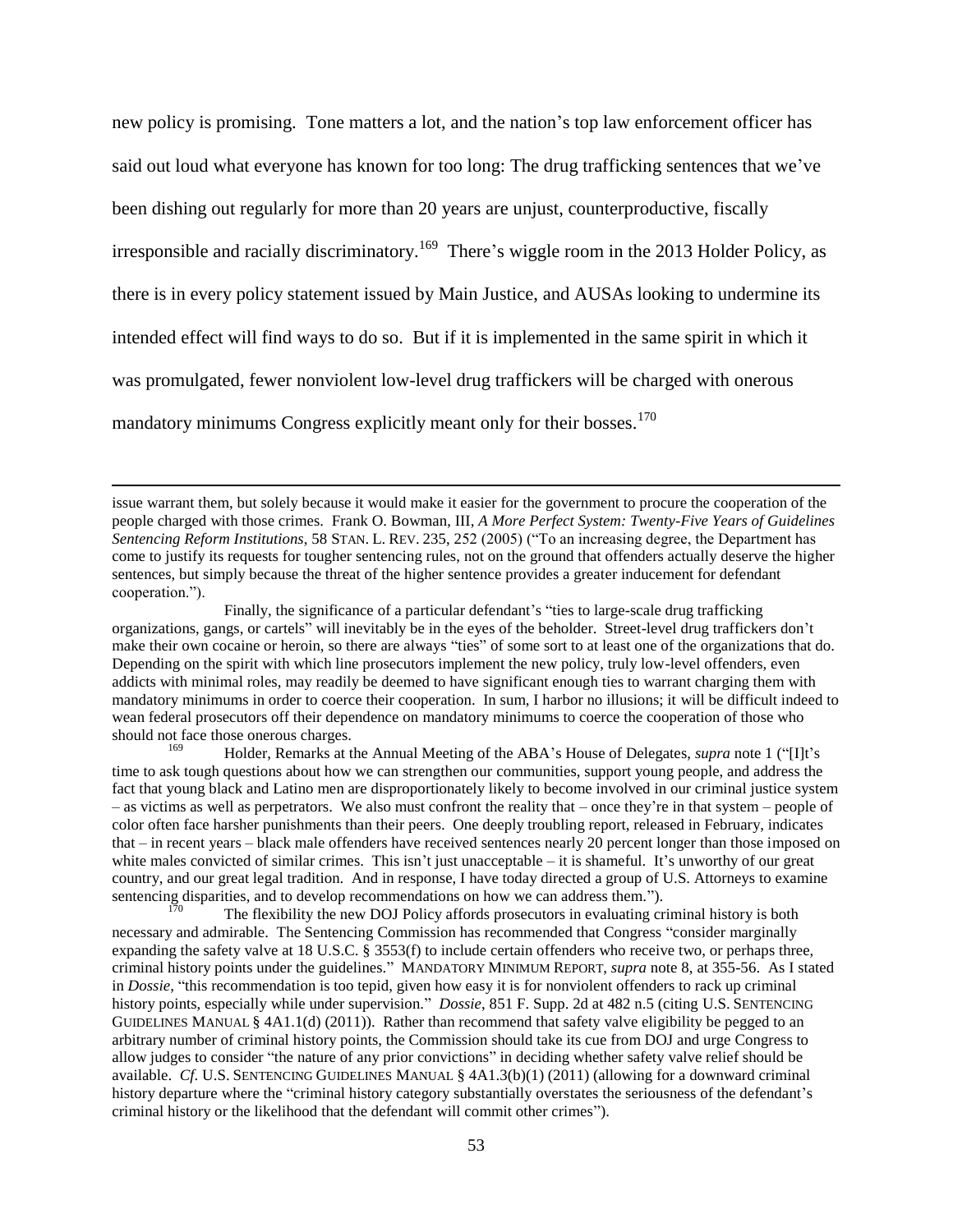new policy is promising. Tone matters a lot, and the nation's top law enforcement officer has said out loud what everyone has known for too long: The drug trafficking sentences that we've been dishing out regularly for more than 20 years are unjust, counterproductive, fiscally irresponsible and racially discriminatory.[169] There's wiggle room in the 2013 Holder Policy, as there is in every policy statement issued by Main Justice, and AUSAs looking to undermine its intended effect will find ways to do so. But if it is implemented in the same spirit in which it was promulgated, fewer nonviolent low-level drug traffickers will be charged with onerous mandatory minimums Congress explicitly meant only for their bosses.[170]

---

issue warrant them, but solely because it would make it easier for the government to procure the cooperation of the people charged with those crimes. Frank O. Bowman, III, *A More Perfect System: Twenty-Five Years of Guidelines Sentencing Reform Institutions*, 58 STAN. L. REV. 235, 252 (2005) ("To an increasing degree, the Department has come to justify its requests for tougher sentencing rules, not on the ground that offenders actually deserve the higher sentences, but simply because the threat of the higher sentence provides a greater inducement for defendant cooperation.").

Finally, the significance of a particular defendant's "ties to large-scale drug trafficking organizations, gangs, or cartels" will inevitably be in the eyes of the beholder. Street-level drug traffickers don't make their own cocaine or heroin, so there are always "ties" of some sort to at least one of the organizations that do. Depending on the spirit with which line prosecutors implement the new policy, truly low-level offenders, even addicts with minimal roles, may readily be deemed to have significant enough ties to warrant charging them with mandatory minimums in order to coerce their cooperation. In sum, I harbor no illusions; it will be difficult indeed to wean federal prosecutors off their dependence on mandatory minimums to coerce the cooperation of those who should not face those onerous charges.

[169] Holder, Remarks at the Annual Meeting of the ABA's House of Delegates, *supra* note 1 ("[I]t's time to ask tough questions about how we can strengthen our communities, support young people, and address the fact that young black and Latino men are disproportionately likely to become involved in our criminal justice system – as victims as well as perpetrators. We also must confront the reality that – once they're in that system – people of color often face harsher punishments than their peers. One deeply troubling report, released in February, indicates that – in recent years – black male offenders have received sentences nearly 20 percent longer than those imposed on white males convicted of similar crimes. This isn't just unacceptable – it is shameful. It's unworthy of our great country, and our great legal tradition. And in response, I have today directed a group of U.S. Attorneys to examine sentencing disparities, and to develop recommendations on how we can address them.").

[170] The flexibility the new DOJ Policy affords prosecutors in evaluating criminal history is both necessary and admirable. The Sentencing Commission has recommended that Congress "consider marginally expanding the safety valve at 18 U.S.C. § 3553(f) to include certain offenders who receive two, or perhaps three, criminal history points under the guidelines." MANDATORY MINIMUM REPORT, *supra* note 8, at 355-56. As I stated in *Dossie*, "this recommendation is too tepid, given how easy it is for nonviolent offenders to rack up criminal history points, especially while under supervision." *Dossie*, 851 F. Supp. 2d at 482 n.5 (citing U.S. SENTENCING GUIDELINES MANUAL § 4A1.1(d) (2011)). Rather than recommend that safety valve eligibility be pegged to an arbitrary number of criminal history points, the Commission should take its cue from DOJ and urge Congress to allow judges to consider "the nature of any prior convictions" in deciding whether safety valve relief should be available. *Cf*. U.S. SENTENCING GUIDELINES MANUAL § 4A1.3(b)(1) (2011) (allowing for a downward criminal history departure where the "criminal history category substantially overstates the seriousness of the defendant's criminal history or the likelihood that the defendant will commit other crimes").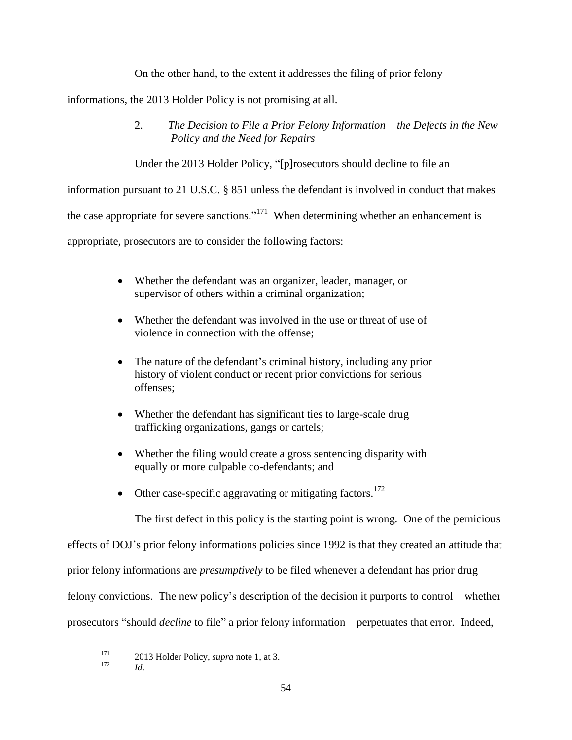On the other hand, to the extent it addresses the filing of prior felony informations, the 2013 Holder Policy is not promising at all.

### 2. *The Decision to File a Prior Felony Information – the Defects in the New Policy and the Need for Repairs*

Under the 2013 Holder Policy, "[p]rosecutors should decline to file an information pursuant to 21 U.S.C. § 851 unless the defendant is involved in conduct that makes the case appropriate for severe sanctions."[171] When determining whether an enhancement is appropriate, prosecutors are to consider the following factors:

- Whether the defendant was an organizer, leader, manager, or supervisor of others within a criminal organization;
- Whether the defendant was involved in the use or threat of use of violence in connection with the offense;
- The nature of the defendant's criminal history, including any prior history of violent conduct or recent prior convictions for serious offenses;
- Whether the defendant has significant ties to large-scale drug trafficking organizations, gangs or cartels;
- Whether the filing would create a gross sentencing disparity with equally or more culpable co-defendants; and
- Other case-specific aggravating or mitigating factors.[172]

The first defect in this policy is the starting point is wrong. One of the pernicious effects of DOJ's prior felony informations policies since 1992 is that they created an attitude that prior felony informations are *presumptively* to be filed whenever a defendant has prior drug felony convictions. The new policy's description of the decision it purports to control – whether prosecutors "should *decline* to file" a prior felony information – perpetuates that error. Indeed,

---

[171] 2013 Holder Policy, *supra* note 1, at 3.

[172] *Id*.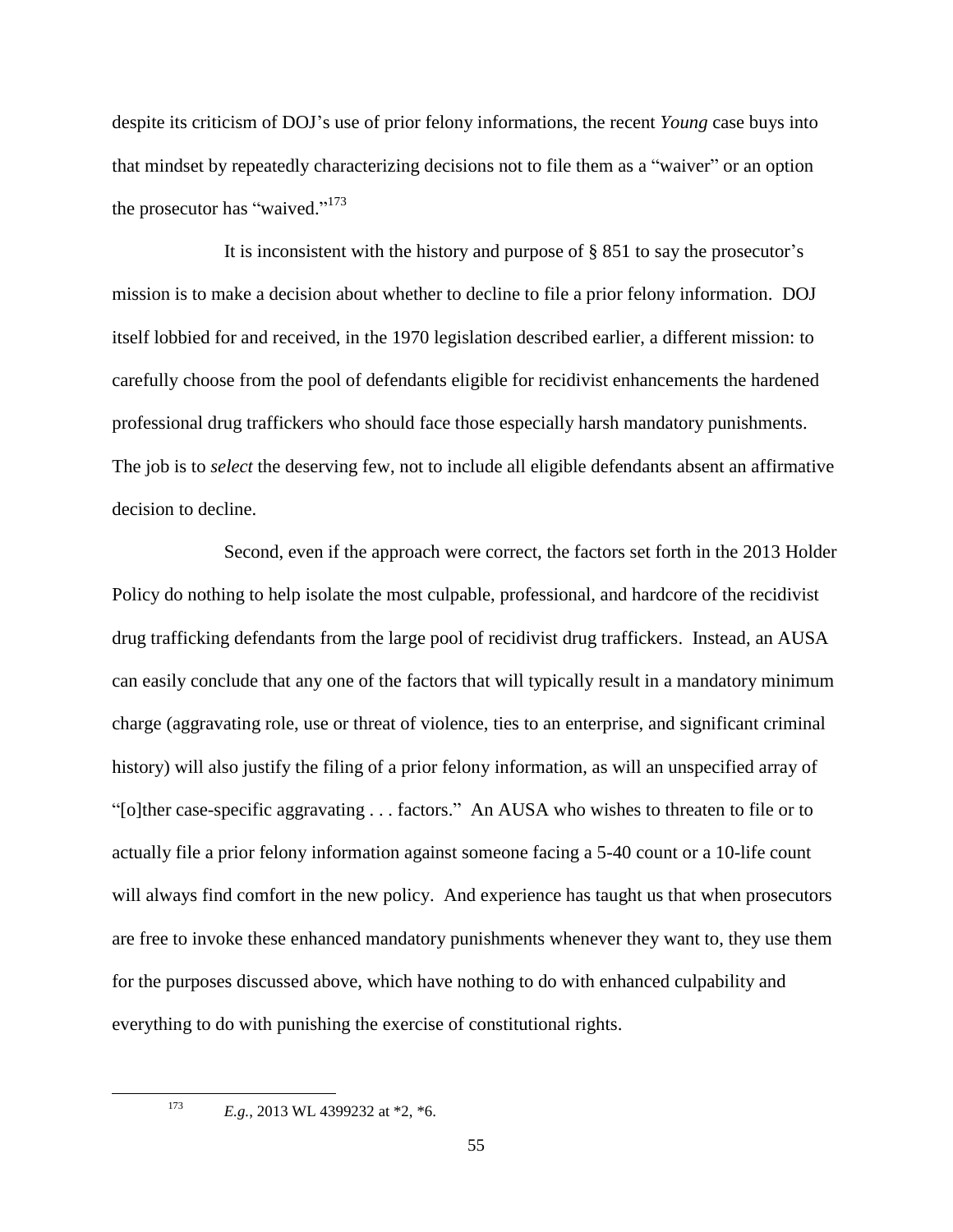despite its criticism of DOJ's use of prior felony informations, the recent *Young* case buys into that mindset by repeatedly characterizing decisions not to file them as a "waiver" or an option the prosecutor has "waived."[173]

It is inconsistent with the history and purpose of § 851 to say the prosecutor's mission is to make a decision about whether to decline to file a prior felony information. DOJ itself lobbied for and received, in the 1970 legislation described earlier, a different mission: to carefully choose from the pool of defendants eligible for recidivist enhancements the hardened professional drug traffickers who should face those especially harsh mandatory punishments. The job is to *select* the deserving few, not to include all eligible defendants absent an affirmative decision to decline.

Second, even if the approach were correct, the factors set forth in the 2013 Holder Policy do nothing to help isolate the most culpable, professional, and hardcore of the recidivist drug trafficking defendants from the large pool of recidivist drug traffickers. Instead, an AUSA can easily conclude that any one of the factors that will typically result in a mandatory minimum charge (aggravating role, use or threat of violence, ties to an enterprise, and significant criminal history) will also justify the filing of a prior felony information, as will an unspecified array of "[o]ther case-specific aggravating . . . factors." An AUSA who wishes to threaten to file or to actually file a prior felony information against someone facing a 5-40 count or a 10-life count will always find comfort in the new policy. And experience has taught us that when prosecutors are free to invoke these enhanced mandatory punishments whenever they want to, they use them for the purposes discussed above, which have nothing to do with enhanced culpability and everything to do with punishing the exercise of constitutional rights.

---

[173] *E.g.*, 2013 WL 4399232 at *2, *6.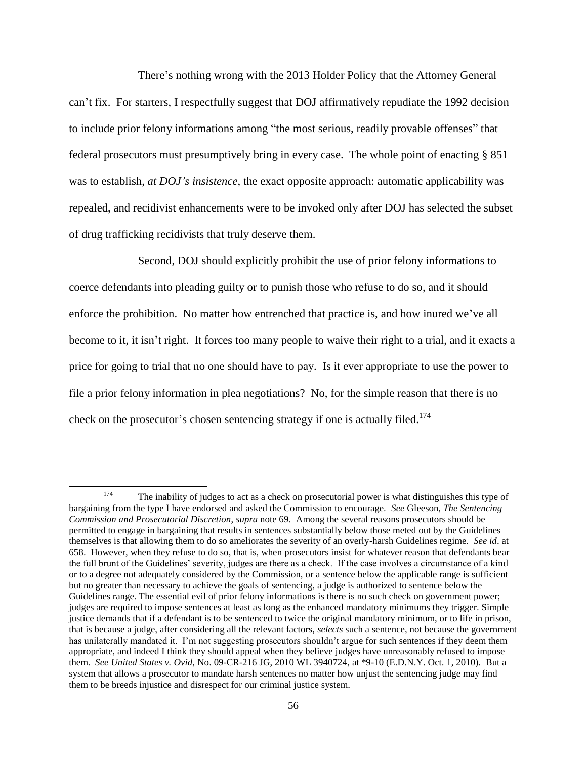There's nothing wrong with the 2013 Holder Policy that the Attorney General can't fix. For starters, I respectfully suggest that DOJ affirmatively repudiate the 1992 decision to include prior felony informations among "the most serious, readily provable offenses" that federal prosecutors must presumptively bring in every case. The whole point of enacting § 851 was to establish, *at DOJ's insistence*, the exact opposite approach: automatic applicability was repealed, and recidivist enhancements were to be invoked only after DOJ has selected the subset of drug trafficking recidivists that truly deserve them.

Second, DOJ should explicitly prohibit the use of prior felony informations to coerce defendants into pleading guilty or to punish those who refuse to do so, and it should enforce the prohibition. No matter how entrenched that practice is, and how inured we've all become to it, it isn't right. It forces too many people to waive their right to a trial, and it exacts a price for going to trial that no one should have to pay. Is it ever appropriate to use the power to file a prior felony information in plea negotiations? No, for the simple reason that there is no check on the prosecutor's chosen sentencing strategy if one is actually filed.[174]

---

[174] The inability of judges to act as a check on prosecutorial power is what distinguishes this type of bargaining from the type I have endorsed and asked the Commission to encourage. *See* Gleeson, *The Sentencing Commission and Prosecutorial Discretion*, *supra* note 69. Among the several reasons prosecutors should be permitted to engage in bargaining that results in sentences substantially below those meted out by the Guidelines themselves is that allowing them to do so ameliorates the severity of an overly-harsh Guidelines regime. *See id*. at 658. However, when they refuse to do so, that is, when prosecutors insist for whatever reason that defendants bear the full brunt of the Guidelines' severity, judges are there as a check. If the case involves a circumstance of a kind or to a degree not adequately considered by the Commission, or a sentence below the applicable range is sufficient but no greater than necessary to achieve the goals of sentencing, a judge is authorized to sentence below the Guidelines range. The essential evil of prior felony informations is there is no such check on government power; judges are required to impose sentences at least as long as the enhanced mandatory minimums they trigger. Simple justice demands that if a defendant is to be sentenced to twice the original mandatory minimum, or to life in prison, that is because a judge, after considering all the relevant factors, *selects* such a sentence, not because the government has unilaterally mandated it. I'm not suggesting prosecutors shouldn't argue for such sentences if they deem them appropriate, and indeed I think they should appeal when they believe judges have unreasonably refused to impose them. *See United States v. Ovid*, No. 09-CR-216 JG, 2010 WL 3940724, at *9-10 (E.D.N.Y. Oct. 1, 2010). But a system that allows a prosecutor to mandate harsh sentences no matter how unjust the sentencing judge may find them to be breeds injustice and disrespect for our criminal justice system.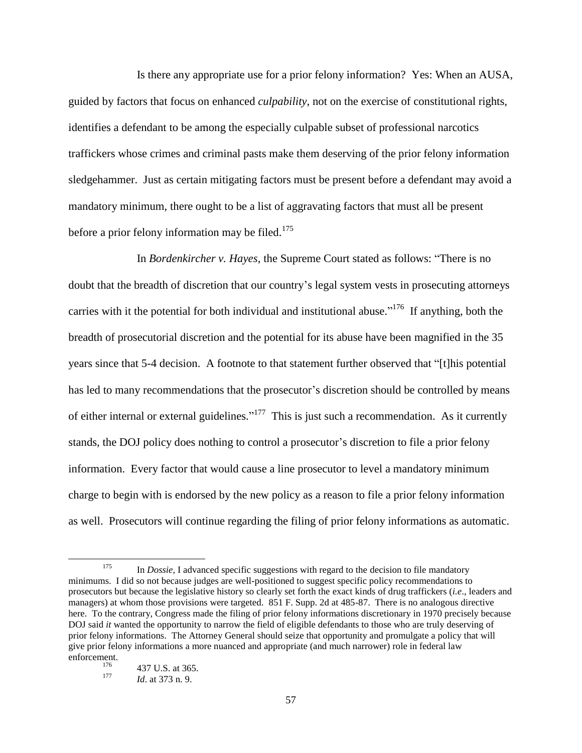Is there any appropriate use for a prior felony information? Yes: When an AUSA, guided by factors that focus on enhanced *culpability*, not on the exercise of constitutional rights, identifies a defendant to be among the especially culpable subset of professional narcotics traffickers whose crimes and criminal pasts make them deserving of the prior felony information sledgehammer. Just as certain mitigating factors must be present before a defendant may avoid a mandatory minimum, there ought to be a list of aggravating factors that must all be present before a prior felony information may be filed.[175]

In *Bordenkircher v. Hayes*, the Supreme Court stated as follows: "There is no doubt that the breadth of discretion that our country's legal system vests in prosecuting attorneys carries with it the potential for both individual and institutional abuse."[176] If anything, both the breadth of prosecutorial discretion and the potential for its abuse have been magnified in the 35 years since that 5-4 decision. A footnote to that statement further observed that "[t]his potential has led to many recommendations that the prosecutor's discretion should be controlled by means of either internal or external guidelines."[177] This is just such a recommendation. As it currently stands, the DOJ policy does nothing to control a prosecutor's discretion to file a prior felony information. Every factor that would cause a line prosecutor to level a mandatory minimum charge to begin with is endorsed by the new policy as a reason to file a prior felony information as well. Prosecutors will continue regarding the filing of prior felony informations as automatic.

---

[175] In *Dossie*, I advanced specific suggestions with regard to the decision to file mandatory minimums. I did so not because judges are well-positioned to suggest specific policy recommendations to prosecutors but because the legislative history so clearly set forth the exact kinds of drug traffickers (*i.e*., leaders and managers) at whom those provisions were targeted. 851 F. Supp. 2d at 485-87. There is no analogous directive here. To the contrary, Congress made the filing of prior felony informations discretionary in 1970 precisely because DOJ said *it* wanted the opportunity to narrow the field of eligible defendants to those who are truly deserving of prior felony informations. The Attorney General should seize that opportunity and promulgate a policy that will give prior felony informations a more nuanced and appropriate (and much narrower) role in federal law enforcement.

[176] 437 U.S. at 365.

[177] *Id*. at 373 n. 9.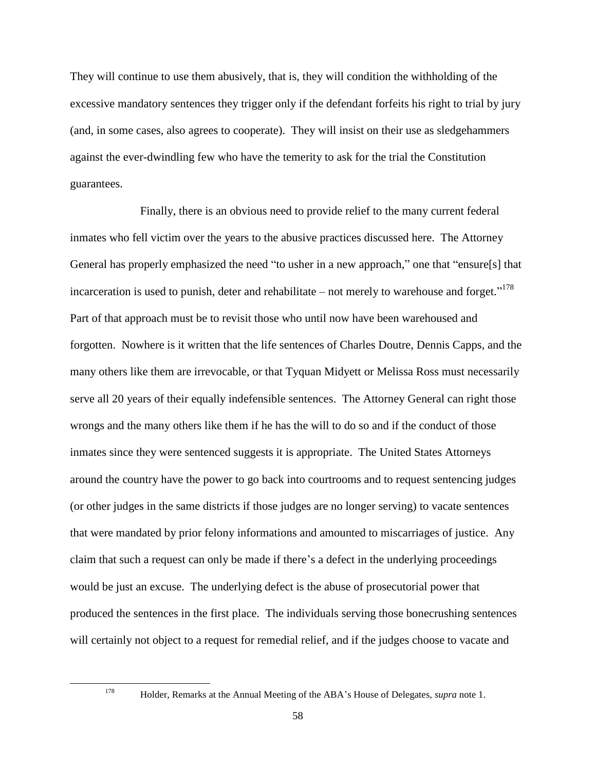They will continue to use them abusively, that is, they will condition the withholding of the excessive mandatory sentences they trigger only if the defendant forfeits his right to trial by jury (and, in some cases, also agrees to cooperate). They will insist on their use as sledgehammers against the ever-dwindling few who have the temerity to ask for the trial the Constitution guarantees.

Finally, there is an obvious need to provide relief to the many current federal inmates who fell victim over the years to the abusive practices discussed here. The Attorney General has properly emphasized the need "to usher in a new approach," one that "ensure[s] that incarceration is used to punish, deter and rehabilitate – not merely to warehouse and forget."[178] Part of that approach must be to revisit those who until now have been warehoused and forgotten. Nowhere is it written that the life sentences of Charles Doutre, Dennis Capps, and the many others like them are irrevocable, or that Tyquan Midyett or Melissa Ross must necessarily serve all 20 years of their equally indefensible sentences. The Attorney General can right those wrongs and the many others like them if he has the will to do so and if the conduct of those inmates since they were sentenced suggests it is appropriate. The United States Attorneys around the country have the power to go back into courtrooms and to request sentencing judges (or other judges in the same districts if those judges are no longer serving) to vacate sentences that were mandated by prior felony informations and amounted to miscarriages of justice. Any claim that such a request can only be made if there's a defect in the underlying proceedings would be just an excuse. The underlying defect is the abuse of prosecutorial power that produced the sentences in the first place. The individuals serving those bonecrushing sentences will certainly not object to a request for remedial relief, and if the judges choose to vacate and

---

[178] Holder, Remarks at the Annual Meeting of the ABA's House of Delegates, *supra* note 1.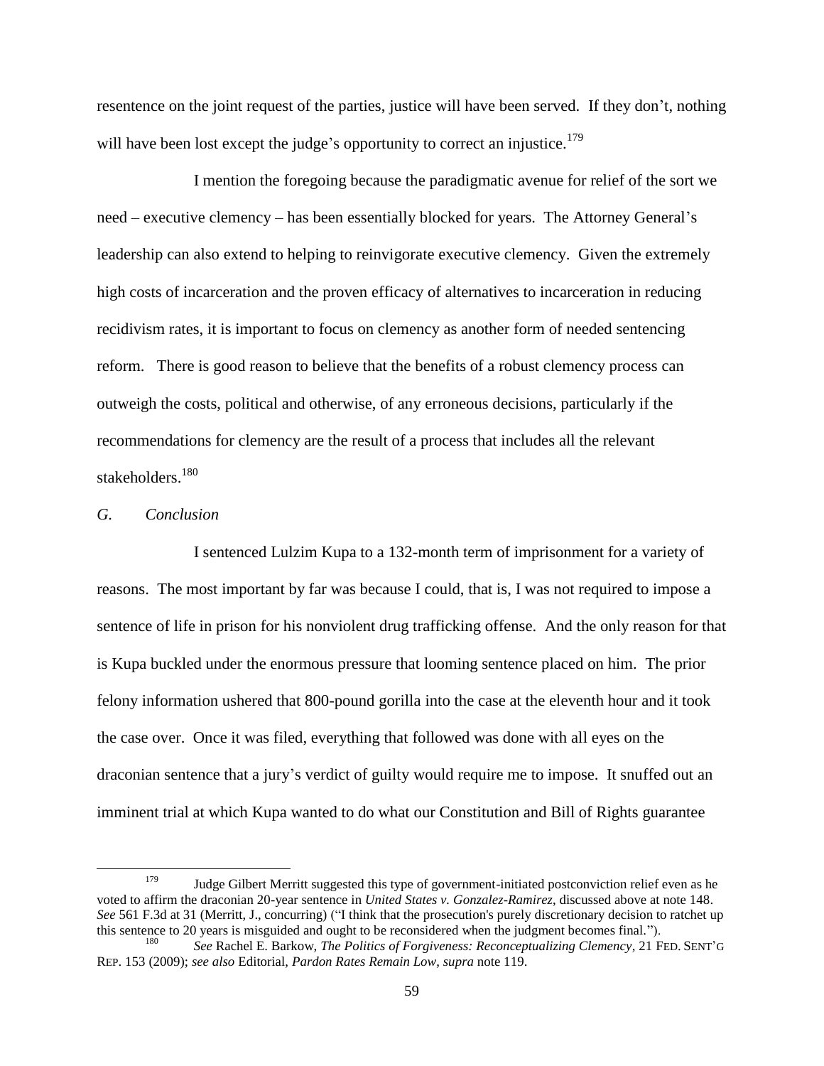resentence on the joint request of the parties, justice will have been served. If they don't, nothing will have been lost except the judge's opportunity to correct an injustice.[179]

I mention the foregoing because the paradigmatic avenue for relief of the sort we need – executive clemency – has been essentially blocked for years. The Attorney General's leadership can also extend to helping to reinvigorate executive clemency. Given the extremely high costs of incarceration and the proven efficacy of alternatives to incarceration in reducing recidivism rates, it is important to focus on clemency as another form of needed sentencing reform. There is good reason to believe that the benefits of a robust clemency process can outweigh the costs, political and otherwise, of any erroneous decisions, particularly if the recommendations for clemency are the result of a process that includes all the relevant stakeholders.[180]

### *G. Conclusion*

I sentenced Lulzim Kupa to a 132-month term of imprisonment for a variety of reasons. The most important by far was because I could, that is, I was not required to impose a sentence of life in prison for his nonviolent drug trafficking offense. And the only reason for that is Kupa buckled under the enormous pressure that looming sentence placed on him. The prior felony information ushered that 800-pound gorilla into the case at the eleventh hour and it took the case over. Once it was filed, everything that followed was done with all eyes on the draconian sentence that a jury's verdict of guilty would require me to impose. It snuffed out an imminent trial at which Kupa wanted to do what our Constitution and Bill of Rights guarantee

---

[179] Judge Gilbert Merritt suggested this type of government-initiated postconviction relief even as he voted to affirm the draconian 20-year sentence in *United States v. Gonzalez-Ramirez*, discussed above at note 148. *See* 561 F.3d at 31 (Merritt, J., concurring) ("I think that the prosecution's purely discretionary decision to ratchet up this sentence to 20 years is misguided and ought to be reconsidered when the judgment becomes final.").

[180] *See* Rachel E. Barkow, *The Politics of Forgiveness: Reconceptualizing Clemency*, 21 FED. SENT'G REP. 153 (2009); *see also* Editorial, *Pardon Rates Remain Low*, *supra* note 119.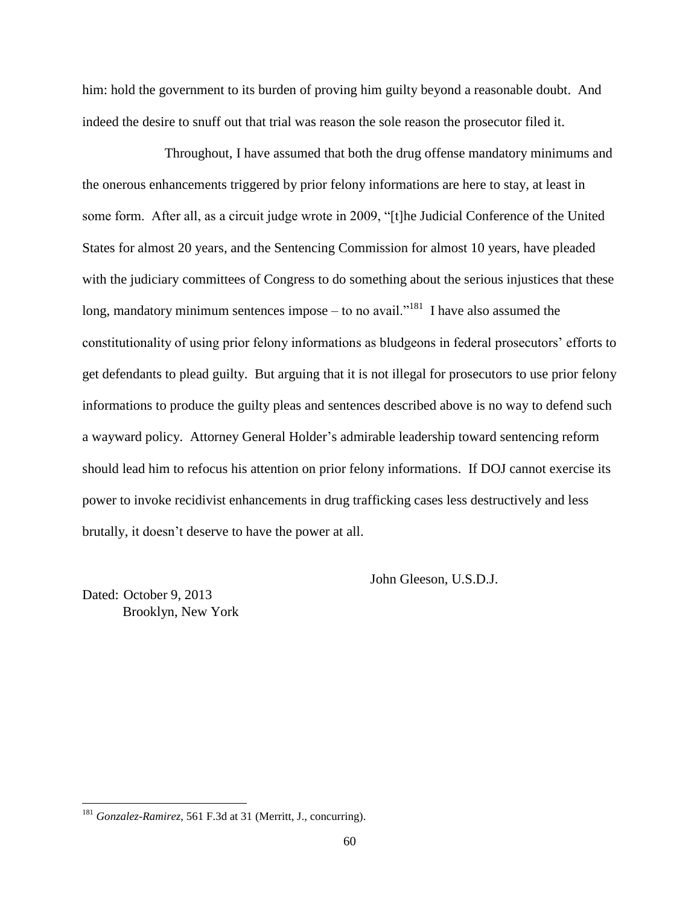him: hold the government to its burden of proving him guilty beyond a reasonable doubt. And indeed the desire to snuff out that trial was reason the sole reason the prosecutor filed it.

Throughout, I have assumed that both the drug offense mandatory minimums and the onerous enhancements triggered by prior felony informations are here to stay, at least in some form. After all, as a circuit judge wrote in 2009, "[t]he Judicial Conference of the United States for almost 20 years, and the Sentencing Commission for almost 10 years, have pleaded with the judiciary committees of Congress to do something about the serious injustices that these long, mandatory minimum sentences impose – to no avail."[181] I have also assumed the constitutionality of using prior felony informations as bludgeons in federal prosecutors' efforts to get defendants to plead guilty. But arguing that it is not illegal for prosecutors to use prior felony informations to produce the guilty pleas and sentences described above is no way to defend such a wayward policy. Attorney General Holder's admirable leadership toward sentencing reform should lead him to refocus his attention on prior felony informations. If DOJ cannot exercise its power to invoke recidivist enhancements in drug trafficking cases less destructively and less brutally, it doesn't deserve to have the power at all.

John Gleeson, U.S.D.J.

Dated: October 9, 2013
Brooklyn, New York

---

[181] *Gonzalez-Ramirez*, 561 F.3d at 31 (Merritt, J., concurring).